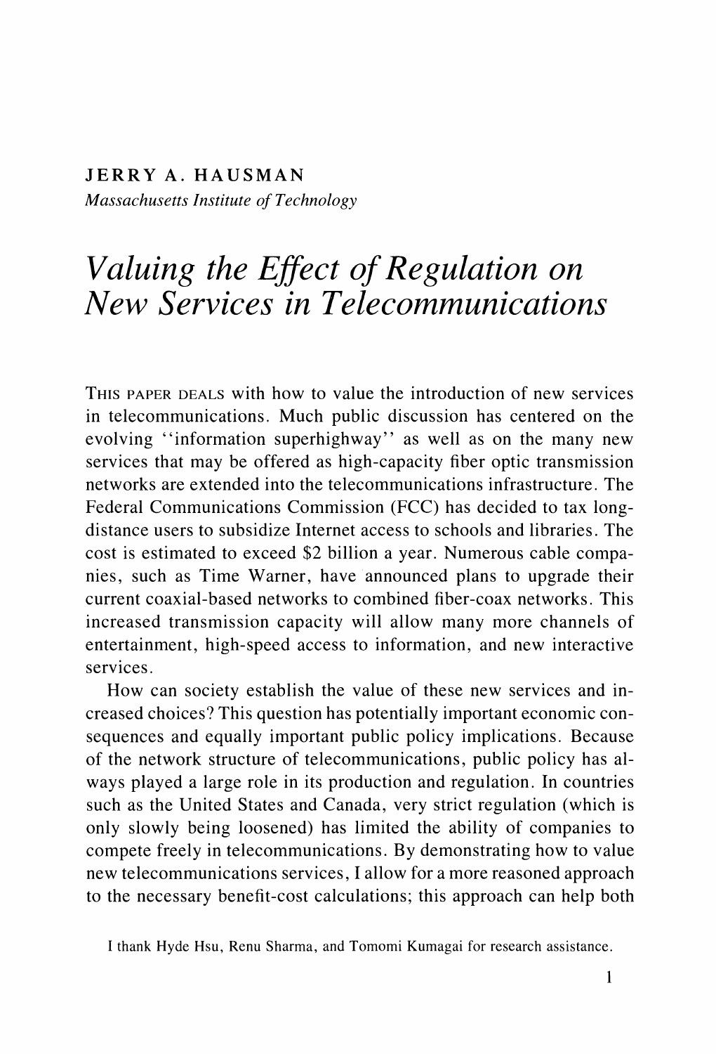**JERRY A. HAUSMAN**

*Massachusetts Institute of Technology*

# *Valuing the Effect of Regulation on New Services in Telecommunications*

THIS PAPER DEALS with how to value the introduction of new services in telecommunications. Much public discussion has centered on the evolving "information superhighway" as well as on the many new services that may be offered as high-capacity fiber optic transmission networks are extended into the telecommunications infrastructure. The Federal Communications Commission (FCC) has decided to tax long-distance users to subsidize Internet access to schools and libraries. The cost is estimated to exceed $2 billion a year. Numerous cable companies, such as Time Warner, have announced plans to upgrade their current coaxial-based networks to combined fiber-coax networks. This increased transmission capacity will allow many more channels of entertainment, high-speed access to information, and new interactive services.

How can society establish the value of these new services and increased choices? This question has potentially important economic consequences and equally important public policy implications. Because of the network structure of telecommunications, public policy has always played a large role in its production and regulation. In countries such as the United States and Canada, very strict regulation (which is only slowly being loosened) has limited the ability of companies to compete freely in telecommunications. By demonstrating how to value new telecommunications services, I allow for a more reasoned approach to the necessary benefit-cost calculations; this approach can help both

I thank Hyde Hsu, Renu Sharma, and Tomomi Kumagai for research assistance.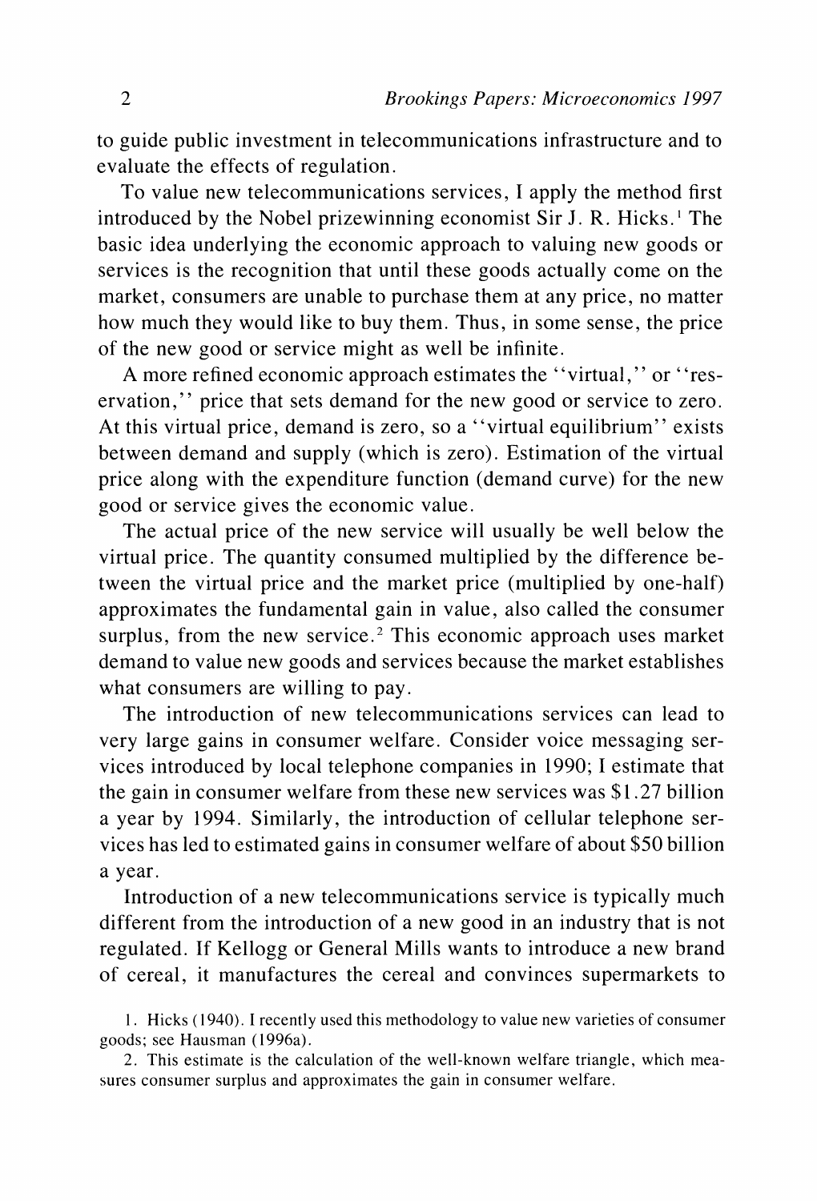to guide public investment in telecommunications infrastructure and to evaluate the effects of regulation.

To value new telecommunications services, I apply the method first introduced by the Nobel prizewinning economist Sir J. R. Hicks.[1] The basic idea underlying the economic approach to valuing new goods or services is the recognition that until these goods actually come on the market, consumers are unable to purchase them at any price, no matter how much they would like to buy them. Thus, in some sense, the price of the new good or service might as well be infinite.

A more refined economic approach estimates the "virtual," or "reservation," price that sets demand for the new good or service to zero. At this virtual price, demand is zero, so a "virtual equilibrium" exists between demand and supply (which is zero). Estimation of the virtual price along with the expenditure function (demand curve) for the new good or service gives the economic value.

The actual price of the new service will usually be well below the virtual price. The quantity consumed multiplied by the difference between the virtual price and the market price (multiplied by one-half) approximates the fundamental gain in value, also called the consumer surplus, from the new service.[2] This economic approach uses market demand to value new goods and services because the market establishes what consumers are willing to pay.

The introduction of new telecommunications services can lead to very large gains in consumer welfare. Consider voice messaging services introduced by local telephone companies in 1990; I estimate that the gain in consumer welfare from these new services was $1.27 billion a year by 1994. Similarly, the introduction of cellular telephone services has led to estimated gains in consumer welfare of about $50 billion a year.

Introduction of a new telecommunications service is typically much different from the introduction of a new good in an industry that is not regulated. If Kellogg or General Mills wants to introduce a new brand of cereal, it manufactures the cereal and convinces supermarkets to

1. Hicks (1940). I recently used this methodology to value new varieties of consumer goods; see Hausman (1996a).

2. This estimate is the calculation of the well-known welfare triangle, which measures consumer surplus and approximates the gain in consumer welfare.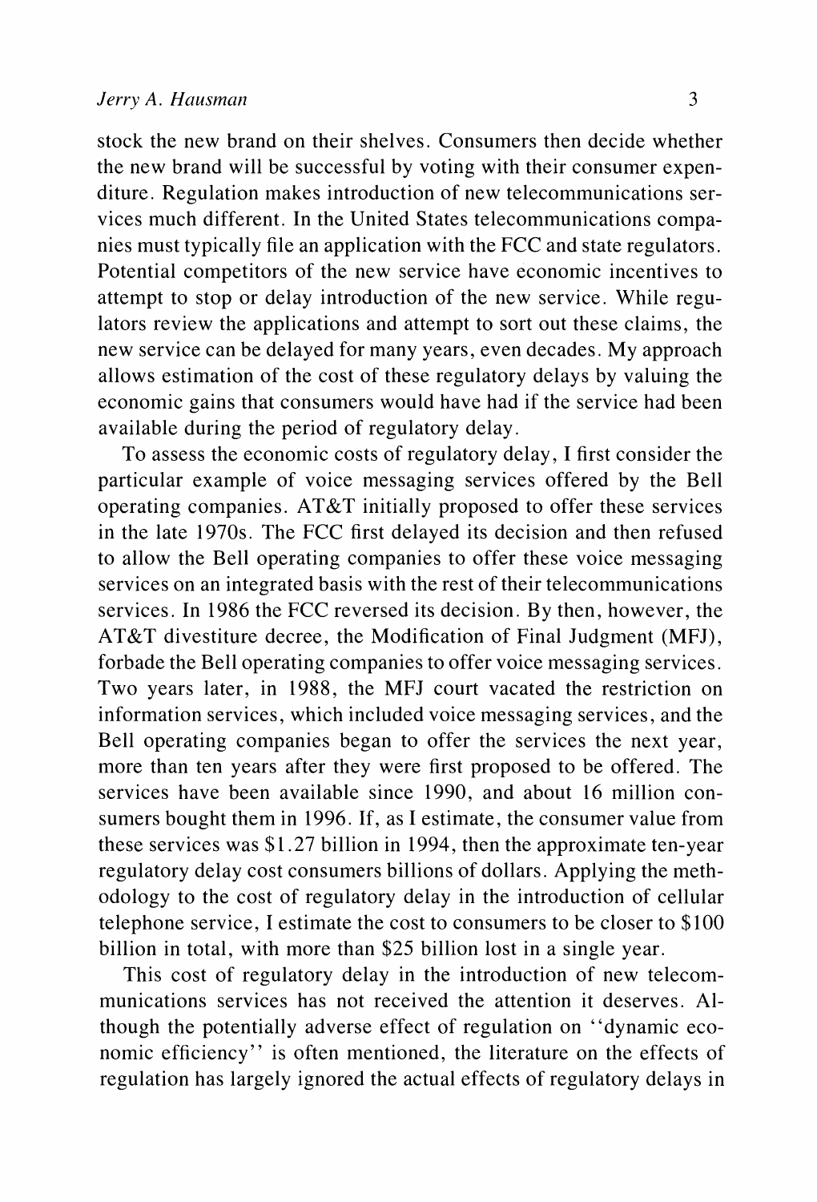stock the new brand on their shelves. Consumers then decide whether the new brand will be successful by voting with their consumer expenditure. Regulation makes introduction of new telecommunications services much different. In the United States telecommunications companies must typically file an application with the FCC and state regulators. Potential competitors of the new service have economic incentives to attempt to stop or delay introduction of the new service. While regulators review the applications and attempt to sort out these claims, the new service can be delayed for many years, even decades. My approach allows estimation of the cost of these regulatory delays by valuing the economic gains that consumers would have had if the service had been available during the period of regulatory delay.

To assess the economic costs of regulatory delay, I first consider the particular example of voice messaging services offered by the Bell operating companies. AT&T initially proposed to offer these services in the late 1970s. The FCC first delayed its decision and then refused to allow the Bell operating companies to offer these voice messaging services on an integrated basis with the rest of their telecommunications services. In 1986 the FCC reversed its decision. By then, however, the AT&T divestiture decree, the Modification of Final Judgment (MFJ), forbade the Bell operating companies to offer voice messaging services. Two years later, in 1988, the MFJ court vacated the restriction on information services, which included voice messaging services, and the Bell operating companies began to offer the services the next year, more than ten years after they were first proposed to be offered. The services have been available since 1990, and about 16 million consumers bought them in 1996. If, as I estimate, the consumer value from these services was $1.27 billion in 1994, then the approximate ten-year regulatory delay cost consumers billions of dollars. Applying the methodology to the cost of regulatory delay in the introduction of cellular telephone service, I estimate the cost to consumers to be closer to $100 billion in total, with more than $25 billion lost in a single year.

This cost of regulatory delay in the introduction of new telecommunications services has not received the attention it deserves. Although the potentially adverse effect of regulation on "dynamic economic efficiency" is often mentioned, the literature on the effects of regulation has largely ignored the actual effects of regulatory delays in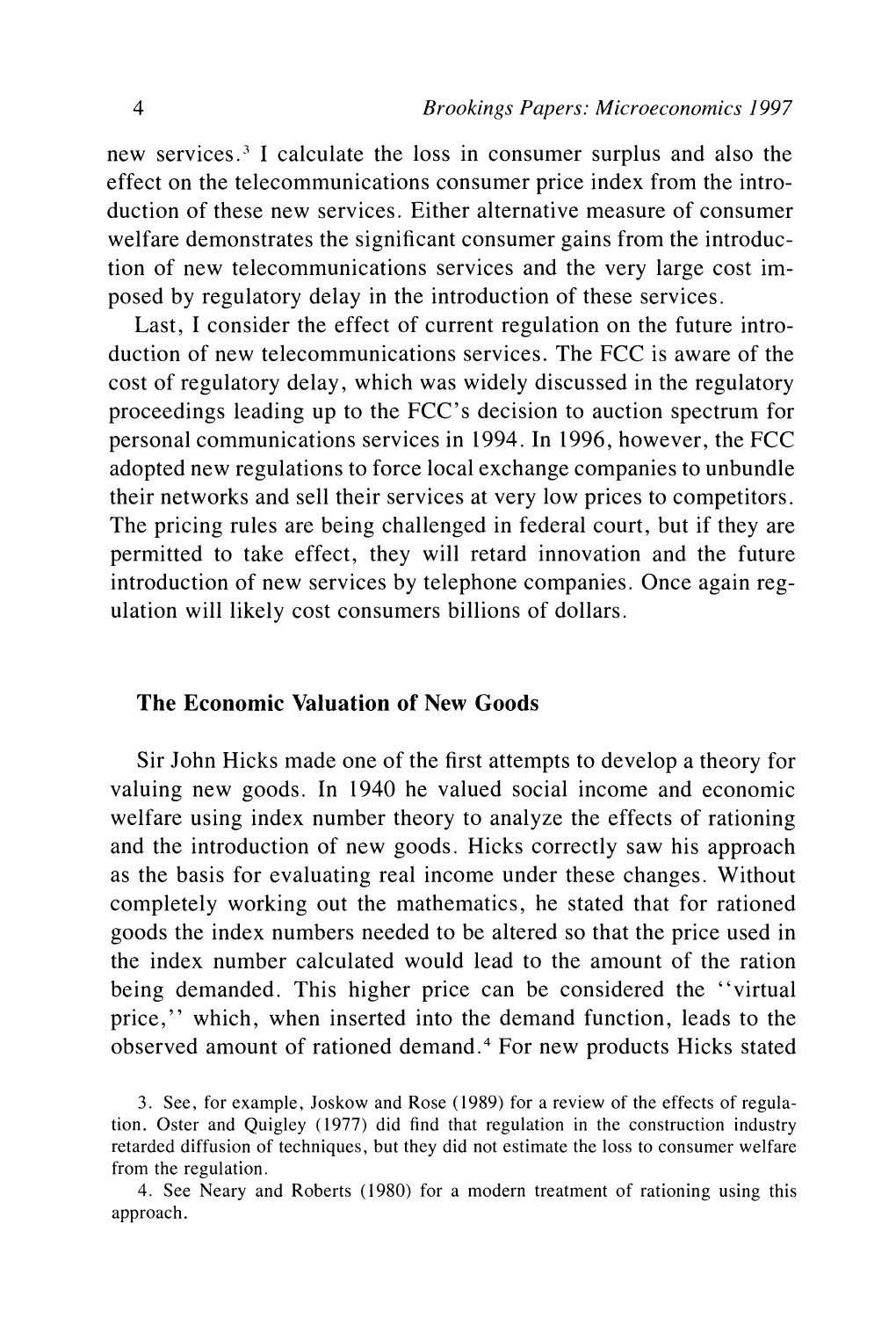new services.[3] I calculate the loss in consumer surplus and also the effect on the telecommunications consumer price index from the introduction of these new services. Either alternative measure of consumer welfare demonstrates the significant consumer gains from the introduction of new telecommunications services and the very large cost imposed by regulatory delay in the introduction of these services.

Last, I consider the effect of current regulation on the future introduction of new telecommunications services. The FCC is aware of the cost of regulatory delay, which was widely discussed in the regulatory proceedings leading up to the FCC's decision to auction spectrum for personal communications services in 1994. In 1996, however, the FCC adopted new regulations to force local exchange companies to unbundle their networks and sell their services at very low prices to competitors. The pricing rules are being challenged in federal court, but if they are permitted to take effect, they will retard innovation and the future introduction of new services by telephone companies. Once again regulation will likely cost consumers billions of dollars.

## The Economic Valuation of New Goods

Sir John Hicks made one of the first attempts to develop a theory for valuing new goods. In 1940 he valued social income and economic welfare using index number theory to analyze the effects of rationing and the introduction of new goods. Hicks correctly saw his approach as the basis for evaluating real income under these changes. Without completely working out the mathematics, he stated that for rationed goods the index numbers needed to be altered so that the price used in the index number calculated would lead to the amount of the ration being demanded. This higher price can be considered the "virtual price," which, when inserted into the demand function, leads to the observed amount of rationed demand.[4] For new products Hicks stated

3. See, for example, Joskow and Rose (1989) for a review of the effects of regulation. Oster and Quigley (1977) did find that regulation in the construction industry retarded diffusion of techniques, but they did not estimate the loss to consumer welfare from the regulation.

4. See Neary and Roberts (1980) for a modern treatment of rationing using this approach.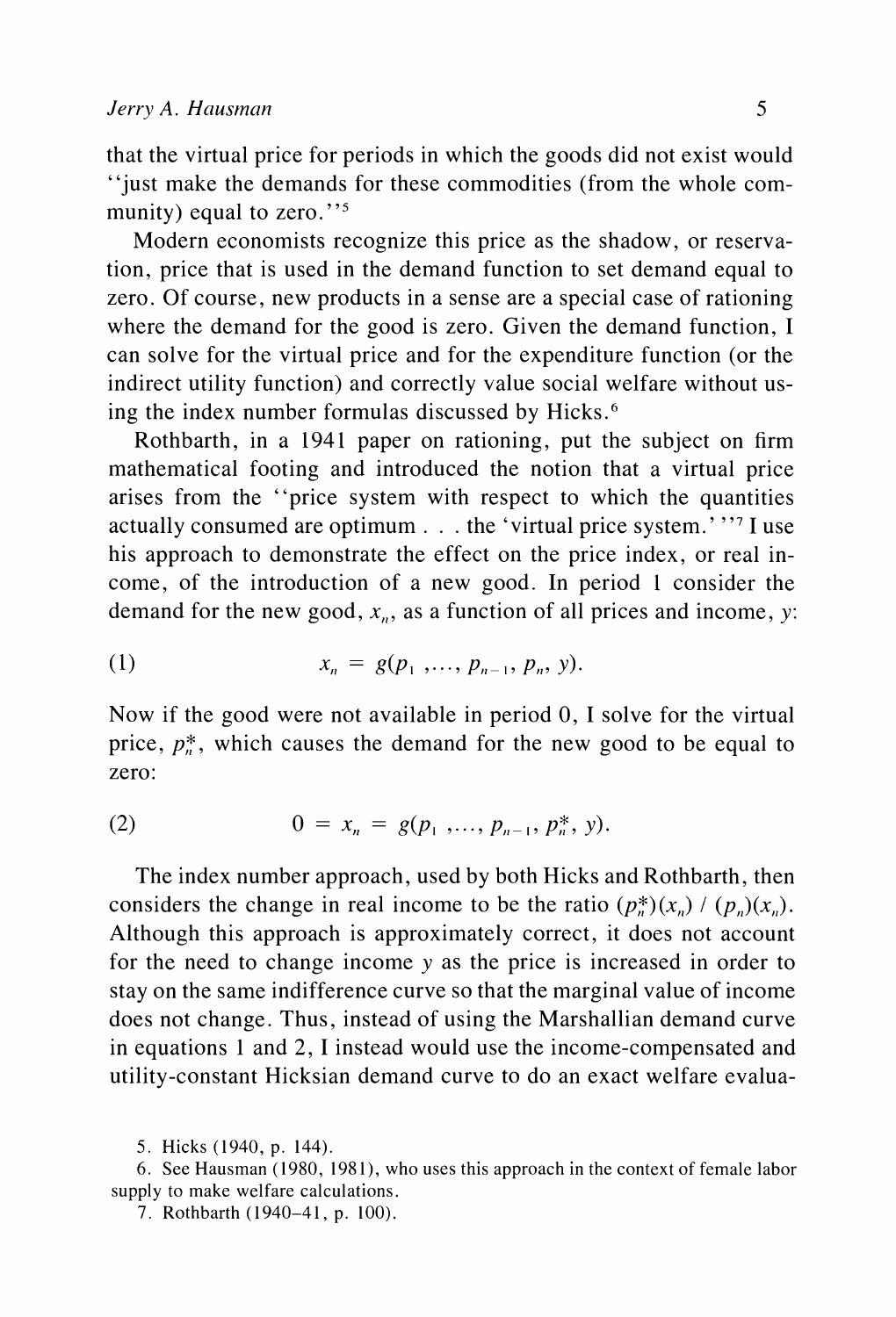that the virtual price for periods in which the goods did not exist would "just make the demands for these commodities (from the whole community) equal to zero."[5]

Modern economists recognize this price as the shadow, or reservation, price that is used in the demand function to set demand equal to zero. Of course, new products in a sense are a special case of rationing where the demand for the good is zero. Given the demand function, I can solve for the virtual price and for the expenditure function (or the indirect utility function) and correctly value social welfare without using the index number formulas discussed by Hicks.[6]

Rothbarth, in a 1941 paper on rationing, put the subject on firm mathematical footing and introduced the notion that a virtual price arises from the "price system with respect to which the quantities actually consumed are optimum . . . the 'virtual price system.'"[7] I use his approach to demonstrate the effect on the price index, or real income, of the introduction of a new good. In period 1 consider the demand for the new good, $x_n$, as a function of all prices and income, $y$:

$$x_n = g(p_1, \ldots, p_{n-1}, p_n, y). \tag{1}$$

Now if the good were not available in period 0, I solve for the virtual price, $p_n^*$, which causes the demand for the new good to be equal to zero:

$$0 = x_n = g(p_1, \ldots, p_{n-1}, p_n^*, y). \tag{2}$$

The index number approach, used by both Hicks and Rothbarth, then considers the change in real income to be the ratio $(p_n^*)(x_n) / (p_n)(x_n)$. Although this approach is approximately correct, it does not account for the need to change income $y$ as the price is increased in order to stay on the same indifference curve so that the marginal value of income does not change. Thus, instead of using the Marshallian demand curve in equations 1 and 2, I instead would use the income-compensated and utility-constant Hicksian demand curve to do an exact welfare evalua-

5. Hicks (1940, p. 144).

6. See Hausman (1980, 1981), who uses this approach in the context of female labor supply to make welfare calculations.

7. Rothbarth (1940–41, p. 100).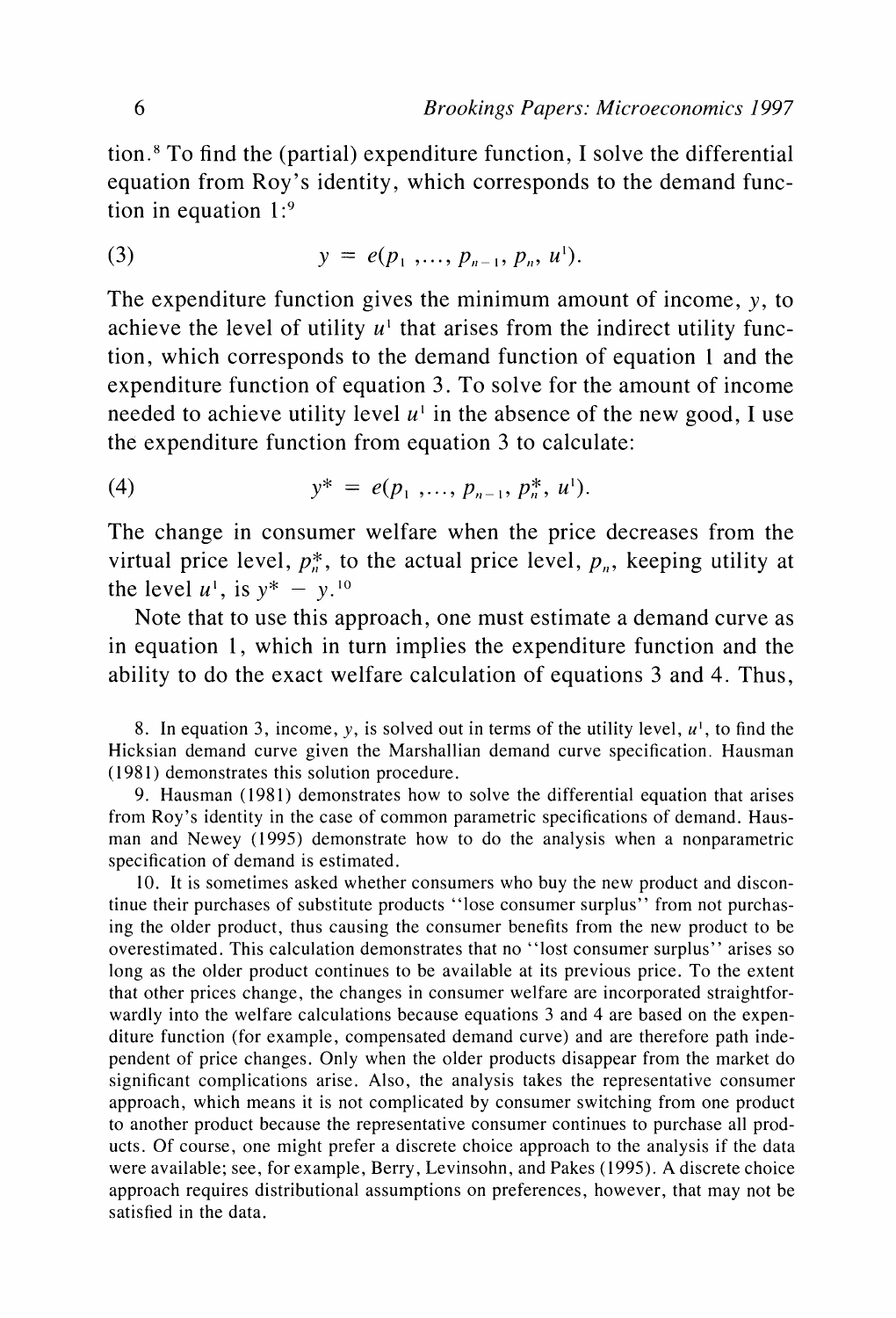tion.[8] To find the (partial) expenditure function, I solve the differential equation from Roy's identity, which corresponds to the demand function in equation 1:[9]

$$y = e(p_1, \ldots, p_{n-1}, p_n, u^1). \tag{3}$$

The expenditure function gives the minimum amount of income, $y$, to achieve the level of utility $u^1$ that arises from the indirect utility function, which corresponds to the demand function of equation 1 and the expenditure function of equation 3. To solve for the amount of income needed to achieve utility level $u^1$ in the absence of the new good, I use the expenditure function from equation 3 to calculate:

$$y^* = e(p_1, \ldots, p_{n-1}, p_n^*, u^1). \tag{4}$$

The change in consumer welfare when the price decreases from the virtual price level, $p_n^*$, to the actual price level, $p_n$, keeping utility at the level $u^1$, is $y^* - y$.[10]

Note that to use this approach, one must estimate a demand curve as in equation 1, which in turn implies the expenditure function and the ability to do the exact welfare calculation of equations 3 and 4. Thus,

8. In equation 3, income, $y$, is solved out in terms of the utility level, $u^1$, to find the Hicksian demand curve given the Marshallian demand curve specification. Hausman (1981) demonstrates this solution procedure.

9. Hausman (1981) demonstrates how to solve the differential equation that arises from Roy's identity in the case of common parametric specifications of demand. Hausman and Newey (1995) demonstrate how to do the analysis when a nonparametric specification of demand is estimated.

10. It is sometimes asked whether consumers who buy the new product and discontinue their purchases of substitute products "lose consumer surplus" from not purchasing the older product, thus causing the consumer benefits from the new product to be overestimated. This calculation demonstrates that no "lost consumer surplus" arises so long as the older product continues to be available at its previous price. To the extent that other prices change, the changes in consumer welfare are incorporated straightforwardly into the welfare calculations because equations 3 and 4 are based on the expenditure function (for example, compensated demand curve) and are therefore path independent of price changes. Only when the older products disappear from the market do significant complications arise. Also, the analysis takes the representative consumer approach, which means it is not complicated by consumer switching from one product to another product because the representative consumer continues to purchase all products. Of course, one might prefer a discrete choice approach to the analysis if the data were available; see, for example, Berry, Levinsohn, and Pakes (1995). A discrete choice approach requires distributional assumptions on preferences, however, that may not be satisfied in the data.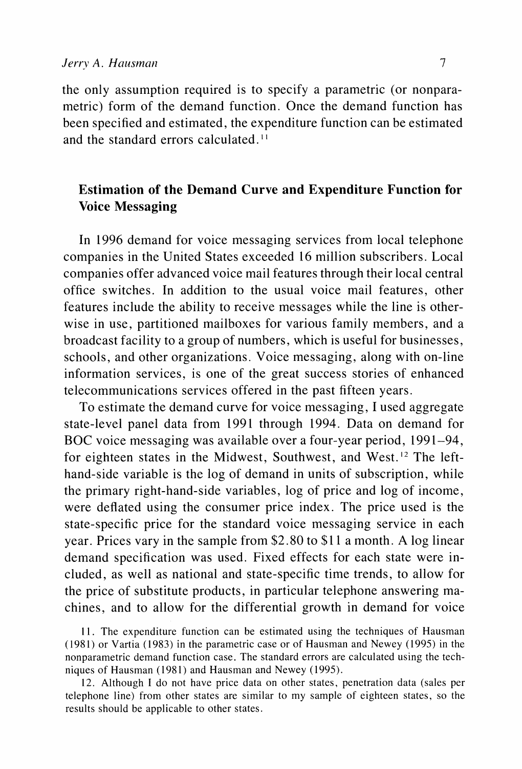the only assumption required is to specify a parametric (or nonparametric) form of the demand function. Once the demand function has been specified and estimated, the expenditure function can be estimated and the standard errors calculated.[11]

## Estimation of the Demand Curve and Expenditure Function for Voice Messaging

In 1996 demand for voice messaging services from local telephone companies in the United States exceeded 16 million subscribers. Local companies offer advanced voice mail features through their local central office switches. In addition to the usual voice mail features, other features include the ability to receive messages while the line is otherwise in use, partitioned mailboxes for various family members, and a broadcast facility to a group of numbers, which is useful for businesses, schools, and other organizations. Voice messaging, along with on-line information services, is one of the great success stories of enhanced telecommunications services offered in the past fifteen years.

To estimate the demand curve for voice messaging, I used aggregate state-level panel data from 1991 through 1994. Data on demand for BOC voice messaging was available over a four-year period, 1991–94, for eighteen states in the Midwest, Southwest, and West.[12] The left-hand-side variable is the log of demand in units of subscription, while the primary right-hand-side variables, log of price and log of income, were deflated using the consumer price index. The price used is the state-specific price for the standard voice messaging service in each year. Prices vary in the sample from \$2.80 to \$11 a month. A log linear demand specification was used. Fixed effects for each state were included, as well as national and state-specific time trends, to allow for the price of substitute products, in particular telephone answering machines, and to allow for the differential growth in demand for voice

11. The expenditure function can be estimated using the techniques of Hausman (1981) or Vartia (1983) in the parametric case or of Hausman and Newey (1995) in the nonparametric demand function case. The standard errors are calculated using the techniques of Hausman (1981) and Hausman and Newey (1995).

12. Although I do not have price data on other states, penetration data (sales per telephone line) from other states are similar to my sample of eighteen states, so the results should be applicable to other states.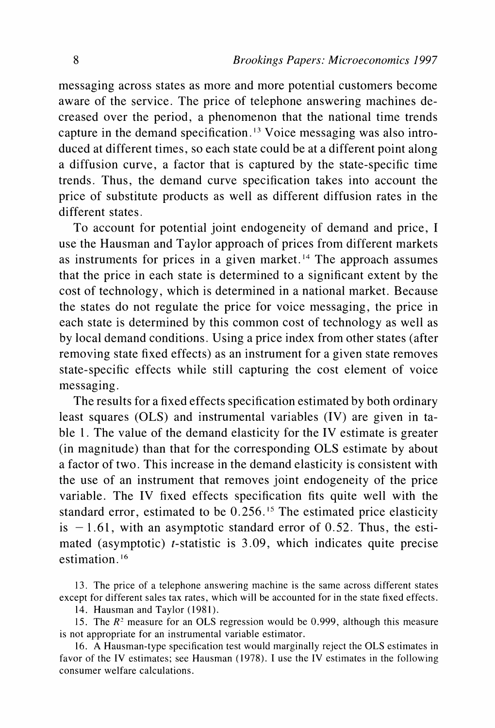messaging across states as more and more potential customers become aware of the service. The price of telephone answering machines decreased over the period, a phenomenon that the national time trends capture in the demand specification.[13] Voice messaging was also introduced at different times, so each state could be at a different point along a diffusion curve, a factor that is captured by the state-specific time trends. Thus, the demand curve specification takes into account the price of substitute products as well as different diffusion rates in the different states.

To account for potential joint endogeneity of demand and price, I use the Hausman and Taylor approach of prices from different markets as instruments for prices in a given market.[14] The approach assumes that the price in each state is determined to a significant extent by the cost of technology, which is determined in a national market. Because the states do not regulate the price for voice messaging, the price in each state is determined by this common cost of technology as well as by local demand conditions. Using a price index from other states (after removing state fixed effects) as an instrument for a given state removes state-specific effects while still capturing the cost element of voice messaging.

The results for a fixed effects specification estimated by both ordinary least squares (OLS) and instrumental variables (IV) are given in table 1. The value of the demand elasticity for the IV estimate is greater (in magnitude) than that for the corresponding OLS estimate by about a factor of two. This increase in the demand elasticity is consistent with the use of an instrument that removes joint endogeneity of the price variable. The IV fixed effects specification fits quite well with the standard error, estimated to be 0.256.[15] The estimated price elasticity is $-1.61$, with an asymptotic standard error of 0.52. Thus, the estimated (asymptotic) $t$-statistic is 3.09, which indicates quite precise estimation.[16]

13. The price of a telephone answering machine is the same across different states except for different sales tax rates, which will be accounted for in the state fixed effects.

14. Hausman and Taylor (1981).

15. The $R^2$ measure for an OLS regression would be 0.999, although this measure is not appropriate for an instrumental variable estimator.

16. A Hausman-type specification test would marginally reject the OLS estimates in favor of the IV estimates; see Hausman (1978). I use the IV estimates in the following consumer welfare calculations.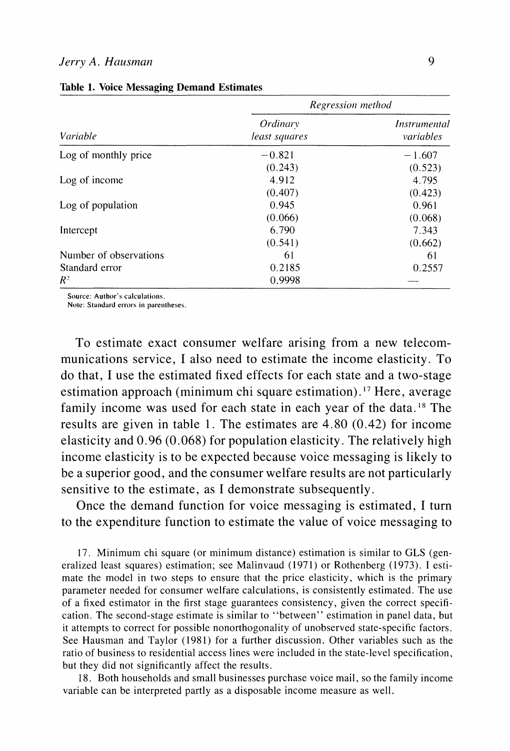**Table 1. Voice Messaging Demand Estimates**

| | *Regression method* | |
|---|---|---|
| *Variable* | *Ordinary least squares* | *Instrumental variables* |
| Log of monthly price | −0.821 | −1.607 |
| | (0.243) | (0.523) |
| Log of income | 4.912 | 4.795 |
| | (0.407) | (0.423) |
| Log of population | 0.945 | 0.961 |
| | (0.066) | (0.068) |
| Intercept | 6.790 | 7.343 |
| | (0.541) | (0.662) |
| Number of observations | 61 | 61 |
| Standard error | 0.2185 | 0.2557 |
| $R^2$ | 0.9998 | — |

Source: Author's calculations.
Note: Standard errors in parentheses.

To estimate exact consumer welfare arising from a new telecommunications service, I also need to estimate the income elasticity. To do that, I use the estimated fixed effects for each state and a two-stage estimation approach (minimum chi square estimation).[17] Here, average family income was used for each state in each year of the data.[18] The results are given in table 1. The estimates are 4.80 (0.42) for income elasticity and 0.96 (0.068) for population elasticity. The relatively high income elasticity is to be expected because voice messaging is likely to be a superior good, and the consumer welfare results are not particularly sensitive to the estimate, as I demonstrate subsequently.

Once the demand function for voice messaging is estimated, I turn to the expenditure function to estimate the value of voice messaging to

17. Minimum chi square (or minimum distance) estimation is similar to GLS (generalized least squares) estimation; see Malinvaud (1971) or Rothenberg (1973). I estimate the model in two steps to ensure that the price elasticity, which is the primary parameter needed for consumer welfare calculations, is consistently estimated. The use of a fixed estimator in the first stage guarantees consistency, given the correct specification. The second-stage estimate is similar to "between" estimation in panel data, but it attempts to correct for possible nonorthogonality of unobserved state-specific factors. See Hausman and Taylor (1981) for a further discussion. Other variables such as the ratio of business to residential access lines were included in the state-level specification, but they did not significantly affect the results.

18. Both households and small businesses purchase voice mail, so the family income variable can be interpreted partly as a disposable income measure as well.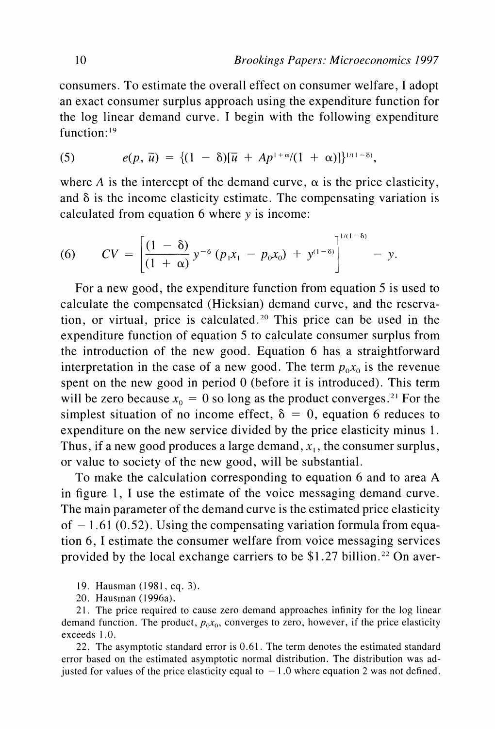consumers. To estimate the overall effect on consumer welfare, I adopt an exact consumer surplus approach using the expenditure function for the log linear demand curve. I begin with the following expenditure function:[19]

$$e(p, \bar{u}) = \{(1 - \delta)[\bar{u} + Ap^{1+\alpha}/(1 + \alpha)]\}^{1/(1-\delta)}, \tag{5}$$

where $A$ is the intercept of the demand curve, $\alpha$ is the price elasticity, and $\delta$ is the income elasticity estimate. The compensating variation is calculated from equation 6 where $y$ is income:

$$CV = \left[\frac{(1 - \delta)}{(1 + \alpha)} y^{-\delta} (p_1 x_1 - p_0 x_0) + y^{(1-\delta)}\right]^{1/(1-\delta)} - y. \tag{6}$$

For a new good, the expenditure function from equation 5 is used to calculate the compensated (Hicksian) demand curve, and the reservation, or virtual, price is calculated.[20] This price can be used in the expenditure function of equation 5 to calculate consumer surplus from the introduction of the new good. Equation 6 has a straightforward interpretation in the case of a new good. The term $p_0 x_0$ is the revenue spent on the new good in period 0 (before it is introduced). This term will be zero because $x_0 = 0$ so long as the product converges.[21] For the simplest situation of no income effect, $\delta = 0$, equation 6 reduces to expenditure on the new service divided by the price elasticity minus 1. Thus, if a new good produces a large demand, $x_1$, the consumer surplus, or value to society of the new good, will be substantial.

To make the calculation corresponding to equation 6 and to area A in figure 1, I use the estimate of the voice messaging demand curve. The main parameter of the demand curve is the estimated price elasticity of $-1.61$ (0.52). Using the compensating variation formula from equation 6, I estimate the consumer welfare from voice messaging services provided by the local exchange carriers to be \$1.27 billion.[22] On aver-

19. Hausman (1981, eq. 3).

20. Hausman (1996a).

21. The price required to cause zero demand approaches infinity for the log linear demand function. The product, $p_0 x_0$, converges to zero, however, if the price elasticity exceeds 1.0.

22. The asymptotic standard error is 0.61. The term denotes the estimated standard error based on the estimated asymptotic normal distribution. The distribution was adjusted for values of the price elasticity equal to $-1.0$ where equation 2 was not defined.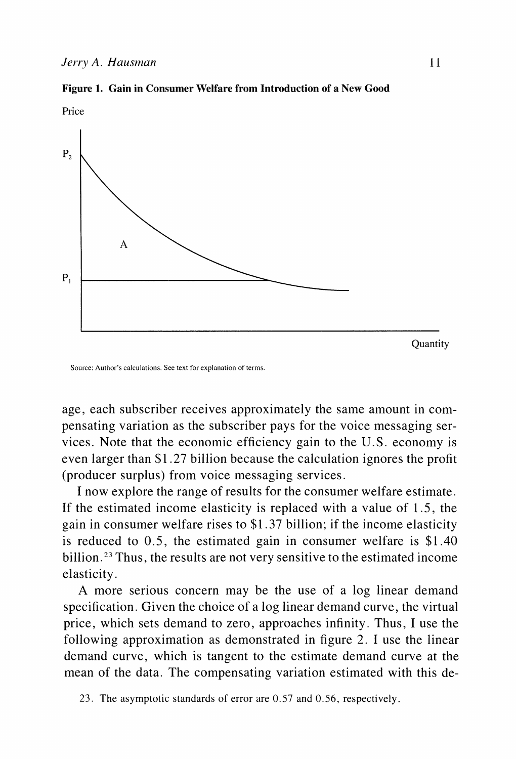**Figure 1. Gain in Consumer Welfare from Introduction of a New Good**

Source: Author's calculations. See text for explanation of terms.

age, each subscriber receives approximately the same amount in compensating variation as the subscriber pays for the voice messaging services. Note that the economic efficiency gain to the U.S. economy is even larger than $1.27 billion because the calculation ignores the profit (producer surplus) from voice messaging services.

I now explore the range of results for the consumer welfare estimate. If the estimated income elasticity is replaced with a value of 1.5, the gain in consumer welfare rises to $1.37 billion; if the income elasticity is reduced to 0.5, the estimated gain in consumer welfare is $1.40 billion.[23] Thus, the results are not very sensitive to the estimated income elasticity.

A more serious concern may be the use of a log linear demand specification. Given the choice of a log linear demand curve, the virtual price, which sets demand to zero, approaches infinity. Thus, I use the following approximation as demonstrated in figure 2. I use the linear demand curve, which is tangent to the estimate demand curve at the mean of the data. The compensating variation estimated with this de-

23. The asymptotic standards of error are 0.57 and 0.56, respectively.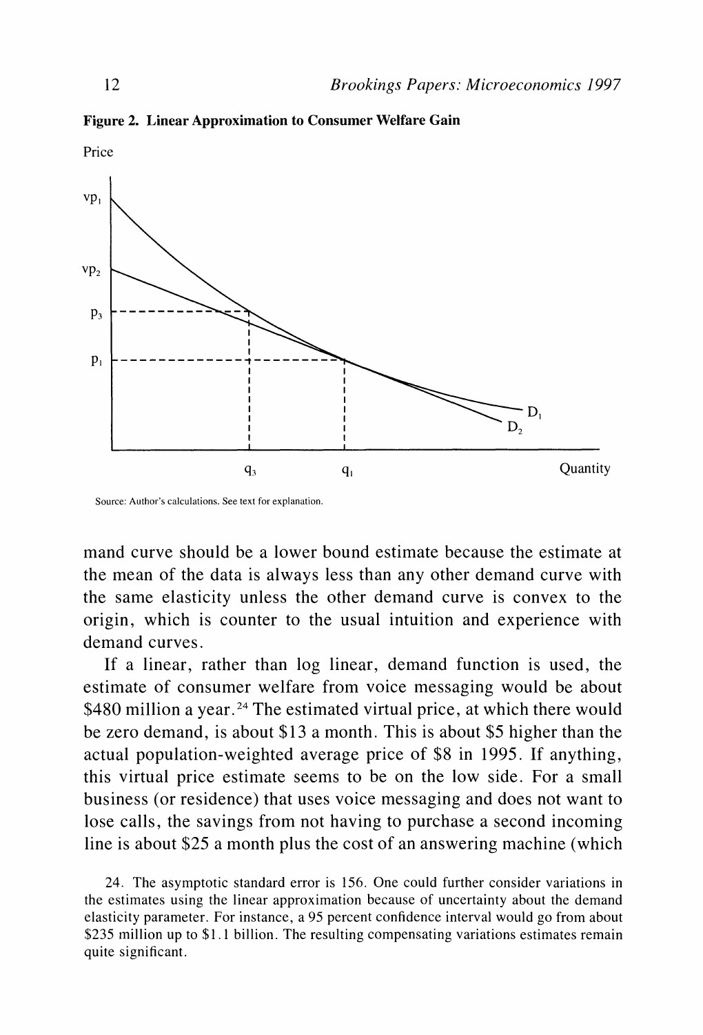**Figure 2. Linear Approximation to Consumer Welfare Gain**

Source: Author's calculations. See text for explanation.

mand curve should be a lower bound estimate because the estimate at the mean of the data is always less than any other demand curve with the same elasticity unless the other demand curve is convex to the origin, which is counter to the usual intuition and experience with demand curves.

If a linear, rather than log linear, demand function is used, the estimate of consumer welfare from voice messaging would be about \$480 million a year.[24] The estimated virtual price, at which there would be zero demand, is about \$13 a month. This is about \$5 higher than the actual population-weighted average price of \$8 in 1995. If anything, this virtual price estimate seems to be on the low side. For a small business (or residence) that uses voice messaging and does not want to lose calls, the savings from not having to purchase a second incoming line is about \$25 a month plus the cost of an answering machine (which

24. The asymptotic standard error is 156. One could further consider variations in the estimates using the linear approximation because of uncertainty about the demand elasticity parameter. For instance, a 95 percent confidence interval would go from about \$235 million up to \$1.1 billion. The resulting compensating variations estimates remain quite significant.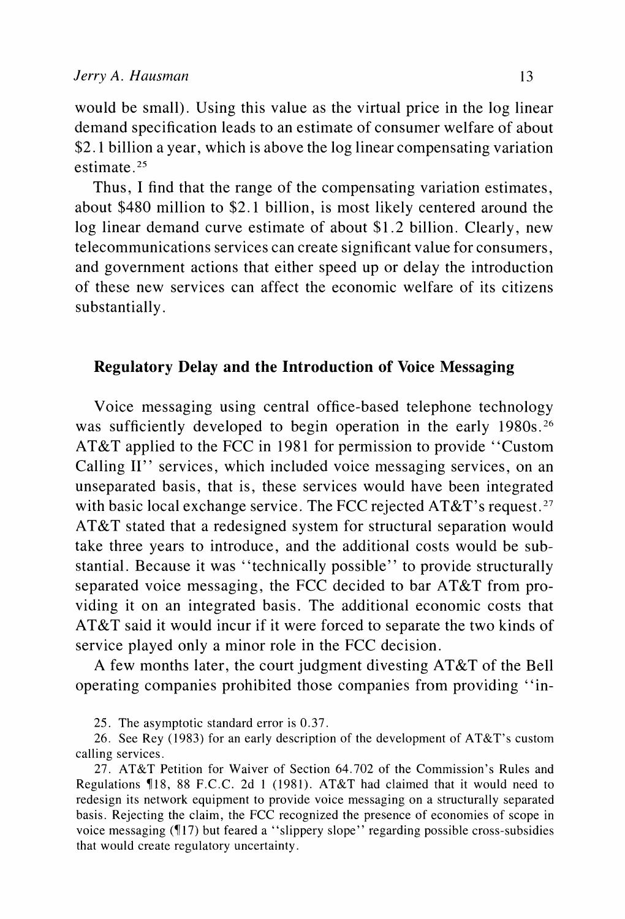would be small). Using this value as the virtual price in the log linear demand specification leads to an estimate of consumer welfare of about $2.1 billion a year, which is above the log linear compensating variation estimate.[25]

Thus, I find that the range of the compensating variation estimates, about $480 million to $2.1 billion, is most likely centered around the log linear demand curve estimate of about $1.2 billion. Clearly, new telecommunications services can create significant value for consumers, and government actions that either speed up or delay the introduction of these new services can affect the economic welfare of its citizens substantially.

## Regulatory Delay and the Introduction of Voice Messaging

Voice messaging using central office-based telephone technology was sufficiently developed to begin operation in the early 1980s.[26] AT&T applied to the FCC in 1981 for permission to provide "Custom Calling II" services, which included voice messaging services, on an unseparated basis, that is, these services would have been integrated with basic local exchange service. The FCC rejected AT&T's request.[27] AT&T stated that a redesigned system for structural separation would take three years to introduce, and the additional costs would be substantial. Because it was "technically possible" to provide structurally separated voice messaging, the FCC decided to bar AT&T from providing it on an integrated basis. The additional economic costs that AT&T said it would incur if it were forced to separate the two kinds of service played only a minor role in the FCC decision.

A few months later, the court judgment divesting AT&T of the Bell operating companies prohibited those companies from providing "in-

25. The asymptotic standard error is 0.37.

26. See Rey (1983) for an early description of the development of AT&T's custom calling services.

27. AT&T Petition for Waiver of Section 64.702 of the Commission's Rules and Regulations ¶18, 88 F.C.C. 2d 1 (1981). AT&T had claimed that it would need to redesign its network equipment to provide voice messaging on a structurally separated basis. Rejecting the claim, the FCC recognized the presence of economies of scope in voice messaging (¶17) but feared a "slippery slope" regarding possible cross-subsidies that would create regulatory uncertainty.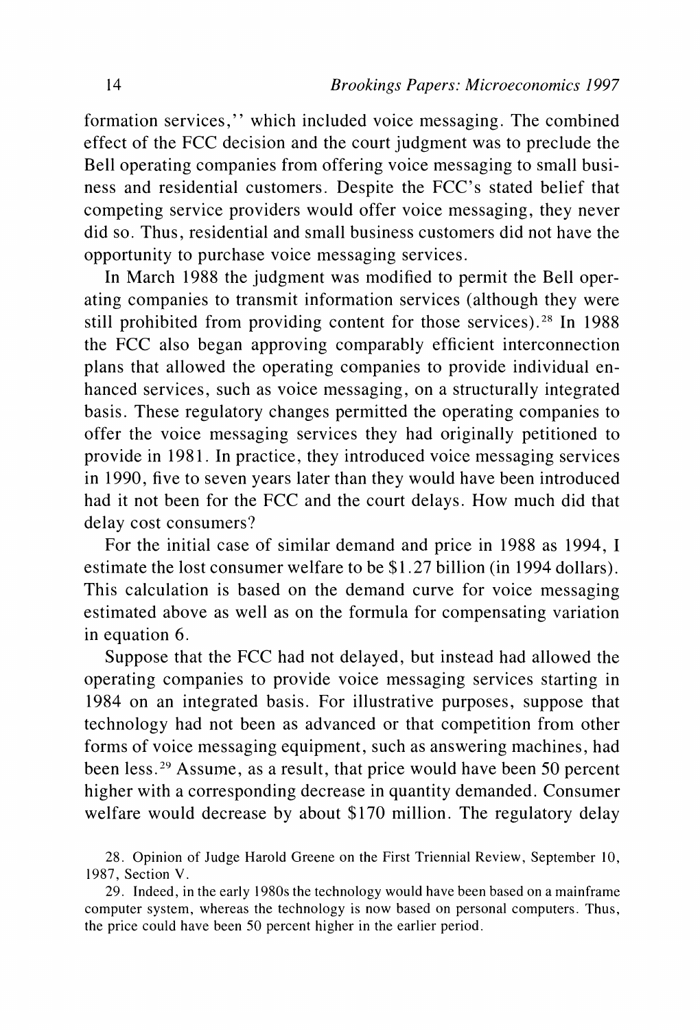formation services,'' which included voice messaging. The combined effect of the FCC decision and the court judgment was to preclude the Bell operating companies from offering voice messaging to small business and residential customers. Despite the FCC's stated belief that competing service providers would offer voice messaging, they never did so. Thus, residential and small business customers did not have the opportunity to purchase voice messaging services.

In March 1988 the judgment was modified to permit the Bell operating companies to transmit information services (although they were still prohibited from providing content for those services).[28] In 1988 the FCC also began approving comparably efficient interconnection plans that allowed the operating companies to provide individual enhanced services, such as voice messaging, on a structurally integrated basis. These regulatory changes permitted the operating companies to offer the voice messaging services they had originally petitioned to provide in 1981. In practice, they introduced voice messaging services in 1990, five to seven years later than they would have been introduced had it not been for the FCC and the court delays. How much did that delay cost consumers?

For the initial case of similar demand and price in 1988 as 1994, I estimate the lost consumer welfare to be $1.27 billion (in 1994 dollars). This calculation is based on the demand curve for voice messaging estimated above as well as on the formula for compensating variation in equation 6.

Suppose that the FCC had not delayed, but instead had allowed the operating companies to provide voice messaging services starting in 1984 on an integrated basis. For illustrative purposes, suppose that technology had not been as advanced or that competition from other forms of voice messaging equipment, such as answering machines, had been less.[29] Assume, as a result, that price would have been 50 percent higher with a corresponding decrease in quantity demanded. Consumer welfare would decrease by about $170 million. The regulatory delay

28. Opinion of Judge Harold Greene on the First Triennial Review, September 10, 1987, Section V.

29. Indeed, in the early 1980s the technology would have been based on a mainframe computer system, whereas the technology is now based on personal computers. Thus, the price could have been 50 percent higher in the earlier period.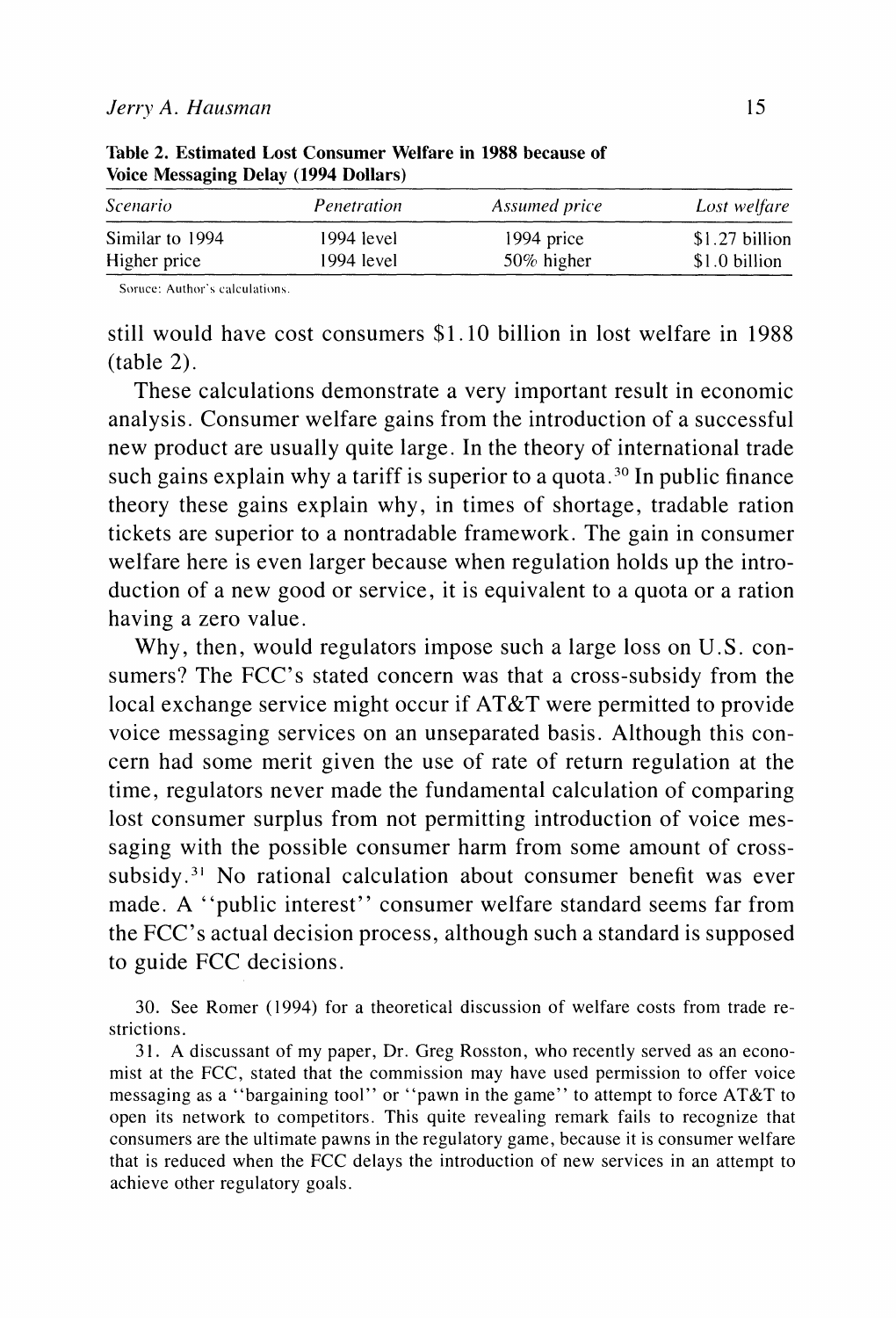**Table 2. Estimated Lost Consumer Welfare in 1988 because of Voice Messaging Delay (1994 Dollars)**

| *Scenario* | *Penetration* | *Assumed price* | *Lost welfare* |
|---|---|---|---|
| Similar to 1994 | 1994 level | 1994 price | $1.27 billion |
| Higher price | 1994 level | 50% higher | $1.0 billion |

Soruce: Author's calculations.

still would have cost consumers $1.10 billion in lost welfare in 1988 (table 2).

These calculations demonstrate a very important result in economic analysis. Consumer welfare gains from the introduction of a successful new product are usually quite large. In the theory of international trade such gains explain why a tariff is superior to a quota.[30] In public finance theory these gains explain why, in times of shortage, tradable ration tickets are superior to a nontradable framework. The gain in consumer welfare here is even larger because when regulation holds up the introduction of a new good or service, it is equivalent to a quota or a ration having a zero value.

Why, then, would regulators impose such a large loss on U.S. consumers? The FCC's stated concern was that a cross-subsidy from the local exchange service might occur if AT&T were permitted to provide voice messaging services on an unseparated basis. Although this concern had some merit given the use of rate of return regulation at the time, regulators never made the fundamental calculation of comparing lost consumer surplus from not permitting introduction of voice messaging with the possible consumer harm from some amount of cross-subsidy.[31] No rational calculation about consumer benefit was ever made. A "public interest" consumer welfare standard seems far from the FCC's actual decision process, although such a standard is supposed to guide FCC decisions.

30. See Romer (1994) for a theoretical discussion of welfare costs from trade restrictions.

31. A discussant of my paper, Dr. Greg Rosston, who recently served as an economist at the FCC, stated that the commission may have used permission to offer voice messaging as a "bargaining tool" or "pawn in the game" to attempt to force AT&T to open its network to competitors. This quite revealing remark fails to recognize that consumers are the ultimate pawns in the regulatory game, because it is consumer welfare that is reduced when the FCC delays the introduction of new services in an attempt to achieve other regulatory goals.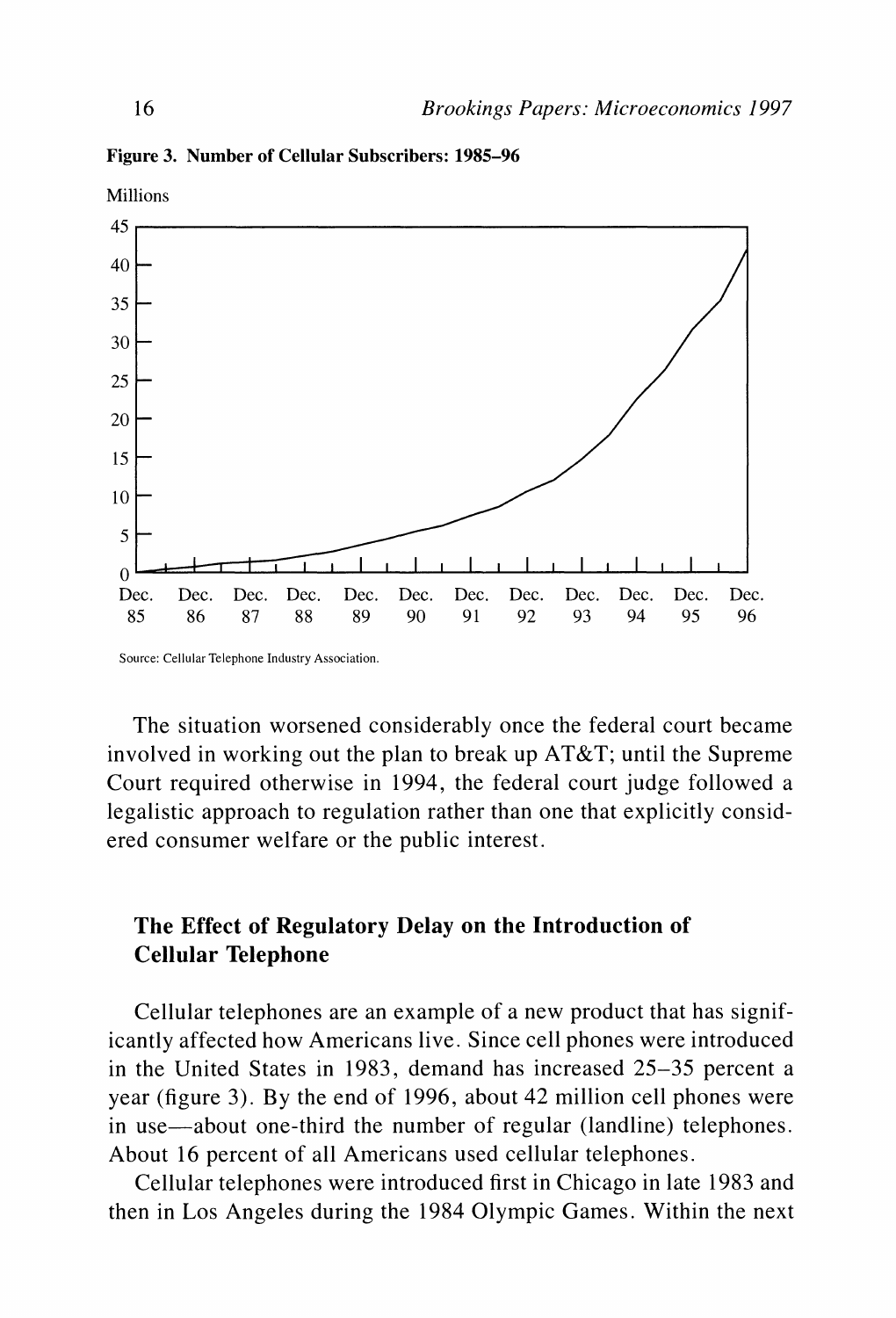**Figure 3. Number of Cellular Subscribers: 1985–96**

Source: Cellular Telephone Industry Association.

The situation worsened considerably once the federal court became involved in working out the plan to break up AT&T; until the Supreme Court required otherwise in 1994, the federal court judge followed a legalistic approach to regulation rather than one that explicitly considered consumer welfare or the public interest.

## The Effect of Regulatory Delay on the Introduction of Cellular Telephone

Cellular telephones are an example of a new product that has significantly affected how Americans live. Since cell phones were introduced in the United States in 1983, demand has increased 25–35 percent a year (figure 3). By the end of 1996, about 42 million cell phones were in use—about one-third the number of regular (landline) telephones. About 16 percent of all Americans used cellular telephones.

Cellular telephones were introduced first in Chicago in late 1983 and then in Los Angeles during the 1984 Olympic Games. Within the next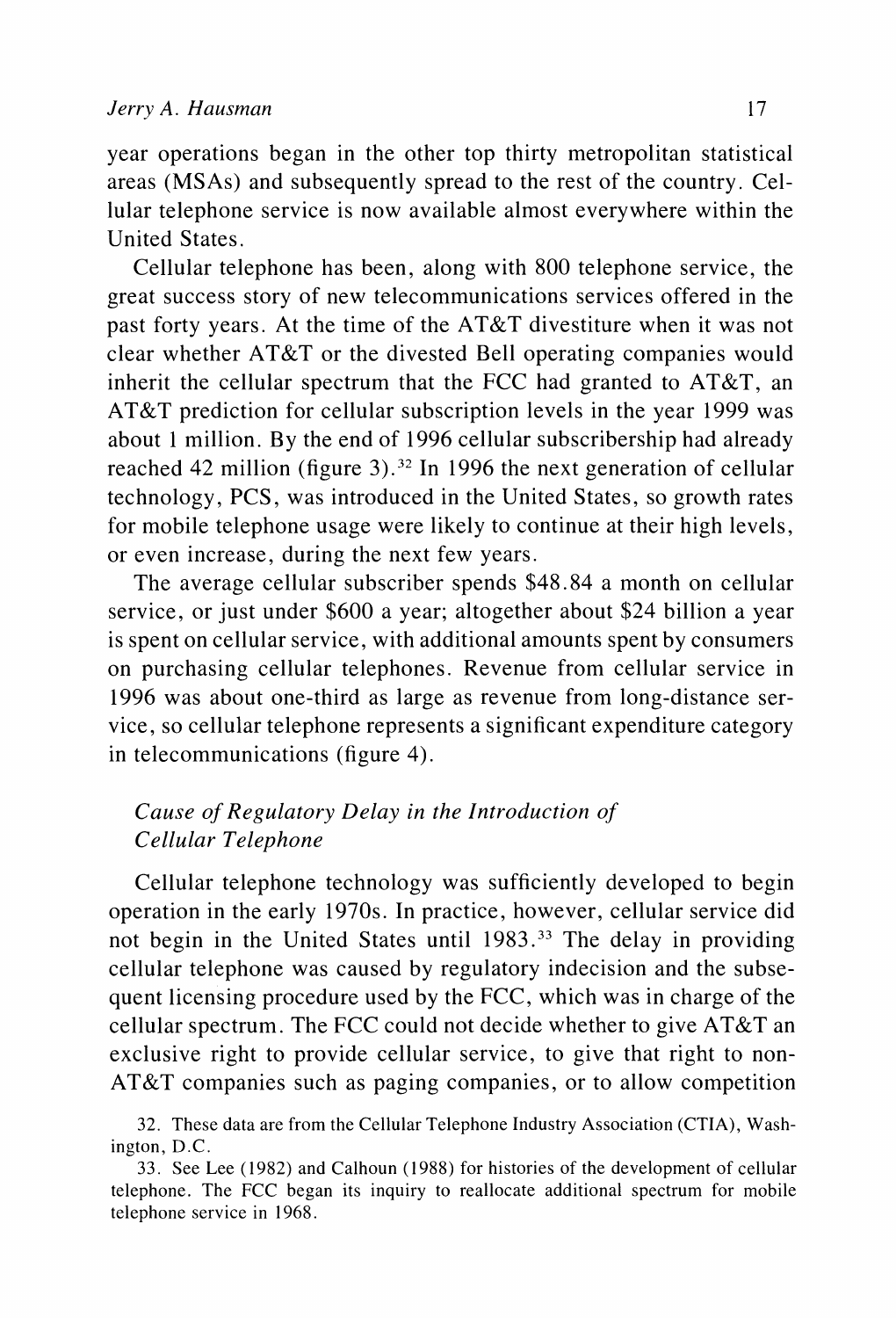year operations began in the other top thirty metropolitan statistical areas (MSAs) and subsequently spread to the rest of the country. Cellular telephone service is now available almost everywhere within the United States.

Cellular telephone has been, along with 800 telephone service, the great success story of new telecommunications services offered in the past forty years. At the time of the AT&T divestiture when it was not clear whether AT&T or the divested Bell operating companies would inherit the cellular spectrum that the FCC had granted to AT&T, an AT&T prediction for cellular subscription levels in the year 1999 was about 1 million. By the end of 1996 cellular subscribership had already reached 42 million (figure 3).[32] In 1996 the next generation of cellular technology, PCS, was introduced in the United States, so growth rates for mobile telephone usage were likely to continue at their high levels, or even increase, during the next few years.

The average cellular subscriber spends $48.84 a month on cellular service, or just under $600 a year; altogether about $24 billion a year is spent on cellular service, with additional amounts spent by consumers on purchasing cellular telephones. Revenue from cellular service in 1996 was about one-third as large as revenue from long-distance service, so cellular telephone represents a significant expenditure category in telecommunications (figure 4).

### *Cause of Regulatory Delay in the Introduction of Cellular Telephone*

Cellular telephone technology was sufficiently developed to begin operation in the early 1970s. In practice, however, cellular service did not begin in the United States until 1983.[33] The delay in providing cellular telephone was caused by regulatory indecision and the subsequent licensing procedure used by the FCC, which was in charge of the cellular spectrum. The FCC could not decide whether to give AT&T an exclusive right to provide cellular service, to give that right to non-AT&T companies such as paging companies, or to allow competition

32. These data are from the Cellular Telephone Industry Association (CTIA), Washington, D.C.

33. See Lee (1982) and Calhoun (1988) for histories of the development of cellular telephone. The FCC began its inquiry to reallocate additional spectrum for mobile telephone service in 1968.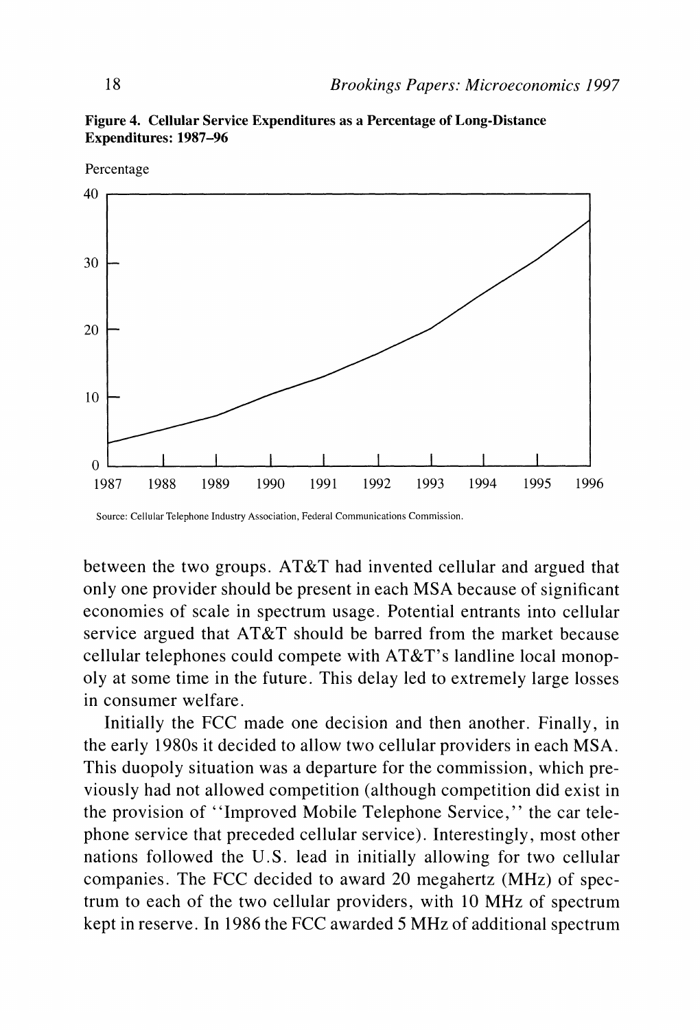**Figure 4. Cellular Service Expenditures as a Percentage of Long-Distance Expenditures: 1987–96**

Source: Cellular Telephone Industry Association, Federal Communications Commission.

between the two groups. AT&T had invented cellular and argued that only one provider should be present in each MSA because of significant economies of scale in spectrum usage. Potential entrants into cellular service argued that AT&T should be barred from the market because cellular telephones could compete with AT&T's landline local monopoly at some time in the future. This delay led to extremely large losses in consumer welfare.

Initially the FCC made one decision and then another. Finally, in the early 1980s it decided to allow two cellular providers in each MSA. This duopoly situation was a departure for the commission, which previously had not allowed competition (although competition did exist in the provision of "Improved Mobile Telephone Service," the car telephone service that preceded cellular service). Interestingly, most other nations followed the U.S. lead in initially allowing for two cellular companies. The FCC decided to award 20 megahertz (MHz) of spectrum to each of the two cellular providers, with 10 MHz of spectrum kept in reserve. In 1986 the FCC awarded 5 MHz of additional spectrum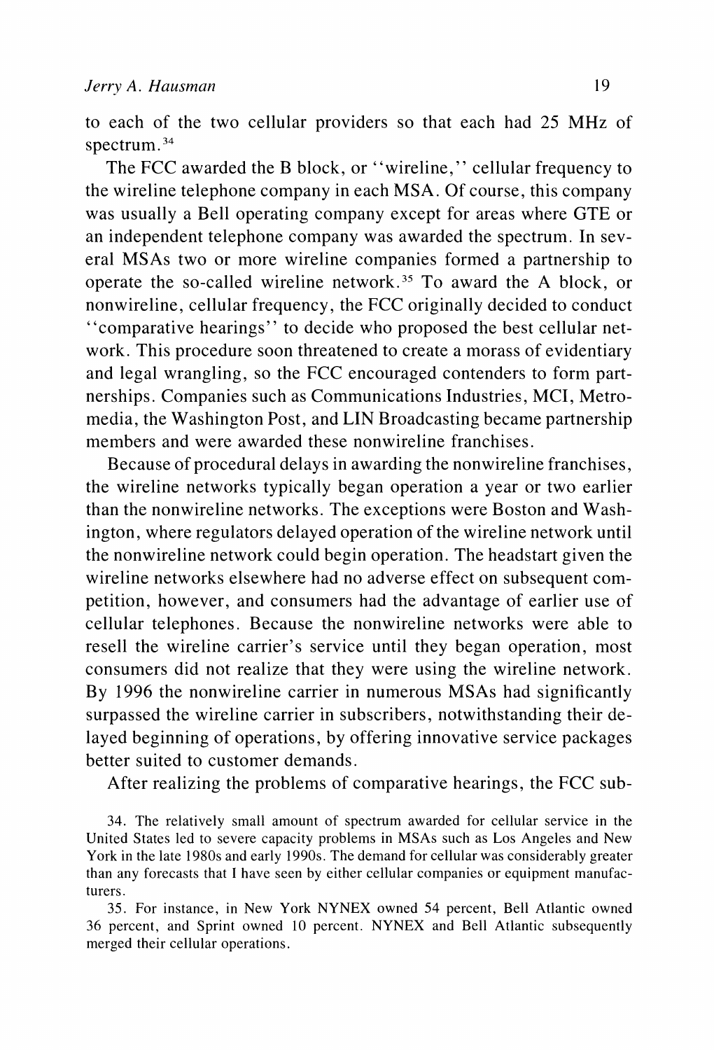to each of the two cellular providers so that each had 25 MHz of spectrum.[34]

The FCC awarded the B block, or "wireline," cellular frequency to the wireline telephone company in each MSA. Of course, this company was usually a Bell operating company except for areas where GTE or an independent telephone company was awarded the spectrum. In several MSAs two or more wireline companies formed a partnership to operate the so-called wireline network.[35] To award the A block, or nonwireline, cellular frequency, the FCC originally decided to conduct "comparative hearings" to decide who proposed the best cellular network. This procedure soon threatened to create a morass of evidentiary and legal wrangling, so the FCC encouraged contenders to form partnerships. Companies such as Communications Industries, MCI, Metromedia, the Washington Post, and LIN Broadcasting became partnership members and were awarded these nonwireline franchises.

Because of procedural delays in awarding the nonwireline franchises, the wireline networks typically began operation a year or two earlier than the nonwireline networks. The exceptions were Boston and Washington, where regulators delayed operation of the wireline network until the nonwireline network could begin operation. The headstart given the wireline networks elsewhere had no adverse effect on subsequent competition, however, and consumers had the advantage of earlier use of cellular telephones. Because the nonwireline networks were able to resell the wireline carrier's service until they began operation, most consumers did not realize that they were using the wireline network. By 1996 the nonwireline carrier in numerous MSAs had significantly surpassed the wireline carrier in subscribers, notwithstanding their delayed beginning of operations, by offering innovative service packages better suited to customer demands.

After realizing the problems of comparative hearings, the FCC sub-

34. The relatively small amount of spectrum awarded for cellular service in the United States led to severe capacity problems in MSAs such as Los Angeles and New York in the late 1980s and early 1990s. The demand for cellular was considerably greater than any forecasts that I have seen by either cellular companies or equipment manufacturers.

35. For instance, in New York NYNEX owned 54 percent, Bell Atlantic owned 36 percent, and Sprint owned 10 percent. NYNEX and Bell Atlantic subsequently merged their cellular operations.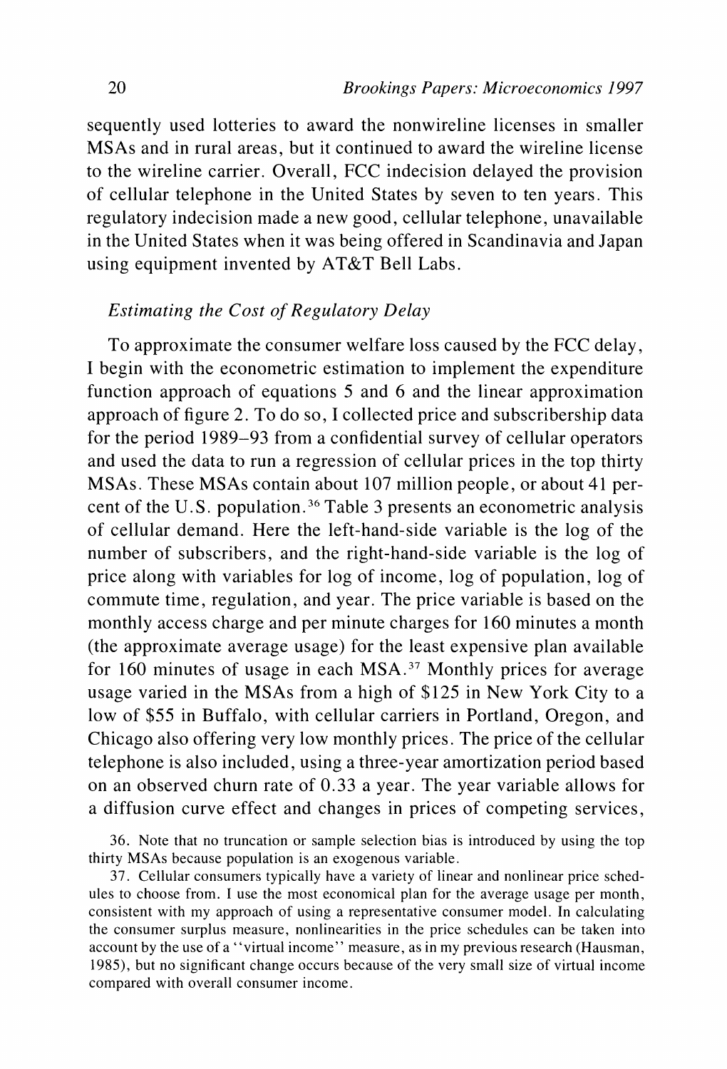sequently used lotteries to award the nonwireline licenses in smaller MSAs and in rural areas, but it continued to award the wireline license to the wireline carrier. Overall, FCC indecision delayed the provision of cellular telephone in the United States by seven to ten years. This regulatory indecision made a new good, cellular telephone, unavailable in the United States when it was being offered in Scandinavia and Japan using equipment invented by AT&T Bell Labs.

### *Estimating the Cost of Regulatory Delay*

To approximate the consumer welfare loss caused by the FCC delay, I begin with the econometric estimation to implement the expenditure function approach of equations 5 and 6 and the linear approximation approach of figure 2. To do so, I collected price and subscribership data for the period 1989–93 from a confidential survey of cellular operators and used the data to run a regression of cellular prices in the top thirty MSAs. These MSAs contain about 107 million people, or about 41 percent of the U.S. population.[36] Table 3 presents an econometric analysis of cellular demand. Here the left-hand-side variable is the log of the number of subscribers, and the right-hand-side variable is the log of price along with variables for log of income, log of population, log of commute time, regulation, and year. The price variable is based on the monthly access charge and per minute charges for 160 minutes a month (the approximate average usage) for the least expensive plan available for 160 minutes of usage in each MSA.[37] Monthly prices for average usage varied in the MSAs from a high of \$125 in New York City to a low of \$55 in Buffalo, with cellular carriers in Portland, Oregon, and Chicago also offering very low monthly prices. The price of the cellular telephone is also included, using a three-year amortization period based on an observed churn rate of 0.33 a year. The year variable allows for a diffusion curve effect and changes in prices of competing services,

36. Note that no truncation or sample selection bias is introduced by using the top thirty MSAs because population is an exogenous variable.

37. Cellular consumers typically have a variety of linear and nonlinear price schedules to choose from. I use the most economical plan for the average usage per month, consistent with my approach of using a representative consumer model. In calculating the consumer surplus measure, nonlinearities in the price schedules can be taken into account by the use of a "virtual income" measure, as in my previous research (Hausman, 1985), but no significant change occurs because of the very small size of virtual income compared with overall consumer income.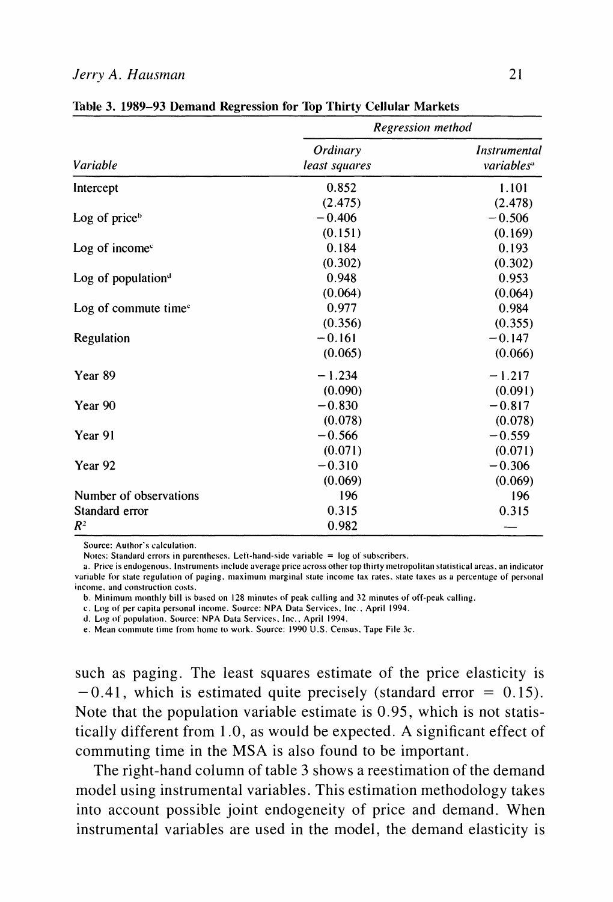**Table 3. 1989–93 Demand Regression for Top Thirty Cellular Markets**

| Variable | Regression method | |
|---|---|---|
| | *Ordinary least squares* | *Instrumental variables*[a] |
| Intercept | 0.852 | 1.101 |
| | (2.475) | (2.478) |
| Log of price[b] | −0.406 | −0.506 |
| | (0.151) | (0.169) |
| Log of income[c] | 0.184 | 0.193 |
| | (0.302) | (0.302) |
| Log of population[d] | 0.948 | 0.953 |
| | (0.064) | (0.064) |
| Log of commute time[e] | 0.977 | 0.984 |
| | (0.356) | (0.355) |
| Regulation | −0.161 | −0.147 |
| | (0.065) | (0.066) |
| Year 89 | −1.234 | −1.217 |
| | (0.090) | (0.091) |
| Year 90 | −0.830 | −0.817 |
| | (0.078) | (0.078) |
| Year 91 | −0.566 | −0.559 |
| | (0.071) | (0.071) |
| Year 92 | −0.310 | −0.306 |
| | (0.069) | (0.069) |
| Number of observations | 196 | 196 |
| Standard error | 0.315 | 0.315 |
| $R^2$ | 0.982 | — |

Source: Author's calculation.

Notes: Standard errors in parentheses. Left-hand-side variable = log of subscribers.

a. Price is endogenous. Instruments include average price across other top thirty metropolitan statistical areas, an indicator variable for state regulation of paging, maximum marginal state income tax rates, state taxes as a percentage of personal income, and construction costs.

b. Minimum monthly bill is based on 128 minutes of peak calling and 32 minutes of off-peak calling.

c. Log of per capita personal income. Source: NPA Data Services, Inc., April 1994.

d. Log of population. Source: NPA Data Services, Inc., April 1994.

e. Mean commute time from home to work. Source: 1990 U.S. Census, Tape File 3c.

such as paging. The least squares estimate of the price elasticity is −0.41, which is estimated quite precisely (standard error = 0.15). Note that the population variable estimate is 0.95, which is not statistically different from 1.0, as would be expected. A significant effect of commuting time in the MSA is also found to be important.

The right-hand column of table 3 shows a reestimation of the demand model using instrumental variables. This estimation methodology takes into account possible joint endogeneity of price and demand. When instrumental variables are used in the model, the demand elasticity is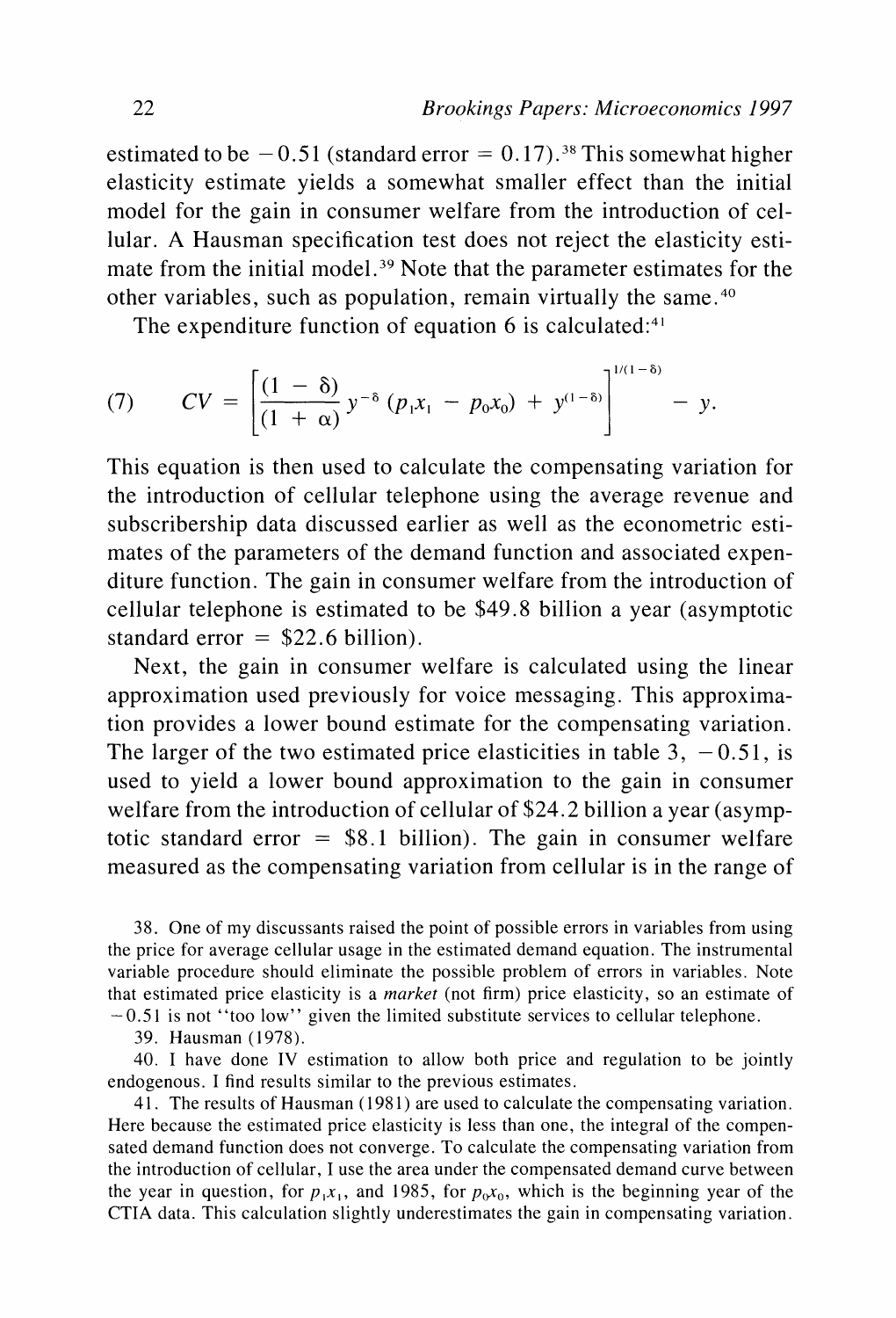estimated to be $-0.51$ (standard error $= 0.17$).[38] This somewhat higher elasticity estimate yields a somewhat smaller effect than the initial model for the gain in consumer welfare from the introduction of cellular. A Hausman specification test does not reject the elasticity estimate from the initial model.[39] Note that the parameter estimates for the other variables, such as population, remain virtually the same.[40]

The expenditure function of equation 6 is calculated:[41]

$$(7) \qquad CV = \left[ \frac{(1 - \delta)}{(1 + \alpha)} y^{-\delta} (p_1 x_1 - p_0 x_0) + y^{(1-\delta)} \right]^{1/(1-\delta)} - y.$$

This equation is then used to calculate the compensating variation for the introduction of cellular telephone using the average revenue and subscribership data discussed earlier as well as the econometric estimates of the parameters of the demand function and associated expenditure function. The gain in consumer welfare from the introduction of cellular telephone is estimated to be \$49.8 billion a year (asymptotic standard error = \$22.6 billion).

Next, the gain in consumer welfare is calculated using the linear approximation used previously for voice messaging. This approximation provides a lower bound estimate for the compensating variation. The larger of the two estimated price elasticities in table 3, $-0.51$, is used to yield a lower bound approximation to the gain in consumer welfare from the introduction of cellular of \$24.2 billion a year (asymptotic standard error = \$8.1 billion). The gain in consumer welfare measured as the compensating variation from cellular is in the range of

38. One of my discussants raised the point of possible errors in variables from using the price for average cellular usage in the estimated demand equation. The instrumental variable procedure should eliminate the possible problem of errors in variables. Note that estimated price elasticity is a *market* (not firm) price elasticity, so an estimate of $-0.51$ is not "too low" given the limited substitute services to cellular telephone.

39. Hausman (1978).

40. I have done IV estimation to allow both price and regulation to be jointly endogenous. I find results similar to the previous estimates.

41. The results of Hausman (1981) are used to calculate the compensating variation. Here because the estimated price elasticity is less than one, the integral of the compensated demand function does not converge. To calculate the compensating variation from the introduction of cellular, I use the area under the compensated demand curve between the year in question, for $p_1x_1$, and 1985, for $p_0x_0$, which is the beginning year of the CTIA data. This calculation slightly underestimates the gain in compensating variation.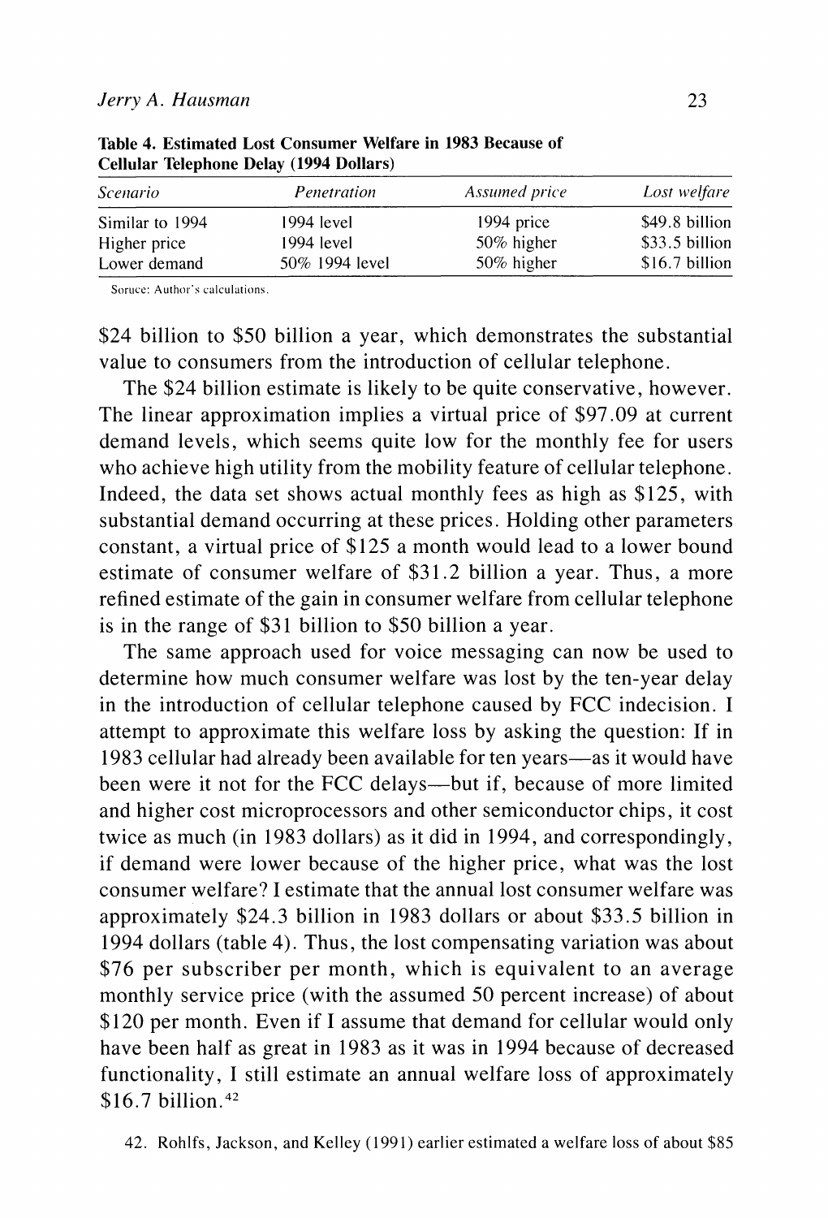**Table 4. Estimated Lost Consumer Welfare in 1983 Because of Cellular Telephone Delay (1994 Dollars)**

| *Scenario* | *Penetration* | *Assumed price* | *Lost welfare* |
|---|---|---|---|
| Similar to 1994 | 1994 level | 1994 price | $49.8 billion |
| Higher price | 1994 level | 50% higher | $33.5 billion |
| Lower demand | 50% 1994 level | 50% higher | $16.7 billion |

Soruce: Author's calculations.

$24 billion to $50 billion a year, which demonstrates the substantial value to consumers from the introduction of cellular telephone.

The $24 billion estimate is likely to be quite conservative, however. The linear approximation implies a virtual price of $97.09 at current demand levels, which seems quite low for the monthly fee for users who achieve high utility from the mobility feature of cellular telephone. Indeed, the data set shows actual monthly fees as high as $125, with substantial demand occurring at these prices. Holding other parameters constant, a virtual price of $125 a month would lead to a lower bound estimate of consumer welfare of $31.2 billion a year. Thus, a more refined estimate of the gain in consumer welfare from cellular telephone is in the range of $31 billion to $50 billion a year.

The same approach used for voice messaging can now be used to determine how much consumer welfare was lost by the ten-year delay in the introduction of cellular telephone caused by FCC indecision. I attempt to approximate this welfare loss by asking the question: If in 1983 cellular had already been available for ten years—as it would have been were it not for the FCC delays—but if, because of more limited and higher cost microprocessors and other semiconductor chips, it cost twice as much (in 1983 dollars) as it did in 1994, and correspondingly, if demand were lower because of the higher price, what was the lost consumer welfare? I estimate that the annual lost consumer welfare was approximately $24.3 billion in 1983 dollars or about $33.5 billion in 1994 dollars (table 4). Thus, the lost compensating variation was about $76 per subscriber per month, which is equivalent to an average monthly service price (with the assumed 50 percent increase) of about $120 per month. Even if I assume that demand for cellular would only have been half as great in 1983 as it was in 1994 because of decreased functionality, I still estimate an annual welfare loss of approximately $16.7 billion.[42]

42. Rohlfs, Jackson, and Kelley (1991) earlier estimated a welfare loss of about $85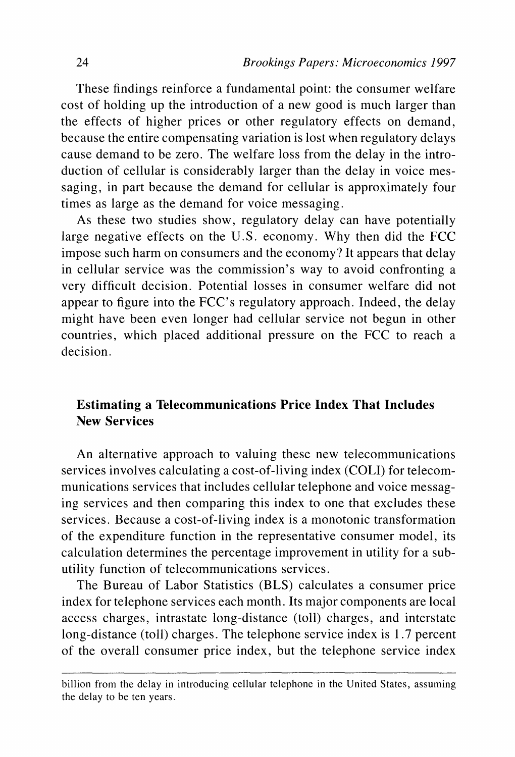These findings reinforce a fundamental point: the consumer welfare cost of holding up the introduction of a new good is much larger than the effects of higher prices or other regulatory effects on demand, because the entire compensating variation is lost when regulatory delays cause demand to be zero. The welfare loss from the delay in the introduction of cellular is considerably larger than the delay in voice messaging, in part because the demand for cellular is approximately four times as large as the demand for voice messaging.

As these two studies show, regulatory delay can have potentially large negative effects on the U.S. economy. Why then did the FCC impose such harm on consumers and the economy? It appears that delay in cellular service was the commission's way to avoid confronting a very difficult decision. Potential losses in consumer welfare did not appear to figure into the FCC's regulatory approach. Indeed, the delay might have been even longer had cellular service not begun in other countries, which placed additional pressure on the FCC to reach a decision.

## Estimating a Telecommunications Price Index That Includes New Services

An alternative approach to valuing these new telecommunications services involves calculating a cost-of-living index (COLI) for telecommunications services that includes cellular telephone and voice messaging services and then comparing this index to one that excludes these services. Because a cost-of-living index is a monotonic transformation of the expenditure function in the representative consumer model, its calculation determines the percentage improvement in utility for a subutility function of telecommunications services.

The Bureau of Labor Statistics (BLS) calculates a consumer price index for telephone services each month. Its major components are local access charges, intrastate long-distance (toll) charges, and interstate long-distance (toll) charges. The telephone service index is 1.7 percent of the overall consumer price index, but the telephone service index

---

billion from the delay in introducing cellular telephone in the United States, assuming the delay to be ten years.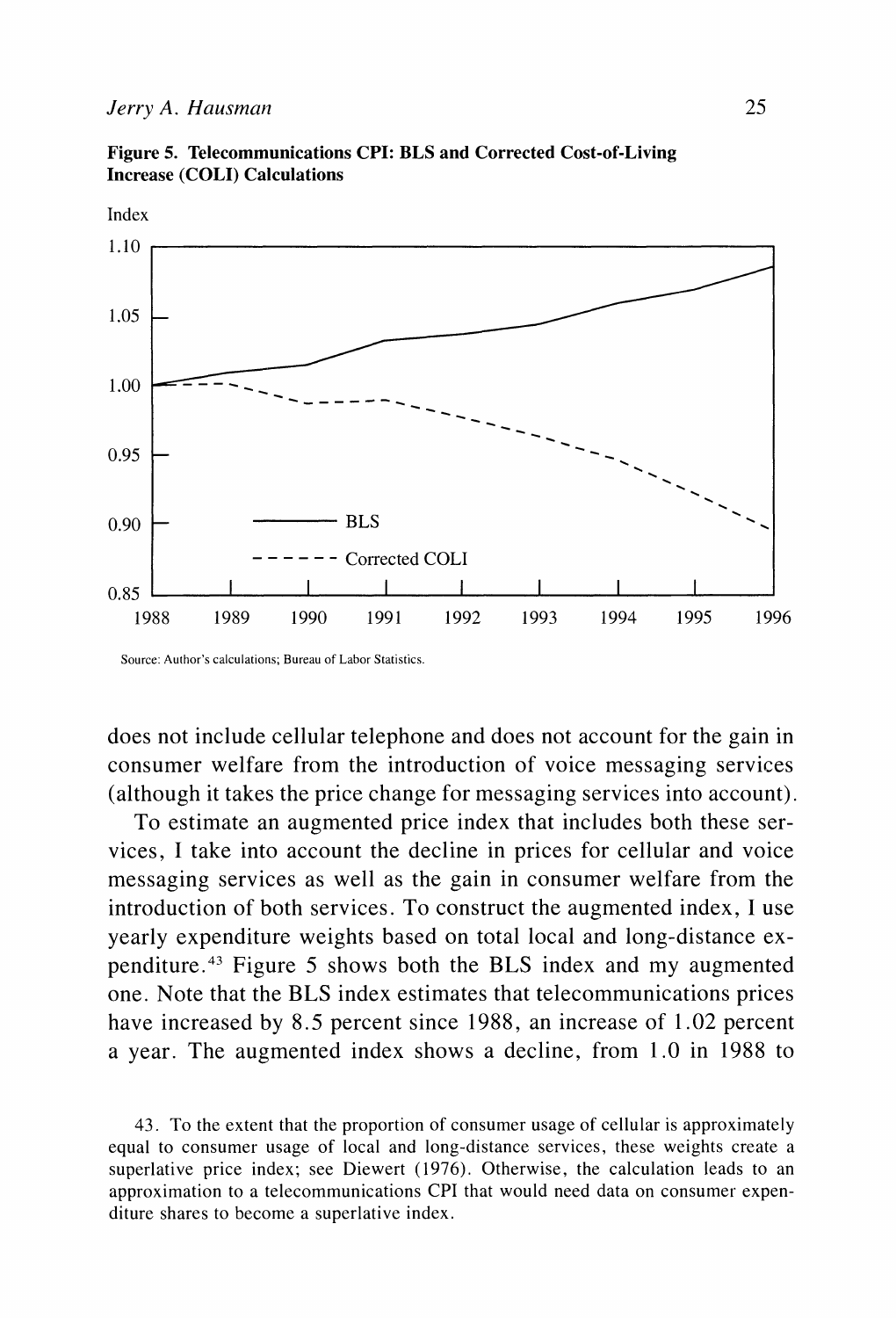**Figure 5. Telecommunications CPI: BLS and Corrected Cost-of-Living Increase (COLI) Calculations**

Source: Author's calculations; Bureau of Labor Statistics.

does not include cellular telephone and does not account for the gain in consumer welfare from the introduction of voice messaging services (although it takes the price change for messaging services into account).

To estimate an augmented price index that includes both these services, I take into account the decline in prices for cellular and voice messaging services as well as the gain in consumer welfare from the introduction of both services. To construct the augmented index, I use yearly expenditure weights based on total local and long-distance expenditure.[43] Figure 5 shows both the BLS index and my augmented one. Note that the BLS index estimates that telecommunications prices have increased by 8.5 percent since 1988, an increase of 1.02 percent a year. The augmented index shows a decline, from 1.0 in 1988 to

43. To the extent that the proportion of consumer usage of cellular is approximately equal to consumer usage of local and long-distance services, these weights create a superlative price index; see Diewert (1976). Otherwise, the calculation leads to an approximation to a telecommunications CPI that would need data on consumer expenditure shares to become a superlative index.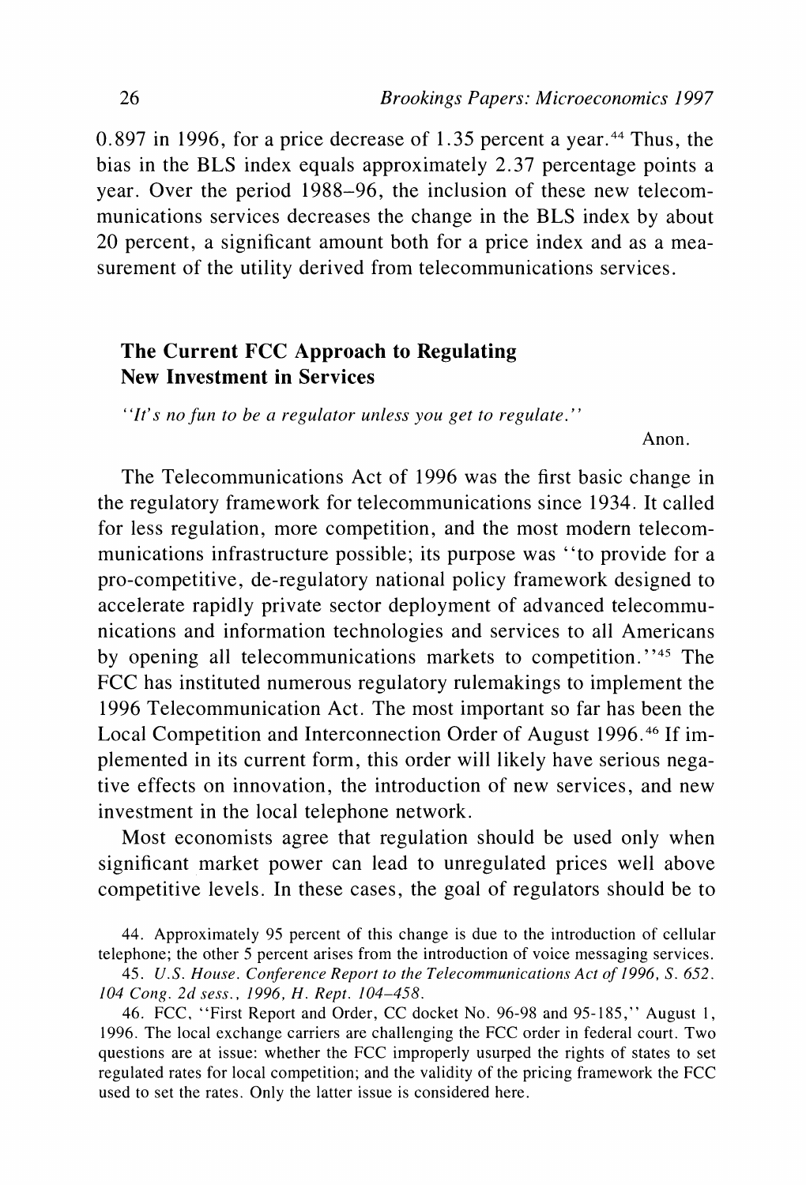0.897 in 1996, for a price decrease of 1.35 percent a year.[44] Thus, the bias in the BLS index equals approximately 2.37 percentage points a year. Over the period 1988–96, the inclusion of these new telecommunications services decreases the change in the BLS index by about 20 percent, a significant amount both for a price index and as a measurement of the utility derived from telecommunications services.

## The Current FCC Approach to Regulating New Investment in Services

*"It's no fun to be a regulator unless you get to regulate."*

Anon.

The Telecommunications Act of 1996 was the first basic change in the regulatory framework for telecommunications since 1934. It called for less regulation, more competition, and the most modern telecommunications infrastructure possible; its purpose was "to provide for a pro-competitive, de-regulatory national policy framework designed to accelerate rapidly private sector deployment of advanced telecommunications and information technologies and services to all Americans by opening all telecommunications markets to competition."[45] The FCC has instituted numerous regulatory rulemakings to implement the 1996 Telecommunication Act. The most important so far has been the Local Competition and Interconnection Order of August 1996.[46] If implemented in its current form, this order will likely have serious negative effects on innovation, the introduction of new services, and new investment in the local telephone network.

Most economists agree that regulation should be used only when significant market power can lead to unregulated prices well above competitive levels. In these cases, the goal of regulators should be to

44. Approximately 95 percent of this change is due to the introduction of cellular telephone; the other 5 percent arises from the introduction of voice messaging services.

45. *U.S. House. Conference Report to the Telecommunications Act of 1996, S. 652. 104 Cong. 2d sess., 1996, H. Rept. 104–458.*

46. FCC, "First Report and Order, CC docket No. 96-98 and 95-185," August 1, 1996. The local exchange carriers are challenging the FCC order in federal court. Two questions are at issue: whether the FCC improperly usurped the rights of states to set regulated rates for local competition; and the validity of the pricing framework the FCC used to set the rates. Only the latter issue is considered here.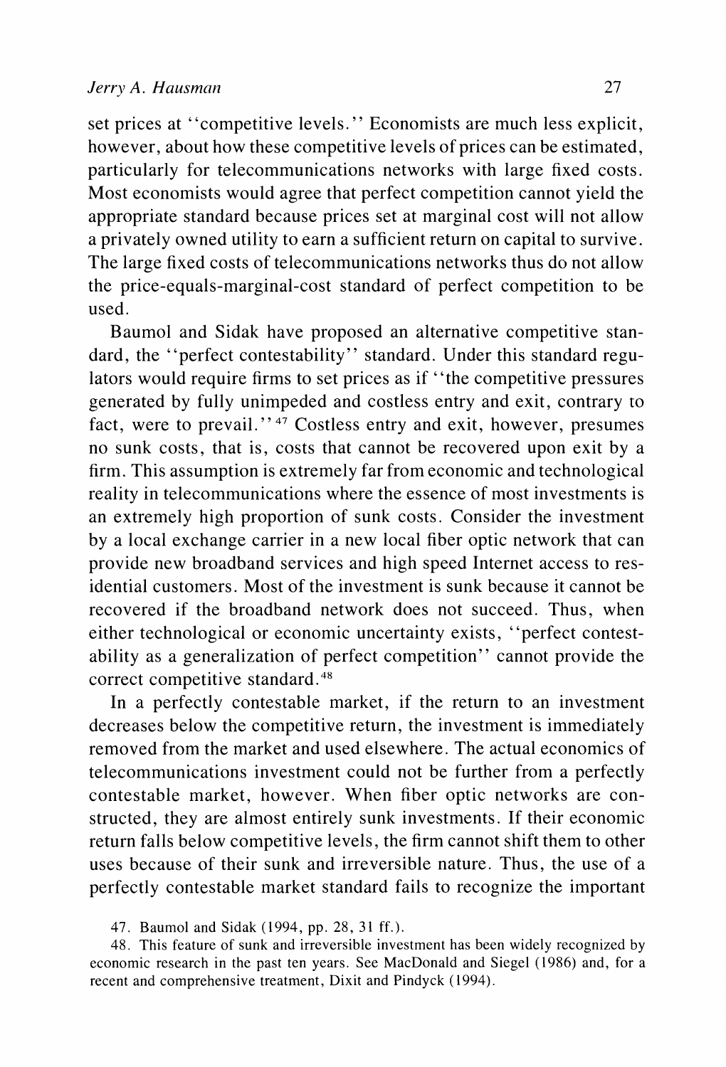set prices at "competitive levels." Economists are much less explicit, however, about how these competitive levels of prices can be estimated, particularly for telecommunications networks with large fixed costs. Most economists would agree that perfect competition cannot yield the appropriate standard because prices set at marginal cost will not allow a privately owned utility to earn a sufficient return on capital to survive. The large fixed costs of telecommunications networks thus do not allow the price-equals-marginal-cost standard of perfect competition to be used.

Baumol and Sidak have proposed an alternative competitive standard, the "perfect contestability" standard. Under this standard regulators would require firms to set prices as if "the competitive pressures generated by fully unimpeded and costless entry and exit, contrary to fact, were to prevail."[47] Costless entry and exit, however, presumes no sunk costs, that is, costs that cannot be recovered upon exit by a firm. This assumption is extremely far from economic and technological reality in telecommunications where the essence of most investments is an extremely high proportion of sunk costs. Consider the investment by a local exchange carrier in a new local fiber optic network that can provide new broadband services and high speed Internet access to residential customers. Most of the investment is sunk because it cannot be recovered if the broadband network does not succeed. Thus, when either technological or economic uncertainty exists, "perfect contestability as a generalization of perfect competition" cannot provide the correct competitive standard.[48]

In a perfectly contestable market, if the return to an investment decreases below the competitive return, the investment is immediately removed from the market and used elsewhere. The actual economics of telecommunications investment could not be further from a perfectly contestable market, however. When fiber optic networks are constructed, they are almost entirely sunk investments. If their economic return falls below competitive levels, the firm cannot shift them to other uses because of their sunk and irreversible nature. Thus, the use of a perfectly contestable market standard fails to recognize the important

47. Baumol and Sidak (1994, pp. 28, 31 ff.).

48. This feature of sunk and irreversible investment has been widely recognized by economic research in the past ten years. See MacDonald and Siegel (1986) and, for a recent and comprehensive treatment, Dixit and Pindyck (1994).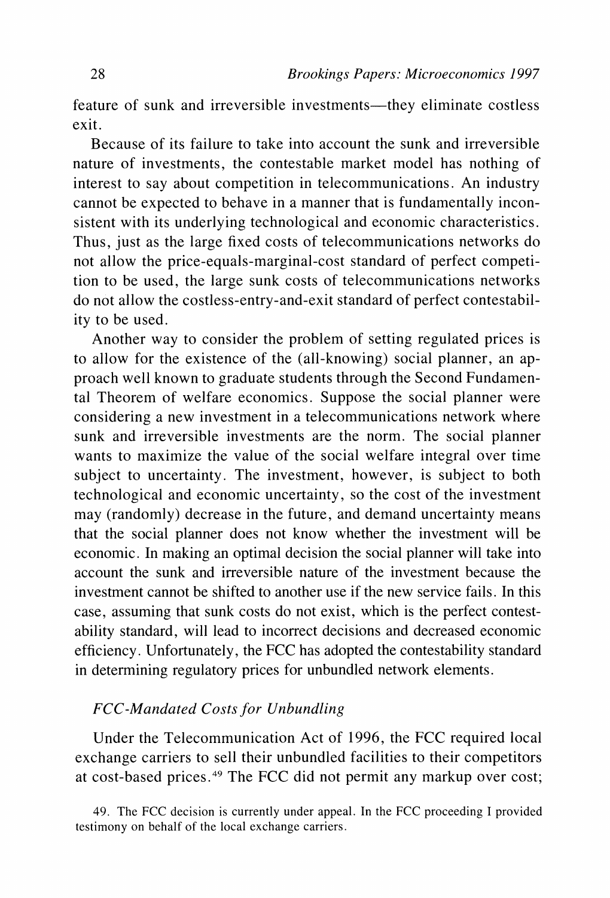feature of sunk and irreversible investments—they eliminate costless exit.

Because of its failure to take into account the sunk and irreversible nature of investments, the contestable market model has nothing of interest to say about competition in telecommunications. An industry cannot be expected to behave in a manner that is fundamentally inconsistent with its underlying technological and economic characteristics. Thus, just as the large fixed costs of telecommunications networks do not allow the price-equals-marginal-cost standard of perfect competition to be used, the large sunk costs of telecommunications networks do not allow the costless-entry-and-exit standard of perfect contestability to be used.

Another way to consider the problem of setting regulated prices is to allow for the existence of the (all-knowing) social planner, an approach well known to graduate students through the Second Fundamental Theorem of welfare economics. Suppose the social planner were considering a new investment in a telecommunications network where sunk and irreversible investments are the norm. The social planner wants to maximize the value of the social welfare integral over time subject to uncertainty. The investment, however, is subject to both technological and economic uncertainty, so the cost of the investment may (randomly) decrease in the future, and demand uncertainty means that the social planner does not know whether the investment will be economic. In making an optimal decision the social planner will take into account the sunk and irreversible nature of the investment because the investment cannot be shifted to another use if the new service fails. In this case, assuming that sunk costs do not exist, which is the perfect contestability standard, will lead to incorrect decisions and decreased economic efficiency. Unfortunately, the FCC has adopted the contestability standard in determining regulatory prices for unbundled network elements.

### *FCC-Mandated Costs for Unbundling*

Under the Telecommunication Act of 1996, the FCC required local exchange carriers to sell their unbundled facilities to their competitors at cost-based prices.[49] The FCC did not permit any markup over cost;

49. The FCC decision is currently under appeal. In the FCC proceeding I provided testimony on behalf of the local exchange carriers.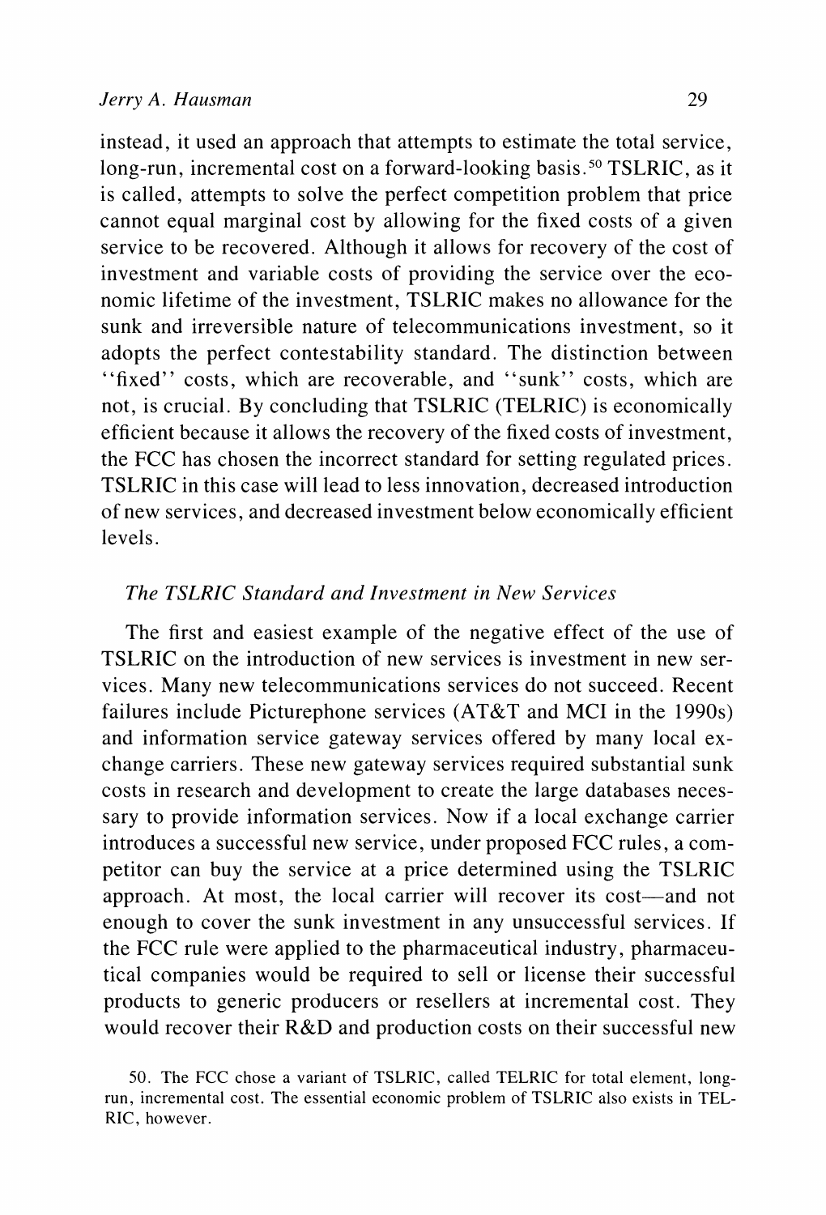instead, it used an approach that attempts to estimate the total service, long-run, incremental cost on a forward-looking basis.[50] TSLRIC, as it is called, attempts to solve the perfect competition problem that price cannot equal marginal cost by allowing for the fixed costs of a given service to be recovered. Although it allows for recovery of the cost of investment and variable costs of providing the service over the economic lifetime of the investment, TSLRIC makes no allowance for the sunk and irreversible nature of telecommunications investment, so it adopts the perfect contestability standard. The distinction between "fixed" costs, which are recoverable, and "sunk" costs, which are not, is crucial. By concluding that TSLRIC (TELRIC) is economically efficient because it allows the recovery of the fixed costs of investment, the FCC has chosen the incorrect standard for setting regulated prices. TSLRIC in this case will lead to less innovation, decreased introduction of new services, and decreased investment below economically efficient levels.

### *The TSLRIC Standard and Investment in New Services*

The first and easiest example of the negative effect of the use of TSLRIC on the introduction of new services is investment in new services. Many new telecommunications services do not succeed. Recent failures include Picturephone services (AT&T and MCI in the 1990s) and information service gateway services offered by many local exchange carriers. These new gateway services required substantial sunk costs in research and development to create the large databases necessary to provide information services. Now if a local exchange carrier introduces a successful new service, under proposed FCC rules, a competitor can buy the service at a price determined using the TSLRIC approach. At most, the local carrier will recover its cost—and not enough to cover the sunk investment in any unsuccessful services. If the FCC rule were applied to the pharmaceutical industry, pharmaceutical companies would be required to sell or license their successful products to generic producers or resellers at incremental cost. They would recover their R&D and production costs on their successful new

50. The FCC chose a variant of TSLRIC, called TELRIC for total element, long-run, incremental cost. The essential economic problem of TSLRIC also exists in TELRIC, however.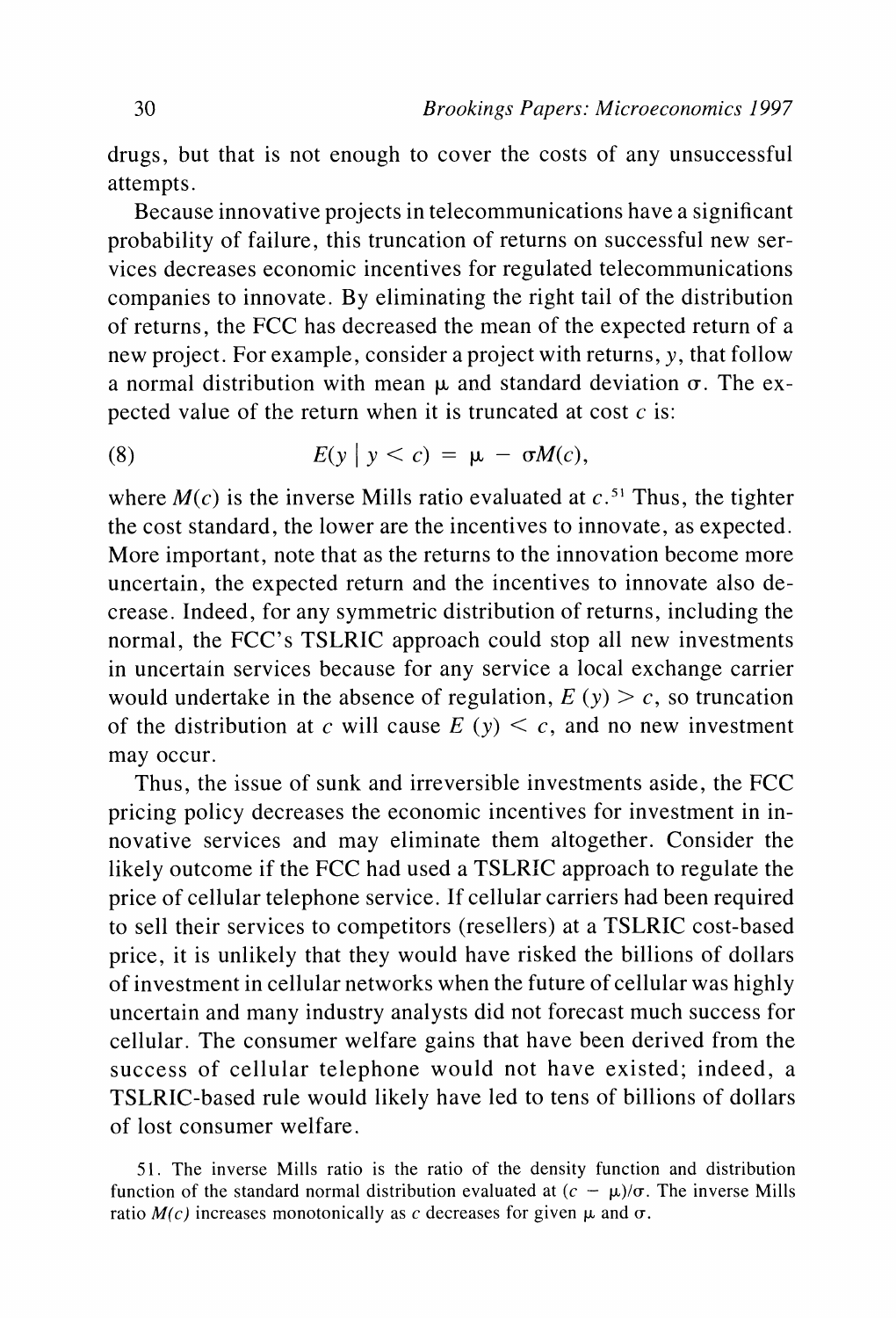drugs, but that is not enough to cover the costs of any unsuccessful attempts.

Because innovative projects in telecommunications have a significant probability of failure, this truncation of returns on successful new services decreases economic incentives for regulated telecommunications companies to innovate. By eliminating the right tail of the distribution of returns, the FCC has decreased the mean of the expected return of a new project. For example, consider a project with returns, $y$, that follow a normal distribution with mean $\mu$ and standard deviation $\sigma$. The expected value of the return when it is truncated at cost $c$ is:

$$E(y \mid y < c) = \mu - \sigma M(c), \tag{8}$$

where $M(c)$ is the inverse Mills ratio evaluated at $c$.[51] Thus, the tighter the cost standard, the lower are the incentives to innovate, as expected. More important, note that as the returns to the innovation become more uncertain, the expected return and the incentives to innovate also decrease. Indeed, for any symmetric distribution of returns, including the normal, the FCC's TSLRIC approach could stop all new investments in uncertain services because for any service a local exchange carrier would undertake in the absence of regulation, $E(y) > c$, so truncation of the distribution at $c$ will cause $E(y) < c$, and no new investment may occur.

Thus, the issue of sunk and irreversible investments aside, the FCC pricing policy decreases the economic incentives for investment in innovative services and may eliminate them altogether. Consider the likely outcome if the FCC had used a TSLRIC approach to regulate the price of cellular telephone service. If cellular carriers had been required to sell their services to competitors (resellers) at a TSLRIC cost-based price, it is unlikely that they would have risked the billions of dollars of investment in cellular networks when the future of cellular was highly uncertain and many industry analysts did not forecast much success for cellular. The consumer welfare gains that have been derived from the success of cellular telephone would not have existed; indeed, a TSLRIC-based rule would likely have led to tens of billions of dollars of lost consumer welfare.

51. The inverse Mills ratio is the ratio of the density function and distribution function of the standard normal distribution evaluated at $(c - \mu)/\sigma$. The inverse Mills ratio $M(c)$ increases monotonically as $c$ decreases for given $\mu$ and $\sigma$.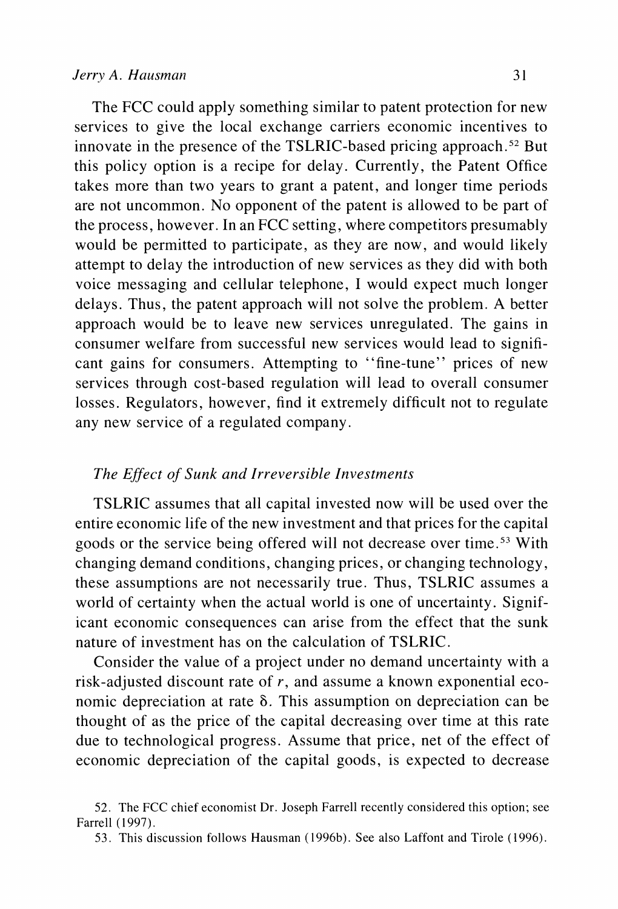The FCC could apply something similar to patent protection for new services to give the local exchange carriers economic incentives to innovate in the presence of the TSLRIC-based pricing approach.[52] But this policy option is a recipe for delay. Currently, the Patent Office takes more than two years to grant a patent, and longer time periods are not uncommon. No opponent of the patent is allowed to be part of the process, however. In an FCC setting, where competitors presumably would be permitted to participate, as they are now, and would likely attempt to delay the introduction of new services as they did with both voice messaging and cellular telephone, I would expect much longer delays. Thus, the patent approach will not solve the problem. A better approach would be to leave new services unregulated. The gains in consumer welfare from successful new services would lead to significant gains for consumers. Attempting to ''fine-tune'' prices of new services through cost-based regulation will lead to overall consumer losses. Regulators, however, find it extremely difficult not to regulate any new service of a regulated company.

### *The Effect of Sunk and Irreversible Investments*

TSLRIC assumes that all capital invested now will be used over the entire economic life of the new investment and that prices for the capital goods or the service being offered will not decrease over time.[53] With changing demand conditions, changing prices, or changing technology, these assumptions are not necessarily true. Thus, TSLRIC assumes a world of certainty when the actual world is one of uncertainty. Significant economic consequences can arise from the effect that the sunk nature of investment has on the calculation of TSLRIC.

Consider the value of a project under no demand uncertainty with a risk-adjusted discount rate of $r$, and assume a known exponential economic depreciation at rate $\delta$. This assumption on depreciation can be thought of as the price of the capital decreasing over time at this rate due to technological progress. Assume that price, net of the effect of economic depreciation of the capital goods, is expected to decrease

52. The FCC chief economist Dr. Joseph Farrell recently considered this option; see Farrell (1997).

53. This discussion follows Hausman (1996b). See also Laffont and Tirole (1996).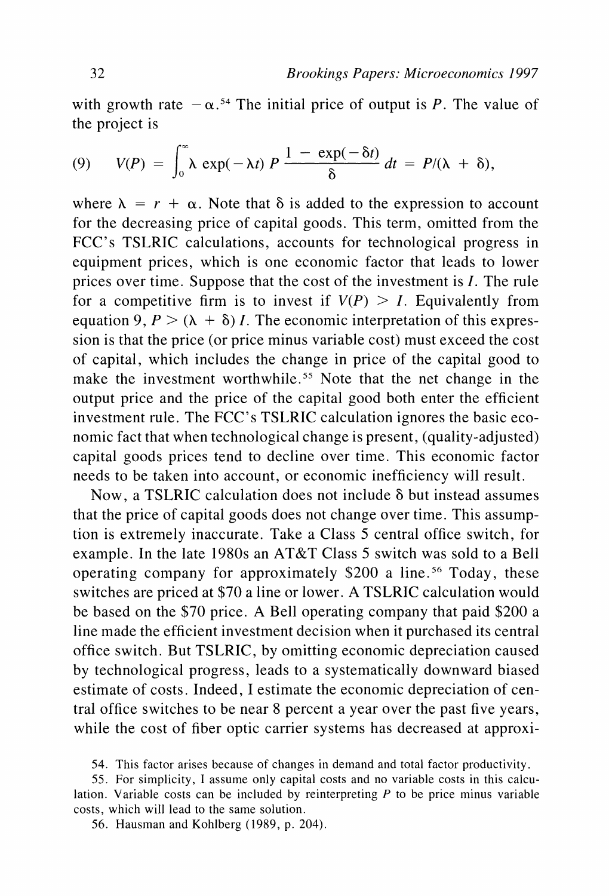with growth rate $-\alpha$.[54] The initial price of output is $P$. The value of the project is

$$V(P) = \int_0^\infty \lambda \exp(-\lambda t)\, P \frac{1 - \exp(-\delta t)}{\delta}\, dt = P/(\lambda + \delta), \tag{9}$$

where $\lambda = r + \alpha$. Note that $\delta$ is added to the expression to account for the decreasing price of capital goods. This term, omitted from the FCC's TSLRIC calculations, accounts for technological progress in equipment prices, which is one economic factor that leads to lower prices over time. Suppose that the cost of the investment is $I$. The rule for a competitive firm is to invest if $V(P) > I$. Equivalently from equation 9, $P > (\lambda + \delta)\, I$. The economic interpretation of this expression is that the price (or price minus variable cost) must exceed the cost of capital, which includes the change in price of the capital good to make the investment worthwhile.[55] Note that the net change in the output price and the price of the capital good both enter the efficient investment rule. The FCC's TSLRIC calculation ignores the basic economic fact that when technological change is present, (quality-adjusted) capital goods prices tend to decline over time. This economic factor needs to be taken into account, or economic inefficiency will result.

Now, a TSLRIC calculation does not include $\delta$ but instead assumes that the price of capital goods does not change over time. This assumption is extremely inaccurate. Take a Class 5 central office switch, for example. In the late 1980s an AT&T Class 5 switch was sold to a Bell operating company for approximately \$200 a line.[56] Today, these switches are priced at \$70 a line or lower. A TSLRIC calculation would be based on the \$70 price. A Bell operating company that paid \$200 a line made the efficient investment decision when it purchased its central office switch. But TSLRIC, by omitting economic depreciation caused by technological progress, leads to a systematically downward biased estimate of costs. Indeed, I estimate the economic depreciation of central office switches to be near 8 percent a year over the past five years, while the cost of fiber optic carrier systems has decreased at approxi-

54. This factor arises because of changes in demand and total factor productivity.

55. For simplicity, I assume only capital costs and no variable costs in this calculation. Variable costs can be included by reinterpreting $P$ to be price minus variable costs, which will lead to the same solution.

56. Hausman and Kohlberg (1989, p. 204).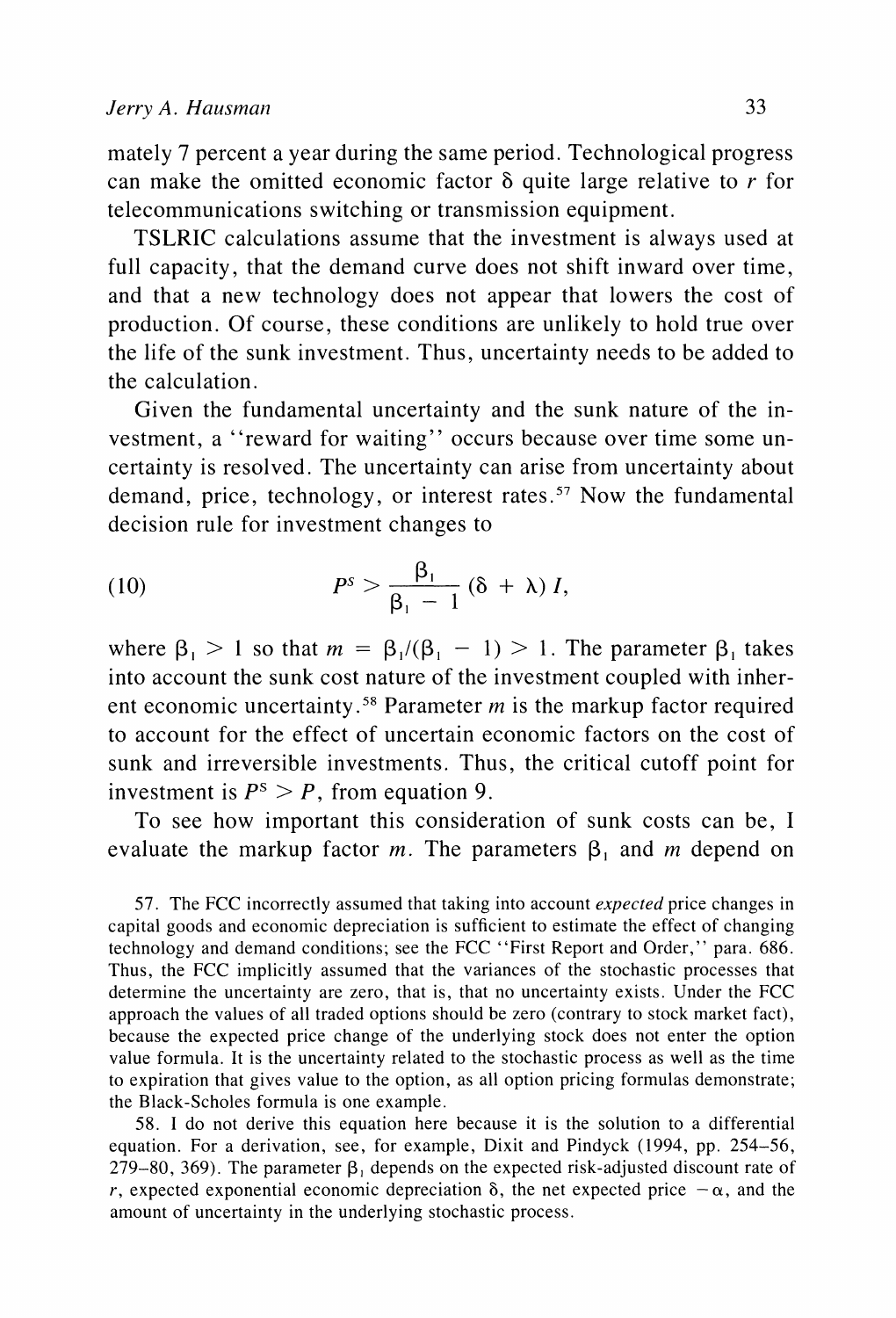mately 7 percent a year during the same period. Technological progress can make the omitted economic factor $\delta$ quite large relative to $r$ for telecommunications switching or transmission equipment.

TSLRIC calculations assume that the investment is always used at full capacity, that the demand curve does not shift inward over time, and that a new technology does not appear that lowers the cost of production. Of course, these conditions are unlikely to hold true over the life of the sunk investment. Thus, uncertainty needs to be added to the calculation.

Given the fundamental uncertainty and the sunk nature of the investment, a "reward for waiting" occurs because over time some uncertainty is resolved. The uncertainty can arise from uncertainty about demand, price, technology, or interest rates.[57] Now the fundamental decision rule for investment changes to

$$P^S > \frac{\beta_1}{\beta_1 - 1}(\delta + \lambda) I, \tag{10}$$

where $\beta_1 > 1$ so that $m = \beta_1/(\beta_1 - 1) > 1$. The parameter $\beta_1$ takes into account the sunk cost nature of the investment coupled with inherent economic uncertainty.[58] Parameter $m$ is the markup factor required to account for the effect of uncertain economic factors on the cost of sunk and irreversible investments. Thus, the critical cutoff point for investment is $P^S > P$, from equation 9.

To see how important this consideration of sunk costs can be, I evaluate the markup factor $m$. The parameters $\beta_1$ and $m$ depend on

57. The FCC incorrectly assumed that taking into account *expected* price changes in capital goods and economic depreciation is sufficient to estimate the effect of changing technology and demand conditions; see the FCC "First Report and Order," para. 686. Thus, the FCC implicitly assumed that the variances of the stochastic processes that determine the uncertainty are zero, that is, that no uncertainty exists. Under the FCC approach the values of all traded options should be zero (contrary to stock market fact), because the expected price change of the underlying stock does not enter the option value formula. It is the uncertainty related to the stochastic process as well as the time to expiration that gives value to the option, as all option pricing formulas demonstrate; the Black-Scholes formula is one example.

58. I do not derive this equation here because it is the solution to a differential equation. For a derivation, see, for example, Dixit and Pindyck (1994, pp. 254–56, 279–80, 369). The parameter $\beta_1$ depends on the expected risk-adjusted discount rate of $r$, expected exponential economic depreciation $\delta$, the net expected price $-\alpha$, and the amount of uncertainty in the underlying stochastic process.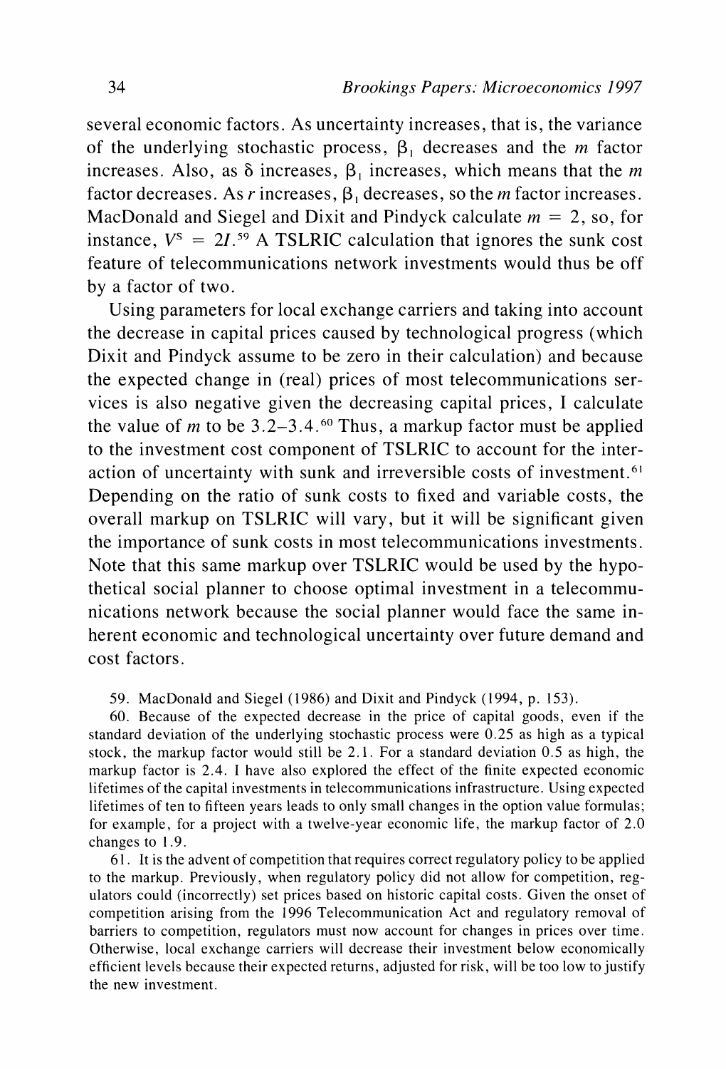several economic factors. As uncertainty increases, that is, the variance of the underlying stochastic process, $\beta_1$ decreases and the $m$ factor increases. Also, as $\delta$ increases, $\beta_1$ increases, which means that the $m$ factor decreases. As $r$ increases, $\beta_1$ decreases, so the $m$ factor increases. MacDonald and Siegel and Dixit and Pindyck calculate $m = 2$, so, for instance, $V^S = 2I$.[59] A TSLRIC calculation that ignores the sunk cost feature of telecommunications network investments would thus be off by a factor of two.

Using parameters for local exchange carriers and taking into account the decrease in capital prices caused by technological progress (which Dixit and Pindyck assume to be zero in their calculation) and because the expected change in (real) prices of most telecommunications services is also negative given the decreasing capital prices, I calculate the value of $m$ to be 3.2–3.4.[60] Thus, a markup factor must be applied to the investment cost component of TSLRIC to account for the interaction of uncertainty with sunk and irreversible costs of investment.[61] Depending on the ratio of sunk costs to fixed and variable costs, the overall markup on TSLRIC will vary, but it will be significant given the importance of sunk costs in most telecommunications investments. Note that this same markup over TSLRIC would be used by the hypothetical social planner to choose optimal investment in a telecommunications network because the social planner would face the same inherent economic and technological uncertainty over future demand and cost factors.

59. MacDonald and Siegel (1986) and Dixit and Pindyck (1994, p. 153).

60. Because of the expected decrease in the price of capital goods, even if the standard deviation of the underlying stochastic process were 0.25 as high as a typical stock, the markup factor would still be 2.1. For a standard deviation 0.5 as high, the markup factor is 2.4. I have also explored the effect of the finite expected economic lifetimes of the capital investments in telecommunications infrastructure. Using expected lifetimes of ten to fifteen years leads to only small changes in the option value formulas; for example, for a project with a twelve-year economic life, the markup factor of 2.0 changes to 1.9.

61. It is the advent of competition that requires correct regulatory policy to be applied to the markup. Previously, when regulatory policy did not allow for competition, regulators could (incorrectly) set prices based on historic capital costs. Given the onset of competition arising from the 1996 Telecommunication Act and regulatory removal of barriers to competition, regulators must now account for changes in prices over time. Otherwise, local exchange carriers will decrease their investment below economically efficient levels because their expected returns, adjusted for risk, will be too low to justify the new investment.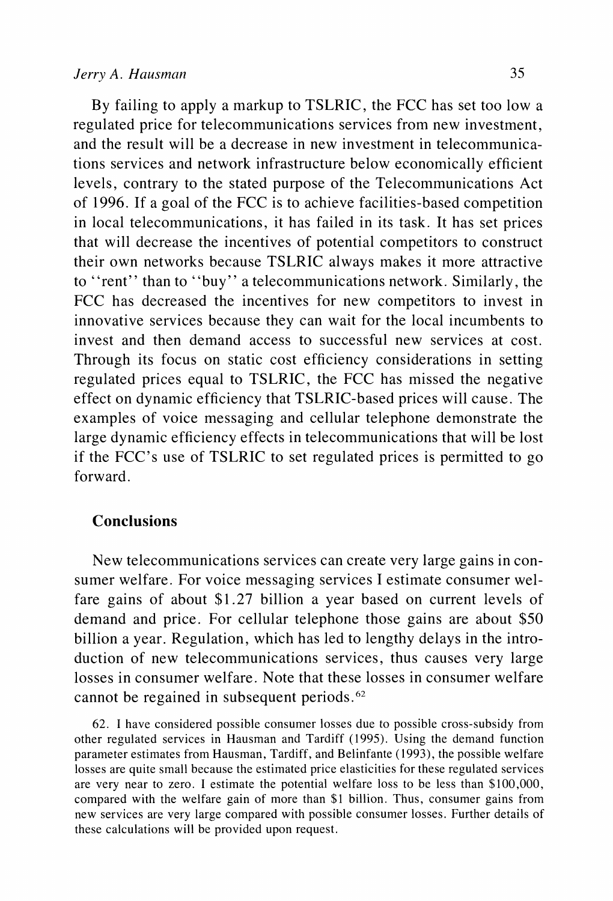By failing to apply a markup to TSLRIC, the FCC has set too low a regulated price for telecommunications services from new investment, and the result will be a decrease in new investment in telecommunications services and network infrastructure below economically efficient levels, contrary to the stated purpose of the Telecommunications Act of 1996. If a goal of the FCC is to achieve facilities-based competition in local telecommunications, it has failed in its task. It has set prices that will decrease the incentives of potential competitors to construct their own networks because TSLRIC always makes it more attractive to ''rent'' than to ''buy'' a telecommunications network. Similarly, the FCC has decreased the incentives for new competitors to invest in innovative services because they can wait for the local incumbents to invest and then demand access to successful new services at cost. Through its focus on static cost efficiency considerations in setting regulated prices equal to TSLRIC, the FCC has missed the negative effect on dynamic efficiency that TSLRIC-based prices will cause. The examples of voice messaging and cellular telephone demonstrate the large dynamic efficiency effects in telecommunications that will be lost if the FCC's use of TSLRIC to set regulated prices is permitted to go forward.

## Conclusions

New telecommunications services can create very large gains in consumer welfare. For voice messaging services I estimate consumer welfare gains of about $1.27 billion a year based on current levels of demand and price. For cellular telephone those gains are about $50 billion a year. Regulation, which has led to lengthy delays in the introduction of new telecommunications services, thus causes very large losses in consumer welfare. Note that these losses in consumer welfare cannot be regained in subsequent periods.[62]

62. I have considered possible consumer losses due to possible cross-subsidy from other regulated services in Hausman and Tardiff (1995). Using the demand function parameter estimates from Hausman, Tardiff, and Belinfante (1993), the possible welfare losses are quite small because the estimated price elasticities for these regulated services are very near to zero. I estimate the potential welfare loss to be less than $100,000, compared with the welfare gain of more than $1 billion. Thus, consumer gains from new services are very large compared with possible consumer losses. Further details of these calculations will be provided upon request.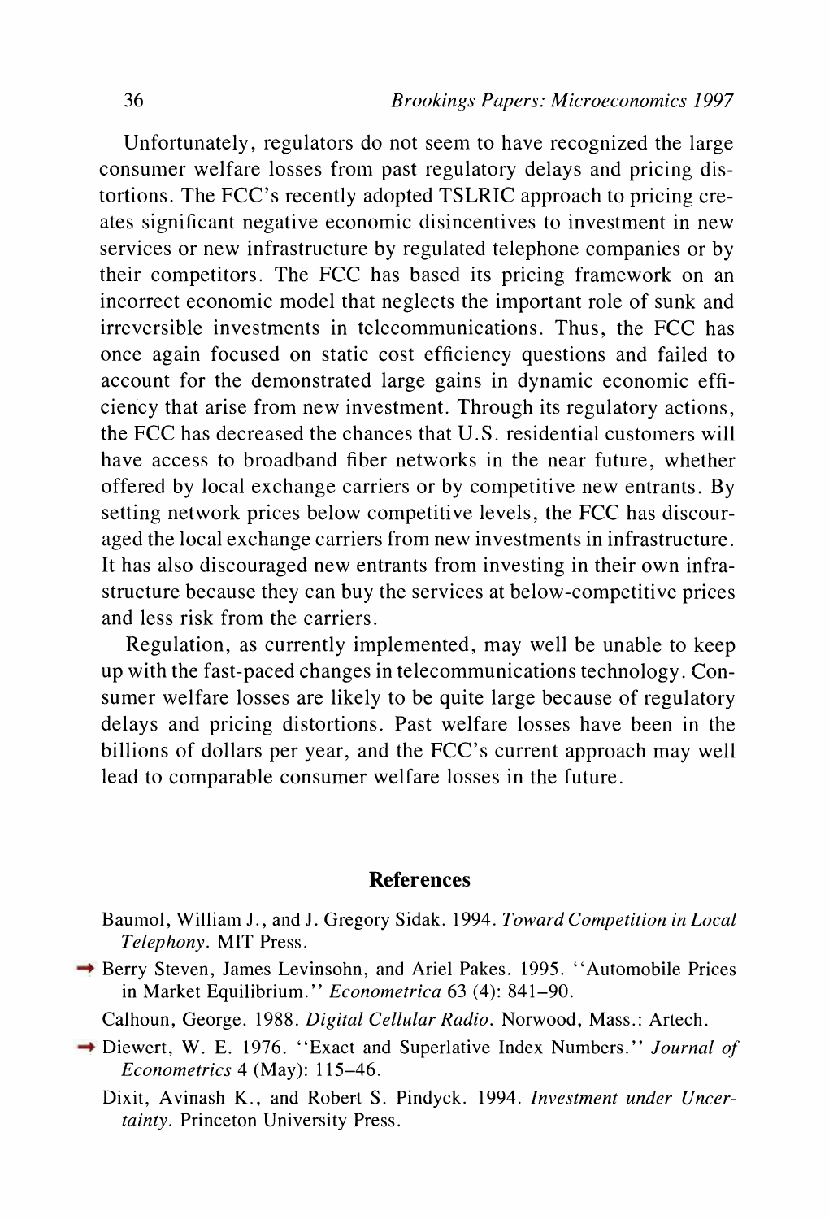Unfortunately, regulators do not seem to have recognized the large consumer welfare losses from past regulatory delays and pricing distortions. The FCC's recently adopted TSLRIC approach to pricing creates significant negative economic disincentives to investment in new services or new infrastructure by regulated telephone companies or by their competitors. The FCC has based its pricing framework on an incorrect economic model that neglects the important role of sunk and irreversible investments in telecommunications. Thus, the FCC has once again focused on static cost efficiency questions and failed to account for the demonstrated large gains in dynamic economic efficiency that arise from new investment. Through its regulatory actions, the FCC has decreased the chances that U.S. residential customers will have access to broadband fiber networks in the near future, whether offered by local exchange carriers or by competitive new entrants. By setting network prices below competitive levels, the FCC has discouraged the local exchange carriers from new investments in infrastructure. It has also discouraged new entrants from investing in their own infrastructure because they can buy the services at below-competitive prices and less risk from the carriers.

Regulation, as currently implemented, may well be unable to keep up with the fast-paced changes in telecommunications technology. Consumer welfare losses are likely to be quite large because of regulatory delays and pricing distortions. Past welfare losses have been in the billions of dollars per year, and the FCC's current approach may well lead to comparable consumer welfare losses in the future.

## References

Baumol, William J., and J. Gregory Sidak. 1994. *Toward Competition in Local Telephony*. MIT Press.

Berry Steven, James Levinsohn, and Ariel Pakes. 1995. "Automobile Prices in Market Equilibrium." *Econometrica* 63 (4): 841–90.

Calhoun, George. 1988. *Digital Cellular Radio*. Norwood, Mass.: Artech.

Diewert, W. E. 1976. "Exact and Superlative Index Numbers." *Journal of Econometrics* 4 (May): 115–46.

Dixit, Avinash K., and Robert S. Pindyck. 1994. *Investment under Uncertainty*. Princeton University Press.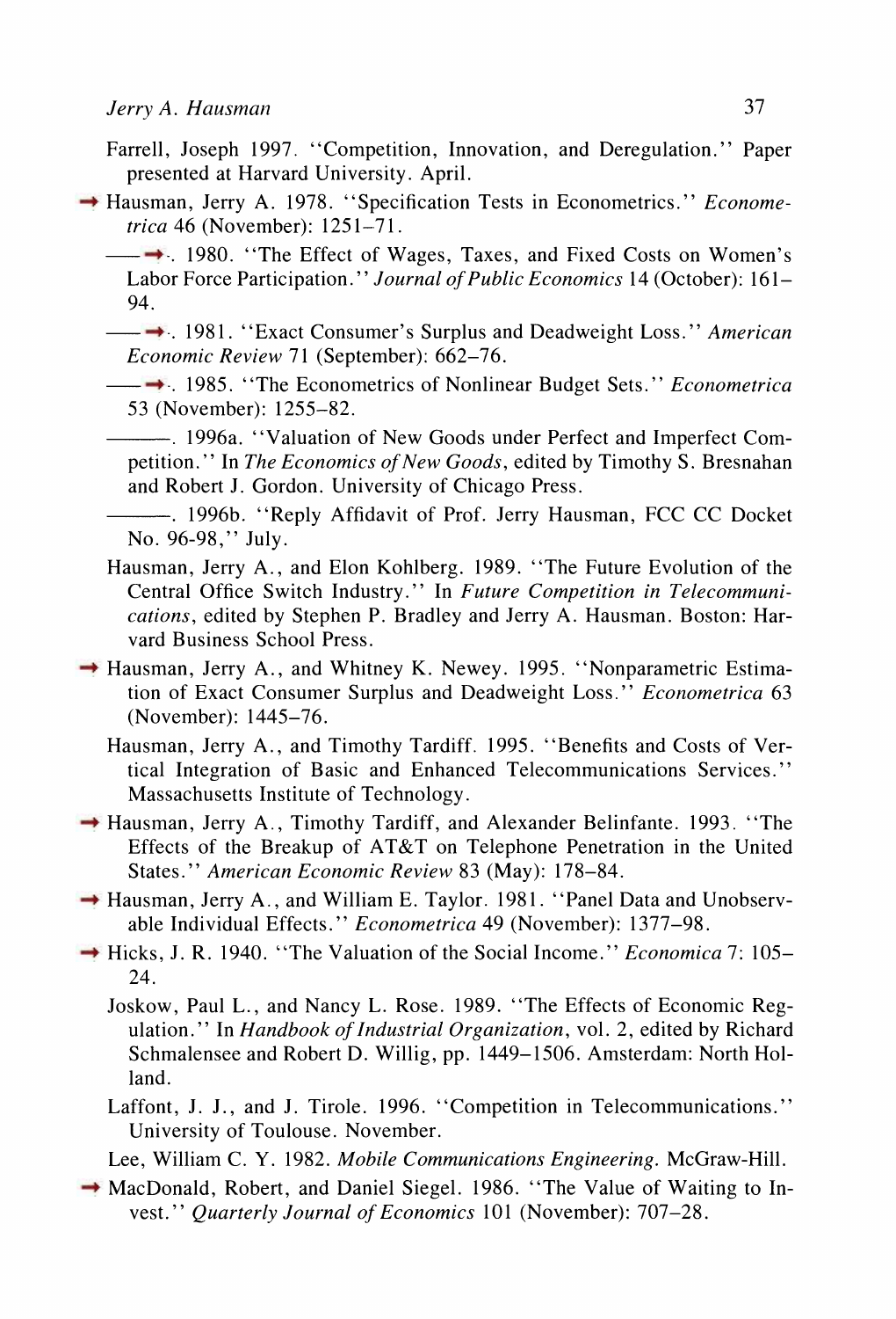Farrell, Joseph 1997. "Competition, Innovation, and Deregulation." Paper presented at Harvard University. April.

Hausman, Jerry A. 1978. "Specification Tests in Econometrics." *Econometrica* 46 (November): 1251–71.

———. 1980. "The Effect of Wages, Taxes, and Fixed Costs on Women's Labor Force Participation." *Journal of Public Economics* 14 (October): 161–94.

———. 1981. "Exact Consumer's Surplus and Deadweight Loss." *American Economic Review* 71 (September): 662–76.

———. 1985. "The Econometrics of Nonlinear Budget Sets." *Econometrica* 53 (November): 1255–82.

———. 1996a. "Valuation of New Goods under Perfect and Imperfect Competition." In *The Economics of New Goods*, edited by Timothy S. Bresnahan and Robert J. Gordon. University of Chicago Press.

———. 1996b. "Reply Affidavit of Prof. Jerry Hausman, FCC CC Docket No. 96-98," July.

Hausman, Jerry A., and Elon Kohlberg. 1989. "The Future Evolution of the Central Office Switch Industry." In *Future Competition in Telecommunications*, edited by Stephen P. Bradley and Jerry A. Hausman. Boston: Harvard Business School Press.

Hausman, Jerry A., and Whitney K. Newey. 1995. "Nonparametric Estimation of Exact Consumer Surplus and Deadweight Loss." *Econometrica* 63 (November): 1445–76.

Hausman, Jerry A., and Timothy Tardiff. 1995. "Benefits and Costs of Vertical Integration of Basic and Enhanced Telecommunications Services." Massachusetts Institute of Technology.

Hausman, Jerry A., Timothy Tardiff, and Alexander Belinfante. 1993. "The Effects of the Breakup of AT&T on Telephone Penetration in the United States." *American Economic Review* 83 (May): 178–84.

Hausman, Jerry A., and William E. Taylor. 1981. "Panel Data and Unobservable Individual Effects." *Econometrica* 49 (November): 1377–98.

Hicks, J. R. 1940. "The Valuation of the Social Income." *Economica* 7: 105–24.

Joskow, Paul L., and Nancy L. Rose. 1989. "The Effects of Economic Regulation." In *Handbook of Industrial Organization*, vol. 2, edited by Richard Schmalensee and Robert D. Willig, pp. 1449–1506. Amsterdam: North Holland.

Laffont, J. J., and J. Tirole. 1996. "Competition in Telecommunications." University of Toulouse. November.

Lee, William C. Y. 1982. *Mobile Communications Engineering*. McGraw-Hill.

MacDonald, Robert, and Daniel Siegel. 1986. "The Value of Waiting to Invest." *Quarterly Journal of Economics* 101 (November): 707–28.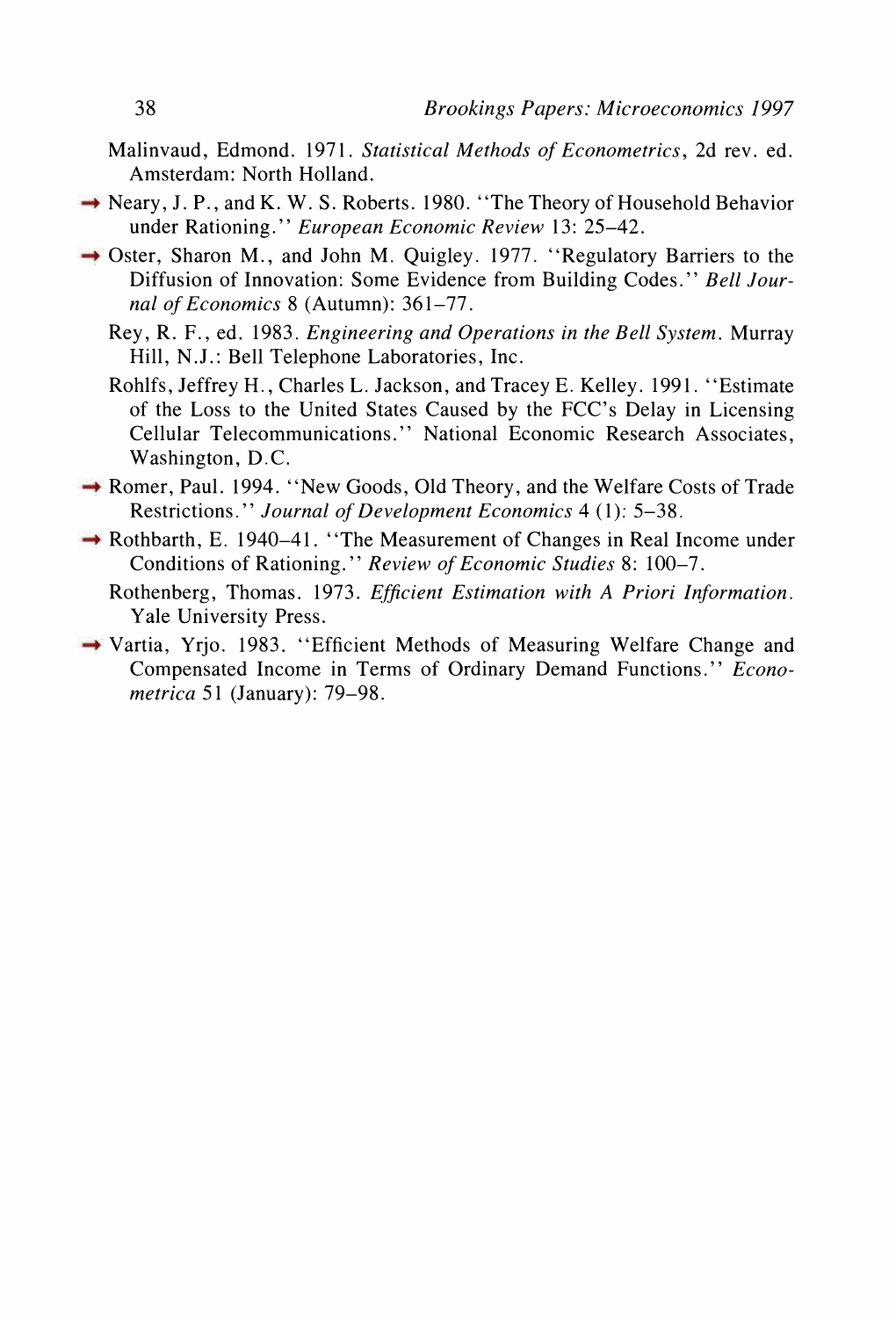Malinvaud, Edmond. 1971. *Statistical Methods of Econometrics*, 2d rev. ed. Amsterdam: North Holland.

Neary, J. P., and K. W. S. Roberts. 1980. "The Theory of Household Behavior under Rationing." *European Economic Review* 13: 25–42.

Oster, Sharon M., and John M. Quigley. 1977. "Regulatory Barriers to the Diffusion of Innovation: Some Evidence from Building Codes." *Bell Journal of Economics* 8 (Autumn): 361–77.

Rey, R. F., ed. 1983. *Engineering and Operations in the Bell System*. Murray Hill, N.J.: Bell Telephone Laboratories, Inc.

Rohlfs, Jeffrey H., Charles L. Jackson, and Tracey E. Kelley. 1991. "Estimate of the Loss to the United States Caused by the FCC's Delay in Licensing Cellular Telecommunications." National Economic Research Associates, Washington, D.C.

Romer, Paul. 1994. "New Goods, Old Theory, and the Welfare Costs of Trade Restrictions." *Journal of Development Economics* 4 (1): 5–38.

Rothbarth, E. 1940–41. "The Measurement of Changes in Real Income under Conditions of Rationing." *Review of Economic Studies* 8: 100–7.

Rothenberg, Thomas. 1973. *Efficient Estimation with A Priori Information*. Yale University Press.

Vartia, Yrjo. 1983. "Efficient Methods of Measuring Welfare Change and Compensated Income in Terms of Ordinary Demand Functions." *Econometrica* 51 (January): 79–98.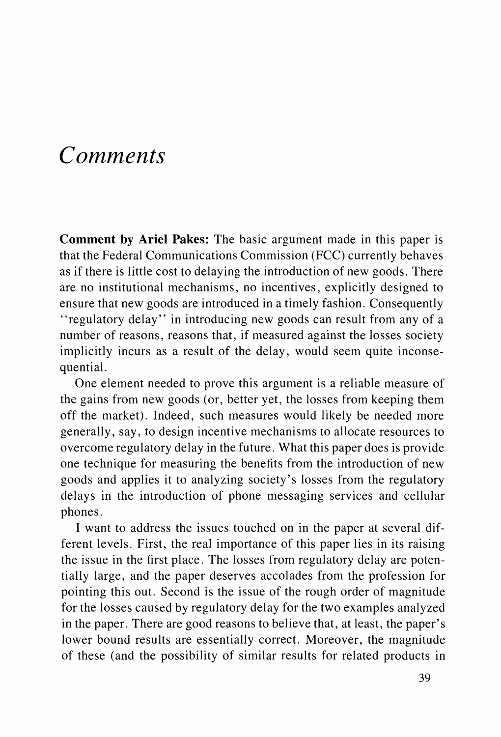# *Comments*

**Comment by Ariel Pakes:** The basic argument made in this paper is that the Federal Communications Commission (FCC) currently behaves as if there is little cost to delaying the introduction of new goods. There are no institutional mechanisms, no incentives, explicitly designed to ensure that new goods are introduced in a timely fashion. Consequently "regulatory delay" in introducing new goods can result from any of a number of reasons, reasons that, if measured against the losses society implicitly incurs as a result of the delay, would seem quite inconsequential.

One element needed to prove this argument is a reliable measure of the gains from new goods (or, better yet, the losses from keeping them off the market). Indeed, such measures would likely be needed more generally, say, to design incentive mechanisms to allocate resources to overcome regulatory delay in the future. What this paper does is provide one technique for measuring the benefits from the introduction of new goods and applies it to analyzing society's losses from the regulatory delays in the introduction of phone messaging services and cellular phones.

I want to address the issues touched on in the paper at several different levels. First, the real importance of this paper lies in its raising the issue in the first place. The losses from regulatory delay are potentially large, and the paper deserves accolades from the profession for pointing this out. Second is the issue of the rough order of magnitude for the losses caused by regulatory delay for the two examples analyzed in the paper. There are good reasons to believe that, at least, the paper's lower bound results are essentially correct. Moreover, the magnitude of these (and the possibility of similar results for related products in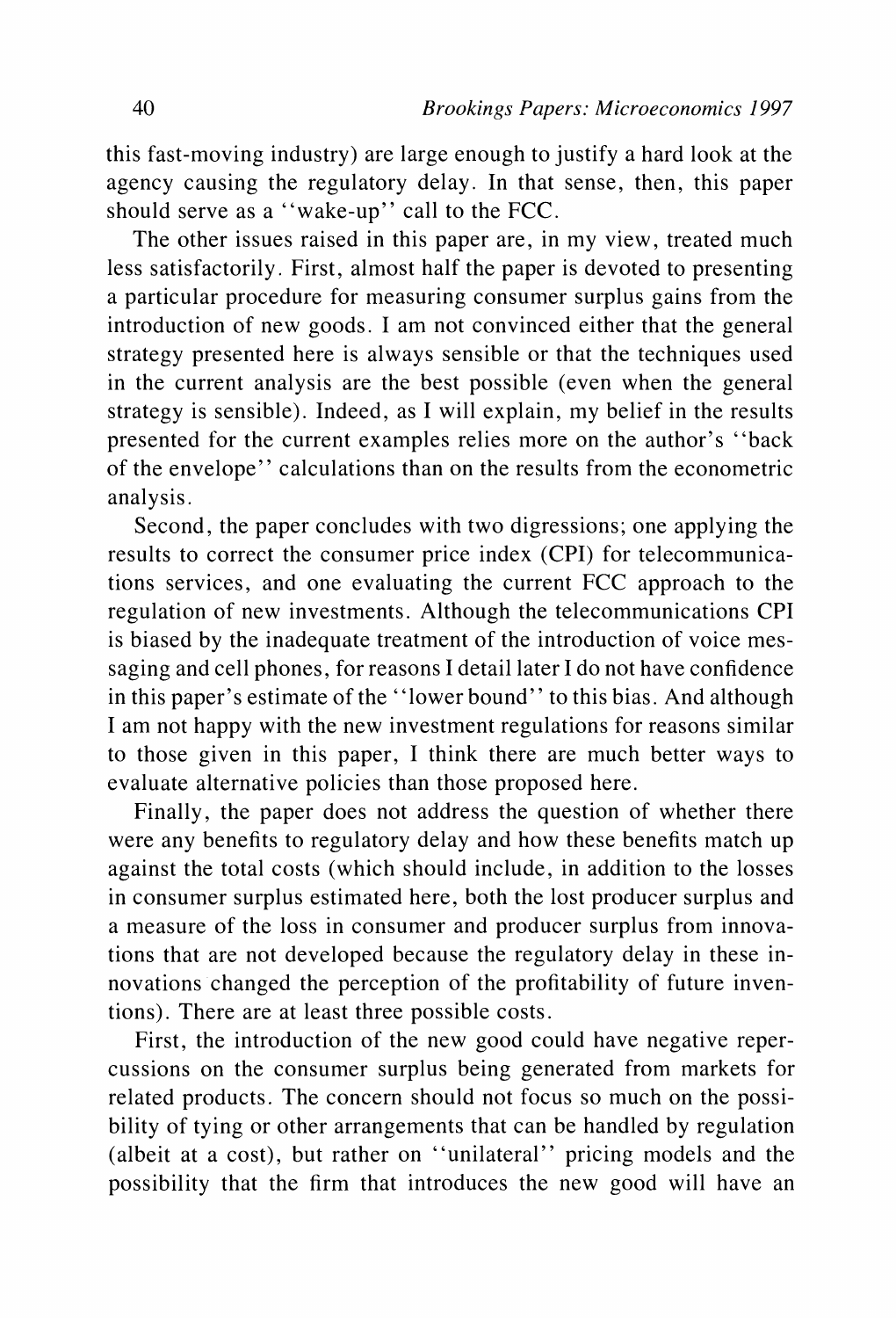this fast-moving industry) are large enough to justify a hard look at the agency causing the regulatory delay. In that sense, then, this paper should serve as a ''wake-up'' call to the FCC.

The other issues raised in this paper are, in my view, treated much less satisfactorily. First, almost half the paper is devoted to presenting a particular procedure for measuring consumer surplus gains from the introduction of new goods. I am not convinced either that the general strategy presented here is always sensible or that the techniques used in the current analysis are the best possible (even when the general strategy is sensible). Indeed, as I will explain, my belief in the results presented for the current examples relies more on the author's ''back of the envelope'' calculations than on the results from the econometric analysis.

Second, the paper concludes with two digressions; one applying the results to correct the consumer price index (CPI) for telecommunications services, and one evaluating the current FCC approach to the regulation of new investments. Although the telecommunications CPI is biased by the inadequate treatment of the introduction of voice messaging and cell phones, for reasons I detail later I do not have confidence in this paper's estimate of the ''lower bound'' to this bias. And although I am not happy with the new investment regulations for reasons similar to those given in this paper, I think there are much better ways to evaluate alternative policies than those proposed here.

Finally, the paper does not address the question of whether there were any benefits to regulatory delay and how these benefits match up against the total costs (which should include, in addition to the losses in consumer surplus estimated here, both the lost producer surplus and a measure of the loss in consumer and producer surplus from innovations that are not developed because the regulatory delay in these innovations changed the perception of the profitability of future inventions). There are at least three possible costs.

First, the introduction of the new good could have negative repercussions on the consumer surplus being generated from markets for related products. The concern should not focus so much on the possibility of tying or other arrangements that can be handled by regulation (albeit at a cost), but rather on ''unilateral'' pricing models and the possibility that the firm that introduces the new good will have an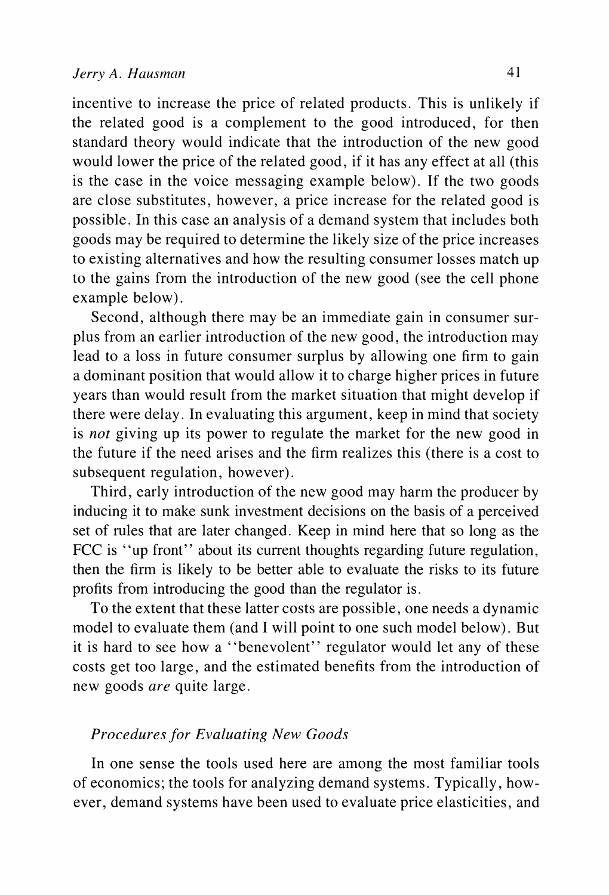incentive to increase the price of related products. This is unlikely if the related good is a complement to the good introduced, for then standard theory would indicate that the introduction of the new good would lower the price of the related good, if it has any effect at all (this is the case in the voice messaging example below). If the two goods are close substitutes, however, a price increase for the related good is possible. In this case an analysis of a demand system that includes both goods may be required to determine the likely size of the price increases to existing alternatives and how the resulting consumer losses match up to the gains from the introduction of the new good (see the cell phone example below).

Second, although there may be an immediate gain in consumer surplus from an earlier introduction of the new good, the introduction may lead to a loss in future consumer surplus by allowing one firm to gain a dominant position that would allow it to charge higher prices in future years than would result from the market situation that might develop if there were delay. In evaluating this argument, keep in mind that society is *not* giving up its power to regulate the market for the new good in the future if the need arises and the firm realizes this (there is a cost to subsequent regulation, however).

Third, early introduction of the new good may harm the producer by inducing it to make sunk investment decisions on the basis of a perceived set of rules that are later changed. Keep in mind here that so long as the FCC is "up front" about its current thoughts regarding future regulation, then the firm is likely to be better able to evaluate the risks to its future profits from introducing the good than the regulator is.

To the extent that these latter costs are possible, one needs a dynamic model to evaluate them (and I will point to one such model below). But it is hard to see how a "benevolent" regulator would let any of these costs get too large, and the estimated benefits from the introduction of new goods *are* quite large.

### *Procedures for Evaluating New Goods*

In one sense the tools used here are among the most familiar tools of economics; the tools for analyzing demand systems. Typically, however, demand systems have been used to evaluate price elasticities, and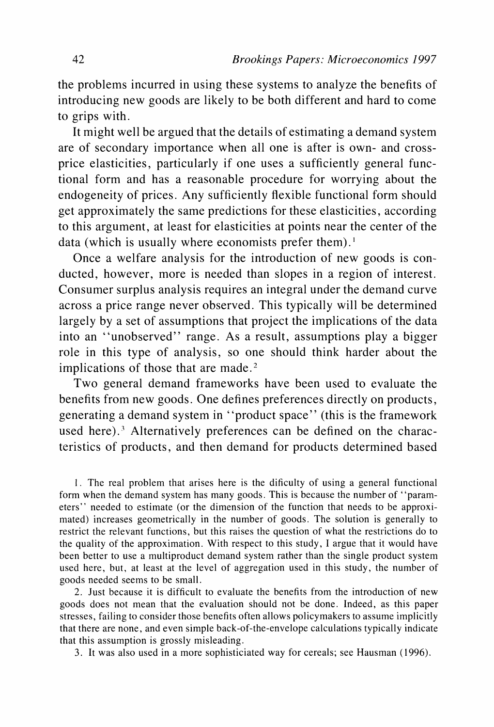the problems incurred in using these systems to analyze the benefits of introducing new goods are likely to be both different and hard to come to grips with.

It might well be argued that the details of estimating a demand system are of secondary importance when all one is after is own- and cross-price elasticities, particularly if one uses a sufficiently general functional form and has a reasonable procedure for worrying about the endogeneity of prices. Any sufficiently flexible functional form should get approximately the same predictions for these elasticities, according to this argument, at least for elasticities at points near the center of the data (which is usually where economists prefer them).[1]

Once a welfare analysis for the introduction of new goods is conducted, however, more is needed than slopes in a region of interest. Consumer surplus analysis requires an integral under the demand curve across a price range never observed. This typically will be determined largely by a set of assumptions that project the implications of the data into an "unobserved" range. As a result, assumptions play a bigger role in this type of analysis, so one should think harder about the implications of those that are made.[2]

Two general demand frameworks have been used to evaluate the benefits from new goods. One defines preferences directly on products, generating a demand system in "product space" (this is the framework used here).[3] Alternatively preferences can be defined on the characteristics of products, and then demand for products determined based

1. The real problem that arises here is the dificulty of using a general functional form when the demand system has many goods. This is because the number of "parameters" needed to estimate (or the dimension of the function that needs to be approximated) increases geometrically in the number of goods. The solution is generally to restrict the relevant functions, but this raises the question of what the restrictions do to the quality of the approximation. With respect to this study, I argue that it would have been better to use a multiproduct demand system rather than the single product system used here, but, at least at the level of aggregation used in this study, the number of goods needed seems to be small.

2. Just because it is difficult to evaluate the benefits from the introduction of new goods does not mean that the evaluation should not be done. Indeed, as this paper stresses, failing to consider those benefits often allows policymakers to assume implicitly that there are none, and even simple back-of-the-envelope calculations typically indicate that this assumption is grossly misleading.

3. It was also used in a more sophisticiated way for cereals; see Hausman (1996).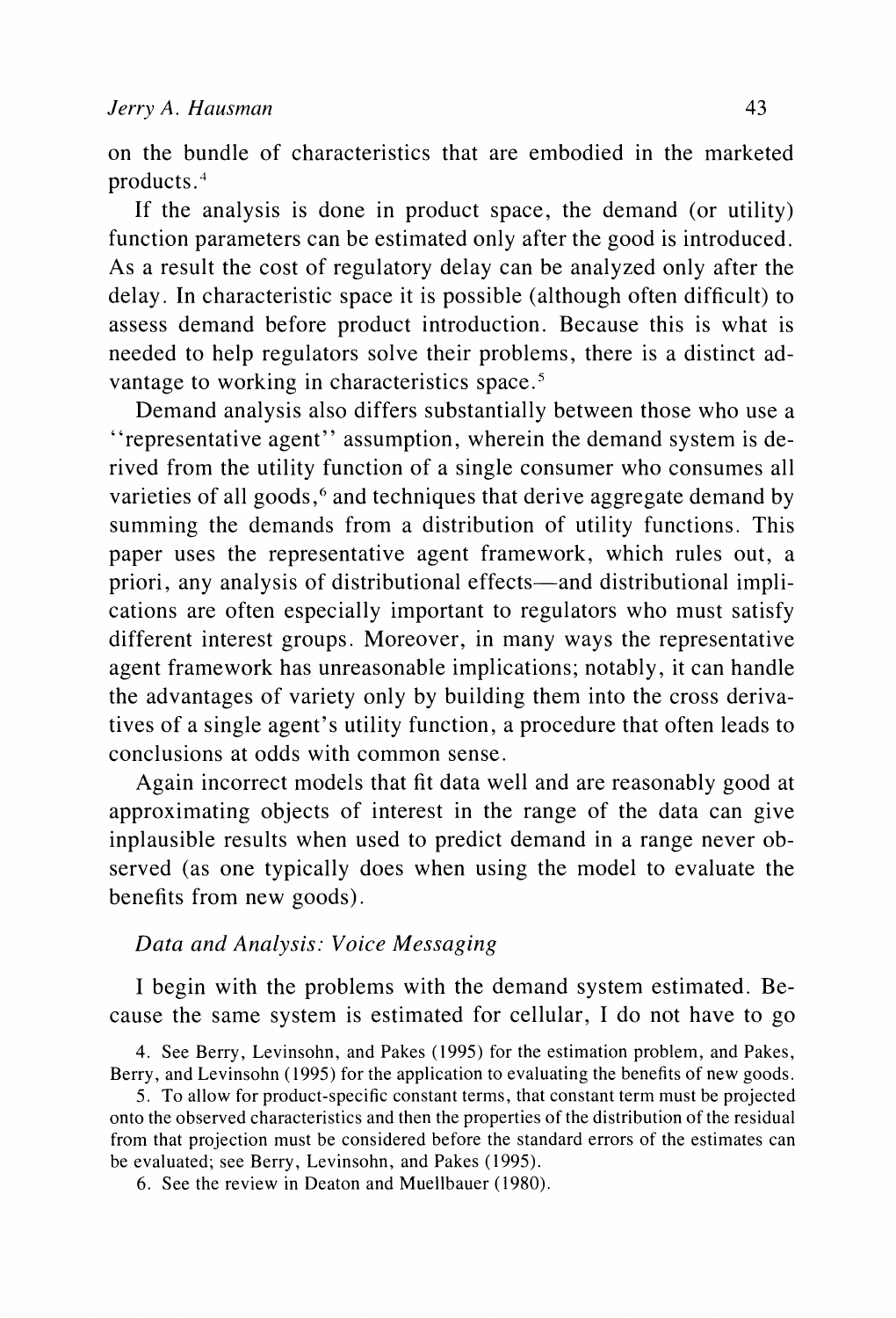on the bundle of characteristics that are embodied in the marketed products.[4]

If the analysis is done in product space, the demand (or utility) function parameters can be estimated only after the good is introduced. As a result the cost of regulatory delay can be analyzed only after the delay. In characteristic space it is possible (although often difficult) to assess demand before product introduction. Because this is what is needed to help regulators solve their problems, there is a distinct advantage to working in characteristics space.[5]

Demand analysis also differs substantially between those who use a "representative agent" assumption, wherein the demand system is derived from the utility function of a single consumer who consumes all varieties of all goods,[6] and techniques that derive aggregate demand by summing the demands from a distribution of utility functions. This paper uses the representative agent framework, which rules out, a priori, any analysis of distributional effects—and distributional implications are often especially important to regulators who must satisfy different interest groups. Moreover, in many ways the representative agent framework has unreasonable implications; notably, it can handle the advantages of variety only by building them into the cross derivatives of a single agent's utility function, a procedure that often leads to conclusions at odds with common sense.

Again incorrect models that fit data well and are reasonably good at approximating objects of interest in the range of the data can give inplausible results when used to predict demand in a range never observed (as one typically does when using the model to evaluate the benefits from new goods).

### *Data and Analysis: Voice Messaging*

I begin with the problems with the demand system estimated. Because the same system is estimated for cellular, I do not have to go

4. See Berry, Levinsohn, and Pakes (1995) for the estimation problem, and Pakes, Berry, and Levinsohn (1995) for the application to evaluating the benefits of new goods.

5. To allow for product-specific constant terms, that constant term must be projected onto the observed characteristics and then the properties of the distribution of the residual from that projection must be considered before the standard errors of the estimates can be evaluated; see Berry, Levinsohn, and Pakes (1995).

6. See the review in Deaton and Muellbauer (1980).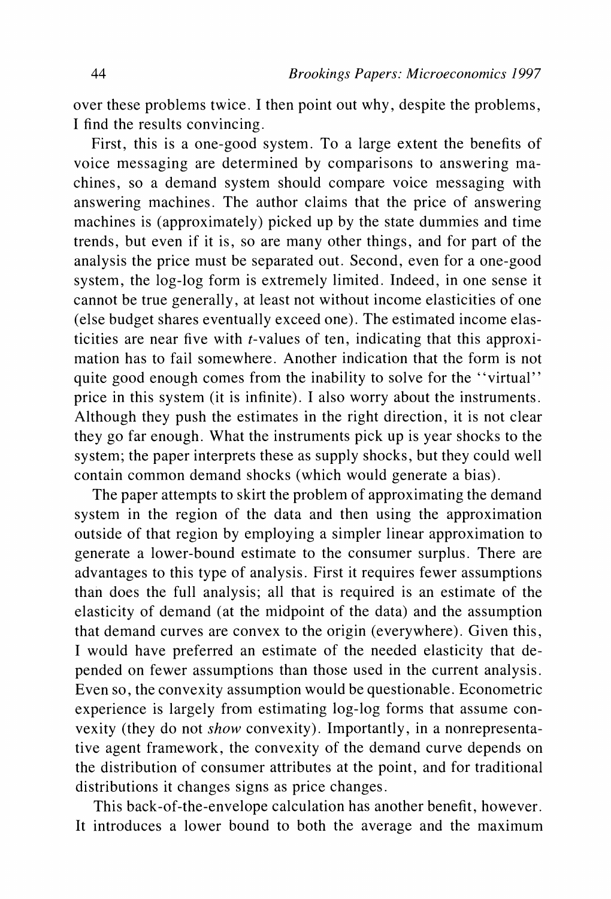over these problems twice. I then point out why, despite the problems, I find the results convincing.

First, this is a one-good system. To a large extent the benefits of voice messaging are determined by comparisons to answering machines, so a demand system should compare voice messaging with answering machines. The author claims that the price of answering machines is (approximately) picked up by the state dummies and time trends, but even if it is, so are many other things, and for part of the analysis the price must be separated out. Second, even for a one-good system, the log-log form is extremely limited. Indeed, in one sense it cannot be true generally, at least not without income elasticities of one (else budget shares eventually exceed one). The estimated income elasticities are near five with $t$-values of ten, indicating that this approximation has to fail somewhere. Another indication that the form is not quite good enough comes from the inability to solve for the ''virtual'' price in this system (it is infinite). I also worry about the instruments. Although they push the estimates in the right direction, it is not clear they go far enough. What the instruments pick up is year shocks to the system; the paper interprets these as supply shocks, but they could well contain common demand shocks (which would generate a bias).

The paper attempts to skirt the problem of approximating the demand system in the region of the data and then using the approximation outside of that region by employing a simpler linear approximation to generate a lower-bound estimate to the consumer surplus. There are advantages to this type of analysis. First it requires fewer assumptions than does the full analysis; all that is required is an estimate of the elasticity of demand (at the midpoint of the data) and the assumption that demand curves are convex to the origin (everywhere). Given this, I would have preferred an estimate of the needed elasticity that depended on fewer assumptions than those used in the current analysis. Even so, the convexity assumption would be questionable. Econometric experience is largely from estimating log-log forms that assume convexity (they do not *show* convexity). Importantly, in a nonrepresentative agent framework, the convexity of the demand curve depends on the distribution of consumer attributes at the point, and for traditional distributions it changes signs as price changes.

This back-of-the-envelope calculation has another benefit, however. It introduces a lower bound to both the average and the maximum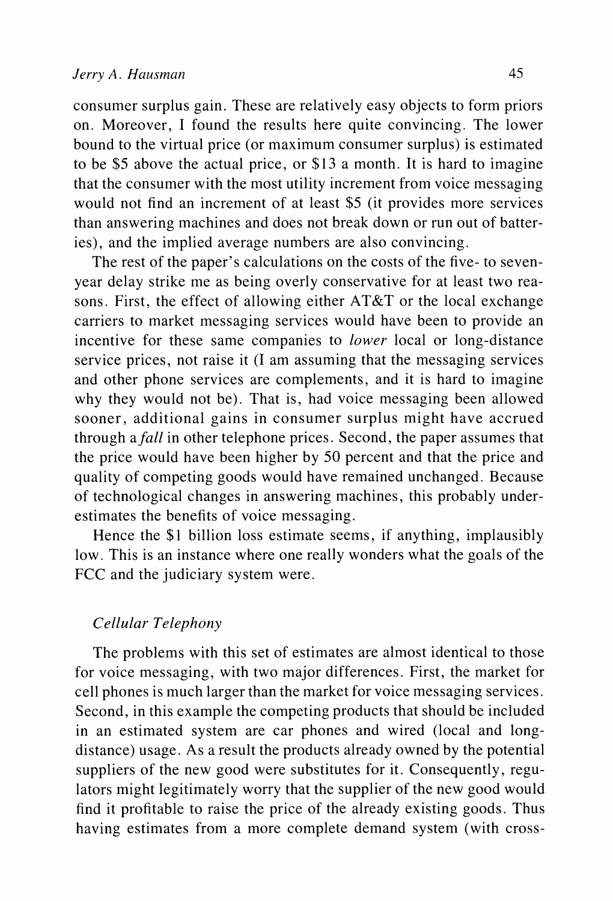consumer surplus gain. These are relatively easy objects to form priors on. Moreover, I found the results here quite convincing. The lower bound to the virtual price (or maximum consumer surplus) is estimated to be $5 above the actual price, or $13 a month. It is hard to imagine that the consumer with the most utility increment from voice messaging would not find an increment of at least $5 (it provides more services than answering machines and does not break down or run out of batteries), and the implied average numbers are also convincing.

The rest of the paper's calculations on the costs of the five- to seven-year delay strike me as being overly conservative for at least two reasons. First, the effect of allowing either AT&T or the local exchange carriers to market messaging services would have been to provide an incentive for these same companies to *lower* local or long-distance service prices, not raise it (I am assuming that the messaging services and other phone services are complements, and it is hard to imagine why they would not be). That is, had voice messaging been allowed sooner, additional gains in consumer surplus might have accrued through a *fall* in other telephone prices. Second, the paper assumes that the price would have been higher by 50 percent and that the price and quality of competing goods would have remained unchanged. Because of technological changes in answering machines, this probably underestimates the benefits of voice messaging.

Hence the $1 billion loss estimate seems, if anything, implausibly low. This is an instance where one really wonders what the goals of the FCC and the judiciary system were.

### *Cellular Telephony*

The problems with this set of estimates are almost identical to those for voice messaging, with two major differences. First, the market for cell phones is much larger than the market for voice messaging services. Second, in this example the competing products that should be included in an estimated system are car phones and wired (local and long-distance) usage. As a result the products already owned by the potential suppliers of the new good were substitutes for it. Consequently, regulators might legitimately worry that the supplier of the new good would find it profitable to raise the price of the already existing goods. Thus having estimates from a more complete demand system (with cross-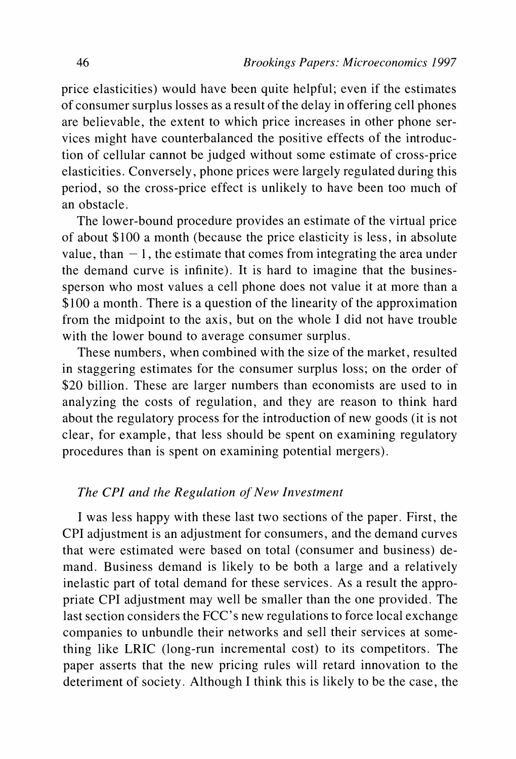price elasticities) would have been quite helpful; even if the estimates of consumer surplus losses as a result of the delay in offering cell phones are believable, the extent to which price increases in other phone services might have counterbalanced the positive effects of the introduction of cellular cannot be judged without some estimate of cross-price elasticities. Conversely, phone prices were largely regulated during this period, so the cross-price effect is unlikely to have been too much of an obstacle.

The lower-bound procedure provides an estimate of the virtual price of about \$100 a month (because the price elasticity is less, in absolute value, than $-1$, the estimate that comes from integrating the area under the demand curve is infinite). It is hard to imagine that the businessperson who most values a cell phone does not value it at more than a \$100 a month. There is a question of the linearity of the approximation from the midpoint to the axis, but on the whole I did not have trouble with the lower bound to average consumer surplus.

These numbers, when combined with the size of the market, resulted in staggering estimates for the consumer surplus loss; on the order of \$20 billion. These are larger numbers than economists are used to in analyzing the costs of regulation, and they are reason to think hard about the regulatory process for the introduction of new goods (it is not clear, for example, that less should be spent on examining regulatory procedures than is spent on examining potential mergers).

### *The CPI and the Regulation of New Investment*

I was less happy with these last two sections of the paper. First, the CPI adjustment is an adjustment for consumers, and the demand curves that were estimated were based on total (consumer and business) demand. Business demand is likely to be both a large and a relatively inelastic part of total demand for these services. As a result the appropriate CPI adjustment may well be smaller than the one provided. The last section considers the FCC's new regulations to force local exchange companies to unbundle their networks and sell their services at something like LRIC (long-run incremental cost) to its competitors. The paper asserts that the new pricing rules will retard innovation to the deteriment of society. Although I think this is likely to be the case, the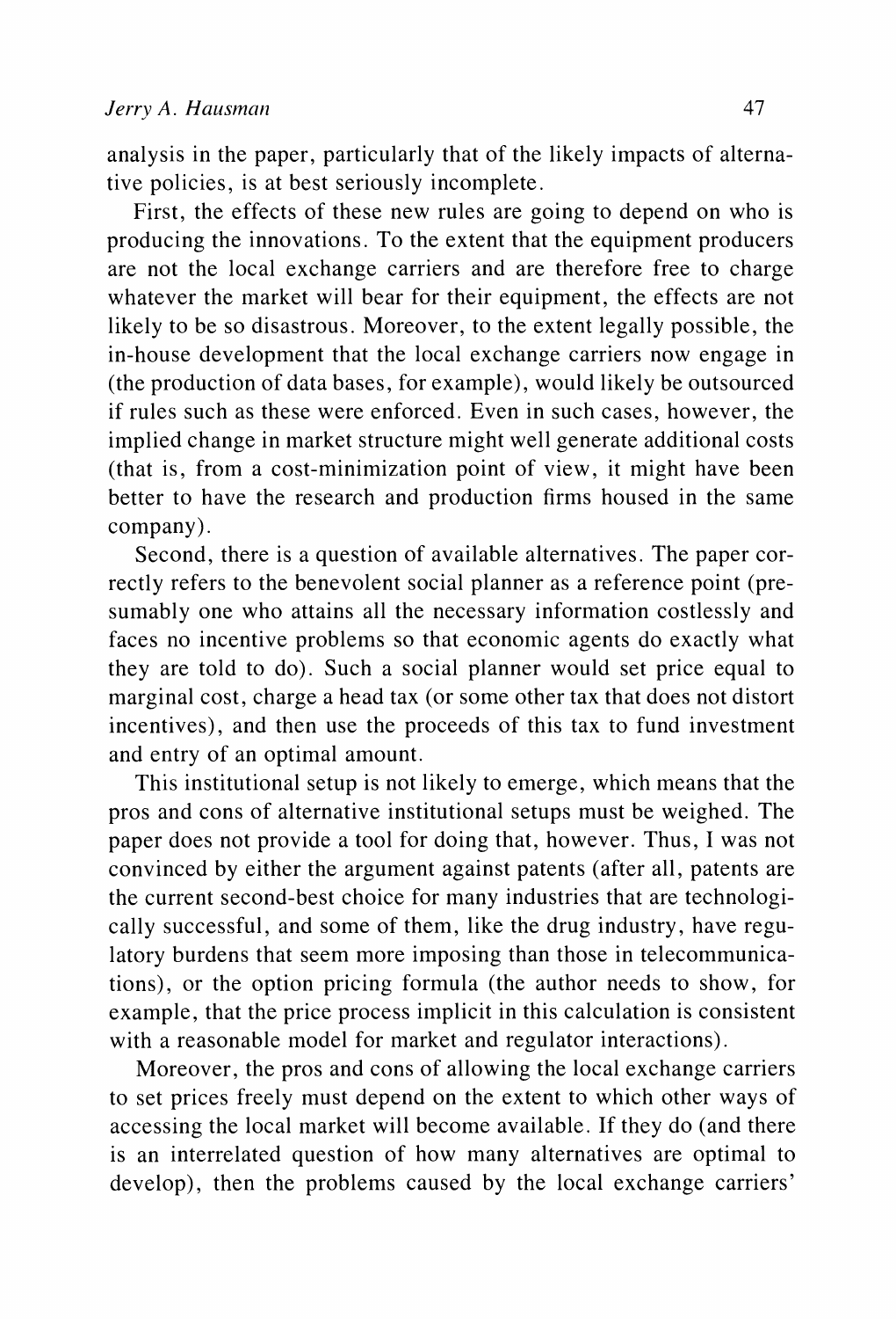analysis in the paper, particularly that of the likely impacts of alternative policies, is at best seriously incomplete.

First, the effects of these new rules are going to depend on who is producing the innovations. To the extent that the equipment producers are not the local exchange carriers and are therefore free to charge whatever the market will bear for their equipment, the effects are not likely to be so disastrous. Moreover, to the extent legally possible, the in-house development that the local exchange carriers now engage in (the production of data bases, for example), would likely be outsourced if rules such as these were enforced. Even in such cases, however, the implied change in market structure might well generate additional costs (that is, from a cost-minimization point of view, it might have been better to have the research and production firms housed in the same company).

Second, there is a question of available alternatives. The paper correctly refers to the benevolent social planner as a reference point (presumably one who attains all the necessary information costlessly and faces no incentive problems so that economic agents do exactly what they are told to do). Such a social planner would set price equal to marginal cost, charge a head tax (or some other tax that does not distort incentives), and then use the proceeds of this tax to fund investment and entry of an optimal amount.

This institutional setup is not likely to emerge, which means that the pros and cons of alternative institutional setups must be weighed. The paper does not provide a tool for doing that, however. Thus, I was not convinced by either the argument against patents (after all, patents are the current second-best choice for many industries that are technologically successful, and some of them, like the drug industry, have regulatory burdens that seem more imposing than those in telecommunications), or the option pricing formula (the author needs to show, for example, that the price process implicit in this calculation is consistent with a reasonable model for market and regulator interactions).

Moreover, the pros and cons of allowing the local exchange carriers to set prices freely must depend on the extent to which other ways of accessing the local market will become available. If they do (and there is an interrelated question of how many alternatives are optimal to develop), then the problems caused by the local exchange carriers'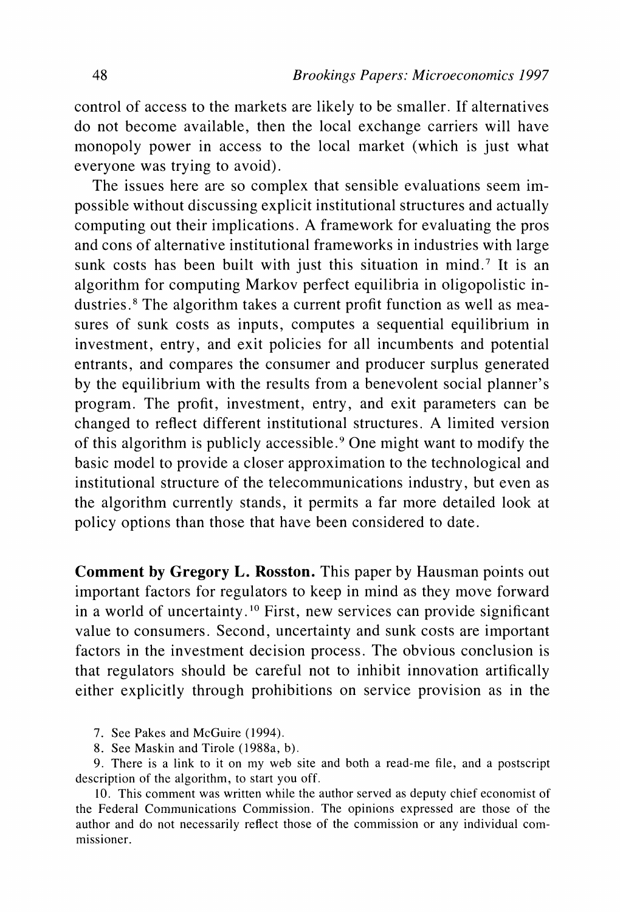control of access to the markets are likely to be smaller. If alternatives do not become available, then the local exchange carriers will have monopoly power in access to the local market (which is just what everyone was trying to avoid).

The issues here are so complex that sensible evaluations seem impossible without discussing explicit institutional structures and actually computing out their implications. A framework for evaluating the pros and cons of alternative institutional frameworks in industries with large sunk costs has been built with just this situation in mind.[7] It is an algorithm for computing Markov perfect equilibria in oligopolistic industries.[8] The algorithm takes a current profit function as well as measures of sunk costs as inputs, computes a sequential equilibrium in investment, entry, and exit policies for all incumbents and potential entrants, and compares the consumer and producer surplus generated by the equilibrium with the results from a benevolent social planner's program. The profit, investment, entry, and exit parameters can be changed to reflect different institutional structures. A limited version of this algorithm is publicly accessible.[9] One might want to modify the basic model to provide a closer approximation to the technological and institutional structure of the telecommunications industry, but even as the algorithm currently stands, it permits a far more detailed look at policy options than those that have been considered to date.

**Comment by Gregory L. Rosston.** This paper by Hausman points out important factors for regulators to keep in mind as they move forward in a world of uncertainty.[10] First, new services can provide significant value to consumers. Second, uncertainty and sunk costs are important factors in the investment decision process. The obvious conclusion is that regulators should be careful not to inhibit innovation artifically either explicitly through prohibitions on service provision as in the

7. See Pakes and McGuire (1994).

8. See Maskin and Tirole (1988a, b).

9. There is a link to it on my web site and both a read-me file, and a postscript description of the algorithm, to start you off.

10. This comment was written while the author served as deputy chief economist of the Federal Communications Commission. The opinions expressed are those of the author and do not necessarily reflect those of the commission or any individual commissioner.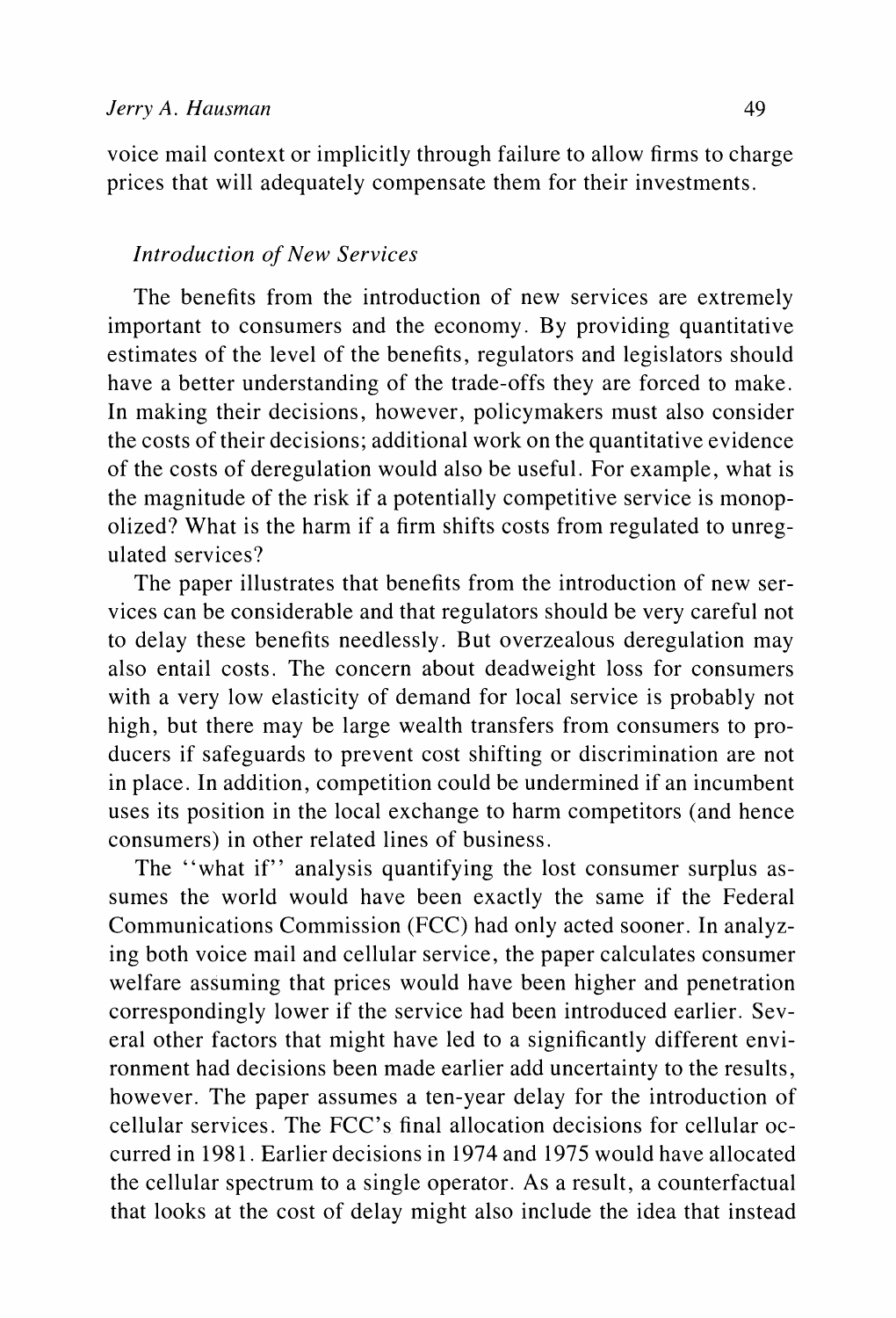voice mail context or implicitly through failure to allow firms to charge prices that will adequately compensate them for their investments.

*Introduction of New Services*

The benefits from the introduction of new services are extremely important to consumers and the economy. By providing quantitative estimates of the level of the benefits, regulators and legislators should have a better understanding of the trade-offs they are forced to make. In making their decisions, however, policymakers must also consider the costs of their decisions; additional work on the quantitative evidence of the costs of deregulation would also be useful. For example, what is the magnitude of the risk if a potentially competitive service is monopolized? What is the harm if a firm shifts costs from regulated to unregulated services?

The paper illustrates that benefits from the introduction of new services can be considerable and that regulators should be very careful not to delay these benefits needlessly. But overzealous deregulation may also entail costs. The concern about deadweight loss for consumers with a very low elasticity of demand for local service is probably not high, but there may be large wealth transfers from consumers to producers if safeguards to prevent cost shifting or discrimination are not in place. In addition, competition could be undermined if an incumbent uses its position in the local exchange to harm competitors (and hence consumers) in other related lines of business.

The ''what if'' analysis quantifying the lost consumer surplus assumes the world would have been exactly the same if the Federal Communications Commission (FCC) had only acted sooner. In analyzing both voice mail and cellular service, the paper calculates consumer welfare assuming that prices would have been higher and penetration correspondingly lower if the service had been introduced earlier. Several other factors that might have led to a significantly different environment had decisions been made earlier add uncertainty to the results, however. The paper assumes a ten-year delay for the introduction of cellular services. The FCC's final allocation decisions for cellular occurred in 1981. Earlier decisions in 1974 and 1975 would have allocated the cellular spectrum to a single operator. As a result, a counterfactual that looks at the cost of delay might also include the idea that instead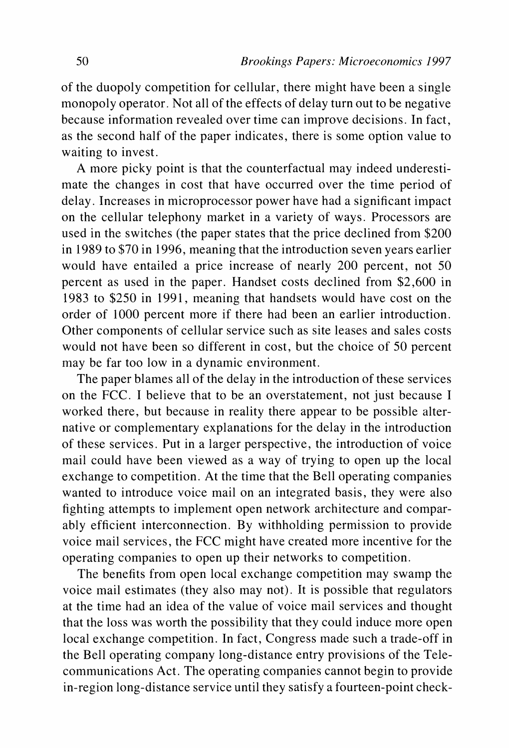of the duopoly competition for cellular, there might have been a single monopoly operator. Not all of the effects of delay turn out to be negative because information revealed over time can improve decisions. In fact, as the second half of the paper indicates, there is some option value to waiting to invest.

A more picky point is that the counterfactual may indeed underestimate the changes in cost that have occurred over the time period of delay. Increases in microprocessor power have had a significant impact on the cellular telephony market in a variety of ways. Processors are used in the switches (the paper states that the price declined from $200 in 1989 to $70 in 1996, meaning that the introduction seven years earlier would have entailed a price increase of nearly 200 percent, not 50 percent as used in the paper. Handset costs declined from $2,600 in 1983 to $250 in 1991, meaning that handsets would have cost on the order of 1000 percent more if there had been an earlier introduction. Other components of cellular service such as site leases and sales costs would not have been so different in cost, but the choice of 50 percent may be far too low in a dynamic environment.

The paper blames all of the delay in the introduction of these services on the FCC. I believe that to be an overstatement, not just because I worked there, but because in reality there appear to be possible alternative or complementary explanations for the delay in the introduction of these services. Put in a larger perspective, the introduction of voice mail could have been viewed as a way of trying to open up the local exchange to competition. At the time that the Bell operating companies wanted to introduce voice mail on an integrated basis, they were also fighting attempts to implement open network architecture and comparably efficient interconnection. By withholding permission to provide voice mail services, the FCC might have created more incentive for the operating companies to open up their networks to competition.

The benefits from open local exchange competition may swamp the voice mail estimates (they also may not). It is possible that regulators at the time had an idea of the value of voice mail services and thought that the loss was worth the possibility that they could induce more open local exchange competition. In fact, Congress made such a trade-off in the Bell operating company long-distance entry provisions of the Telecommunications Act. The operating companies cannot begin to provide in-region long-distance service until they satisfy a fourteen-point check-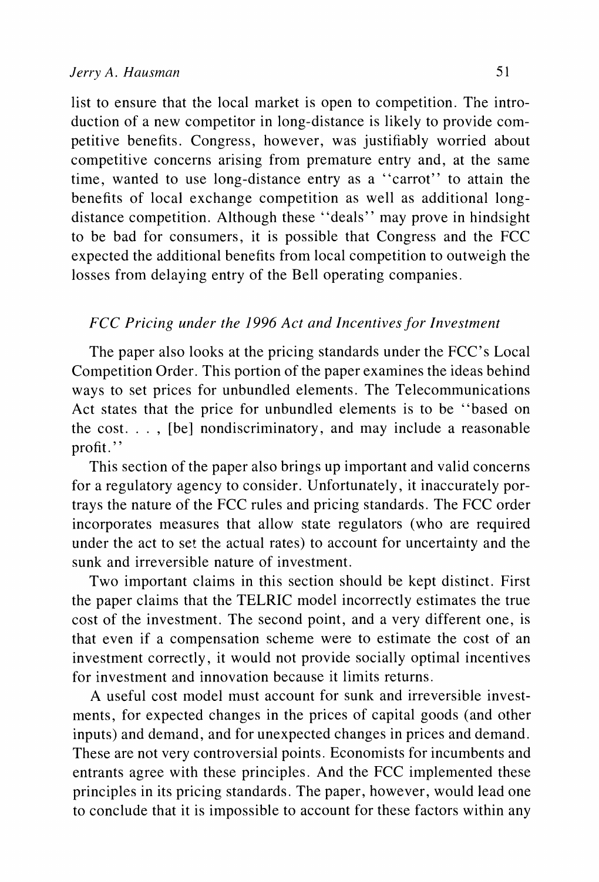list to ensure that the local market is open to competition. The introduction of a new competitor in long-distance is likely to provide competitive benefits. Congress, however, was justifiably worried about competitive concerns arising from premature entry and, at the same time, wanted to use long-distance entry as a ''carrot'' to attain the benefits of local exchange competition as well as additional long-distance competition. Although these ''deals'' may prove in hindsight to be bad for consumers, it is possible that Congress and the FCC expected the additional benefits from local competition to outweigh the losses from delaying entry of the Bell operating companies.

### *FCC Pricing under the 1996 Act and Incentives for Investment*

The paper also looks at the pricing standards under the FCC's Local Competition Order. This portion of the paper examines the ideas behind ways to set prices for unbundled elements. The Telecommunications Act states that the price for unbundled elements is to be ''based on the cost. . . , [be] nondiscriminatory, and may include a reasonable profit.''

This section of the paper also brings up important and valid concerns for a regulatory agency to consider. Unfortunately, it inaccurately portrays the nature of the FCC rules and pricing standards. The FCC order incorporates measures that allow state regulators (who are required under the act to set the actual rates) to account for uncertainty and the sunk and irreversible nature of investment.

Two important claims in this section should be kept distinct. First the paper claims that the TELRIC model incorrectly estimates the true cost of the investment. The second point, and a very different one, is that even if a compensation scheme were to estimate the cost of an investment correctly, it would not provide socially optimal incentives for investment and innovation because it limits returns.

A useful cost model must account for sunk and irreversible investments, for expected changes in the prices of capital goods (and other inputs) and demand, and for unexpected changes in prices and demand. These are not very controversial points. Economists for incumbents and entrants agree with these principles. And the FCC implemented these principles in its pricing standards. The paper, however, would lead one to conclude that it is impossible to account for these factors within any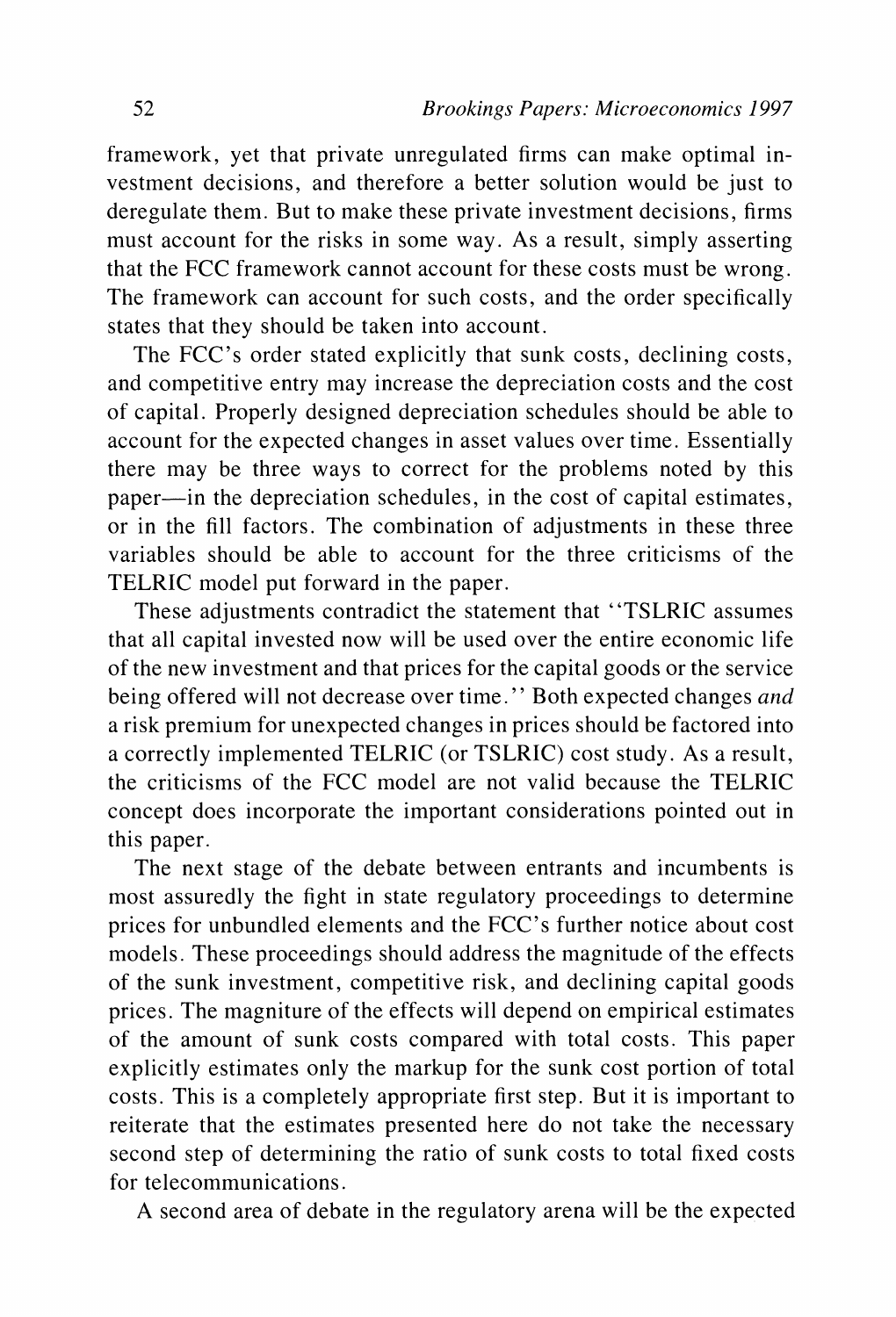framework, yet that private unregulated firms can make optimal investment decisions, and therefore a better solution would be just to deregulate them. But to make these private investment decisions, firms must account for the risks in some way. As a result, simply asserting that the FCC framework cannot account for these costs must be wrong. The framework can account for such costs, and the order specifically states that they should be taken into account.

The FCC's order stated explicitly that sunk costs, declining costs, and competitive entry may increase the depreciation costs and the cost of capital. Properly designed depreciation schedules should be able to account for the expected changes in asset values over time. Essentially there may be three ways to correct for the problems noted by this paper—in the depreciation schedules, in the cost of capital estimates, or in the fill factors. The combination of adjustments in these three variables should be able to account for the three criticisms of the TELRIC model put forward in the paper.

These adjustments contradict the statement that "TSLRIC assumes that all capital invested now will be used over the entire economic life of the new investment and that prices for the capital goods or the service being offered will not decrease over time." Both expected changes *and* a risk premium for unexpected changes in prices should be factored into a correctly implemented TELRIC (or TSLRIC) cost study. As a result, the criticisms of the FCC model are not valid because the TELRIC concept does incorporate the important considerations pointed out in this paper.

The next stage of the debate between entrants and incumbents is most assuredly the fight in state regulatory proceedings to determine prices for unbundled elements and the FCC's further notice about cost models. These proceedings should address the magnitude of the effects of the sunk investment, competitive risk, and declining capital goods prices. The magniture of the effects will depend on empirical estimates of the amount of sunk costs compared with total costs. This paper explicitly estimates only the markup for the sunk cost portion of total costs. This is a completely appropriate first step. But it is important to reiterate that the estimates presented here do not take the necessary second step of determining the ratio of sunk costs to total fixed costs for telecommunications.

A second area of debate in the regulatory arena will be the expected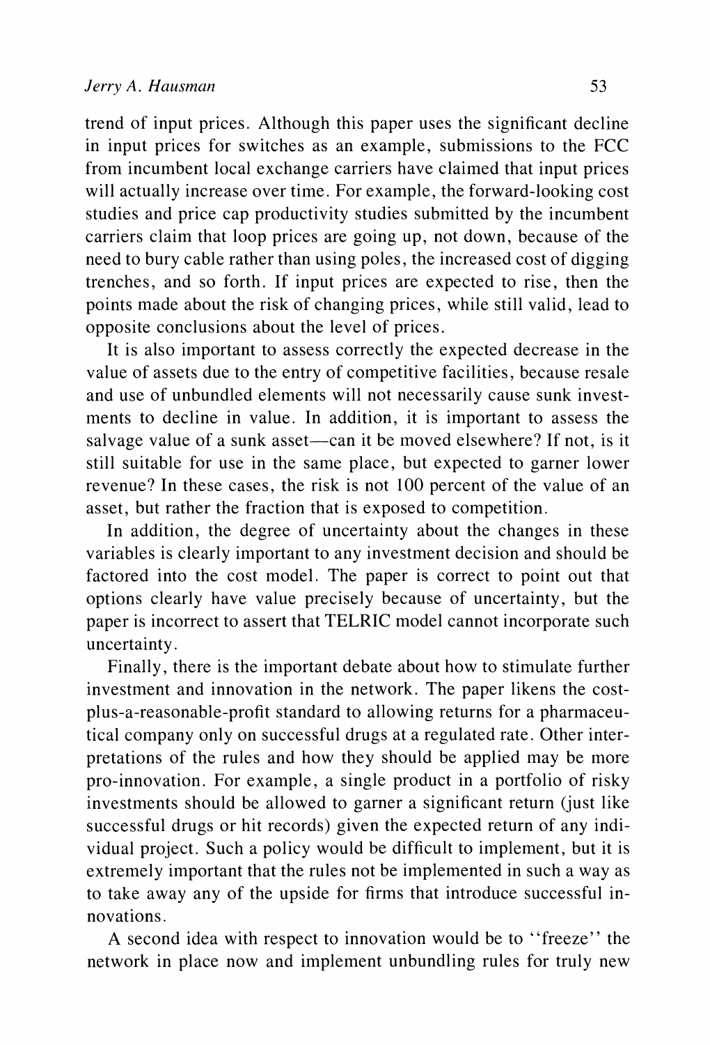trend of input prices. Although this paper uses the significant decline in input prices for switches as an example, submissions to the FCC from incumbent local exchange carriers have claimed that input prices will actually increase over time. For example, the forward-looking cost studies and price cap productivity studies submitted by the incumbent carriers claim that loop prices are going up, not down, because of the need to bury cable rather than using poles, the increased cost of digging trenches, and so forth. If input prices are expected to rise, then the points made about the risk of changing prices, while still valid, lead to opposite conclusions about the level of prices.

It is also important to assess correctly the expected decrease in the value of assets due to the entry of competitive facilities, because resale and use of unbundled elements will not necessarily cause sunk investments to decline in value. In addition, it is important to assess the salvage value of a sunk asset—can it be moved elsewhere? If not, is it still suitable for use in the same place, but expected to garner lower revenue? In these cases, the risk is not 100 percent of the value of an asset, but rather the fraction that is exposed to competition.

In addition, the degree of uncertainty about the changes in these variables is clearly important to any investment decision and should be factored into the cost model. The paper is correct to point out that options clearly have value precisely because of uncertainty, but the paper is incorrect to assert that TELRIC model cannot incorporate such uncertainty.

Finally, there is the important debate about how to stimulate further investment and innovation in the network. The paper likens the cost-plus-a-reasonable-profit standard to allowing returns for a pharmaceutical company only on successful drugs at a regulated rate. Other interpretations of the rules and how they should be applied may be more pro-innovation. For example, a single product in a portfolio of risky investments should be allowed to garner a significant return (just like successful drugs or hit records) given the expected return of any individual project. Such a policy would be difficult to implement, but it is extremely important that the rules not be implemented in such a way as to take away any of the upside for firms that introduce successful innovations.

A second idea with respect to innovation would be to "freeze" the network in place now and implement unbundling rules for truly new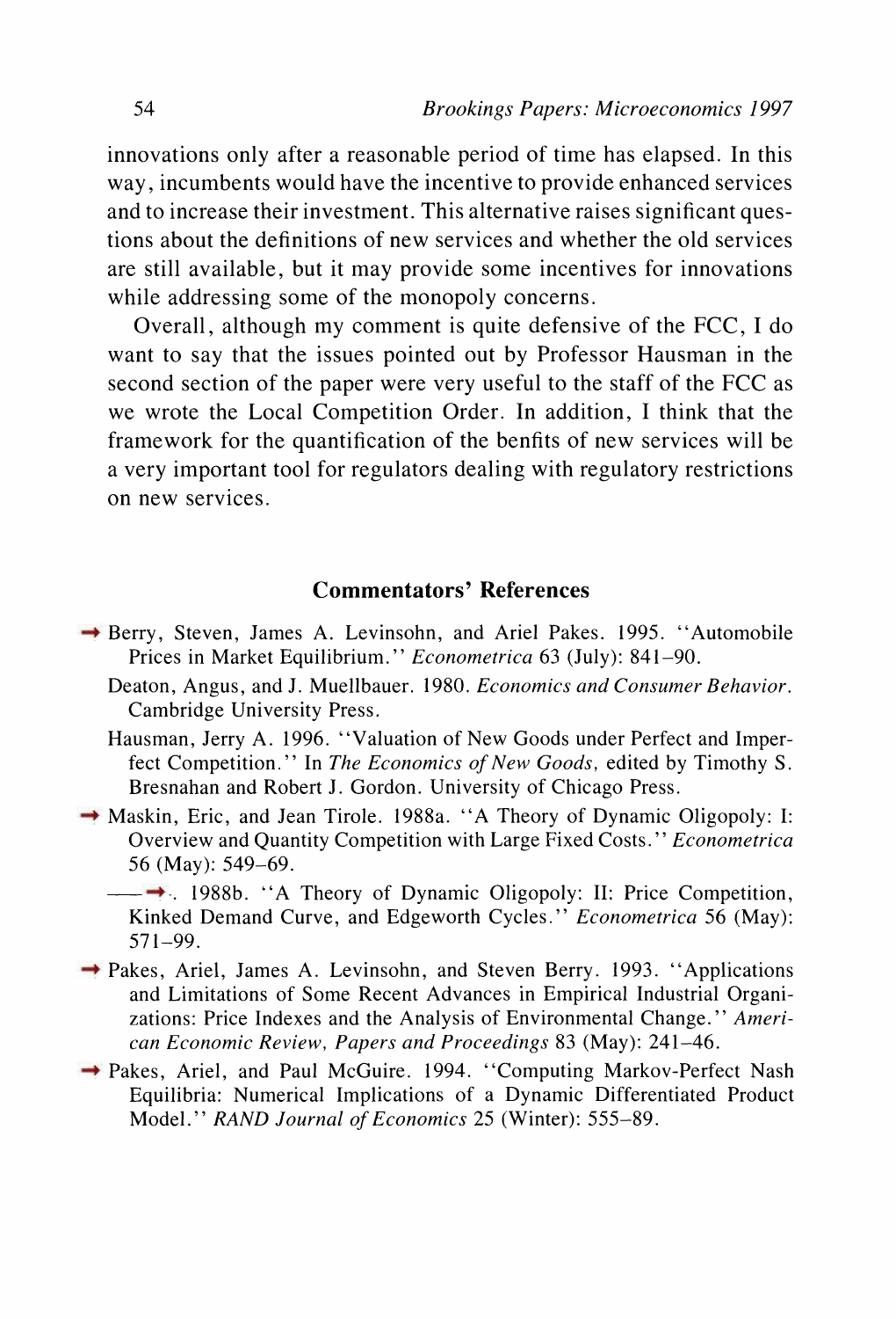innovations only after a reasonable period of time has elapsed. In this way, incumbents would have the incentive to provide enhanced services and to increase their investment. This alternative raises significant questions about the definitions of new services and whether the old services are still available, but it may provide some incentives for innovations while addressing some of the monopoly concerns.

Overall, although my comment is quite defensive of the FCC, I do want to say that the issues pointed out by Professor Hausman in the second section of the paper were very useful to the staff of the FCC as we wrote the Local Competition Order. In addition, I think that the framework for the quantification of the benfits of new services will be a very important tool for regulators dealing with regulatory restrictions on new services.

## Commentators' References

Berry, Steven, James A. Levinsohn, and Ariel Pakes. 1995. "Automobile Prices in Market Equilibrium." *Econometrica* 63 (July): 841–90.

Deaton, Angus, and J. Muellbauer. 1980. *Economics and Consumer Behavior*. Cambridge University Press.

Hausman, Jerry A. 1996. "Valuation of New Goods under Perfect and Imperfect Competition." In *The Economics of New Goods*, edited by Timothy S. Bresnahan and Robert J. Gordon. University of Chicago Press.

Maskin, Eric, and Jean Tirole. 1988a. "A Theory of Dynamic Oligopoly: I: Overview and Quantity Competition with Large Fixed Costs." *Econometrica* 56 (May): 549–69.

———. 1988b. "A Theory of Dynamic Oligopoly: II: Price Competition, Kinked Demand Curve, and Edgeworth Cycles." *Econometrica* 56 (May): 571–99.

Pakes, Ariel, James A. Levinsohn, and Steven Berry. 1993. "Applications and Limitations of Some Recent Advances in Empirical Industrial Organizations: Price Indexes and the Analysis of Environmental Change." *American Economic Review, Papers and Proceedings* 83 (May): 241–46.

Pakes, Ariel, and Paul McGuire. 1994. "Computing Markov-Perfect Nash Equilibria: Numerical Implications of a Dynamic Differentiated Product Model." *RAND Journal of Economics* 25 (Winter): 555–89.